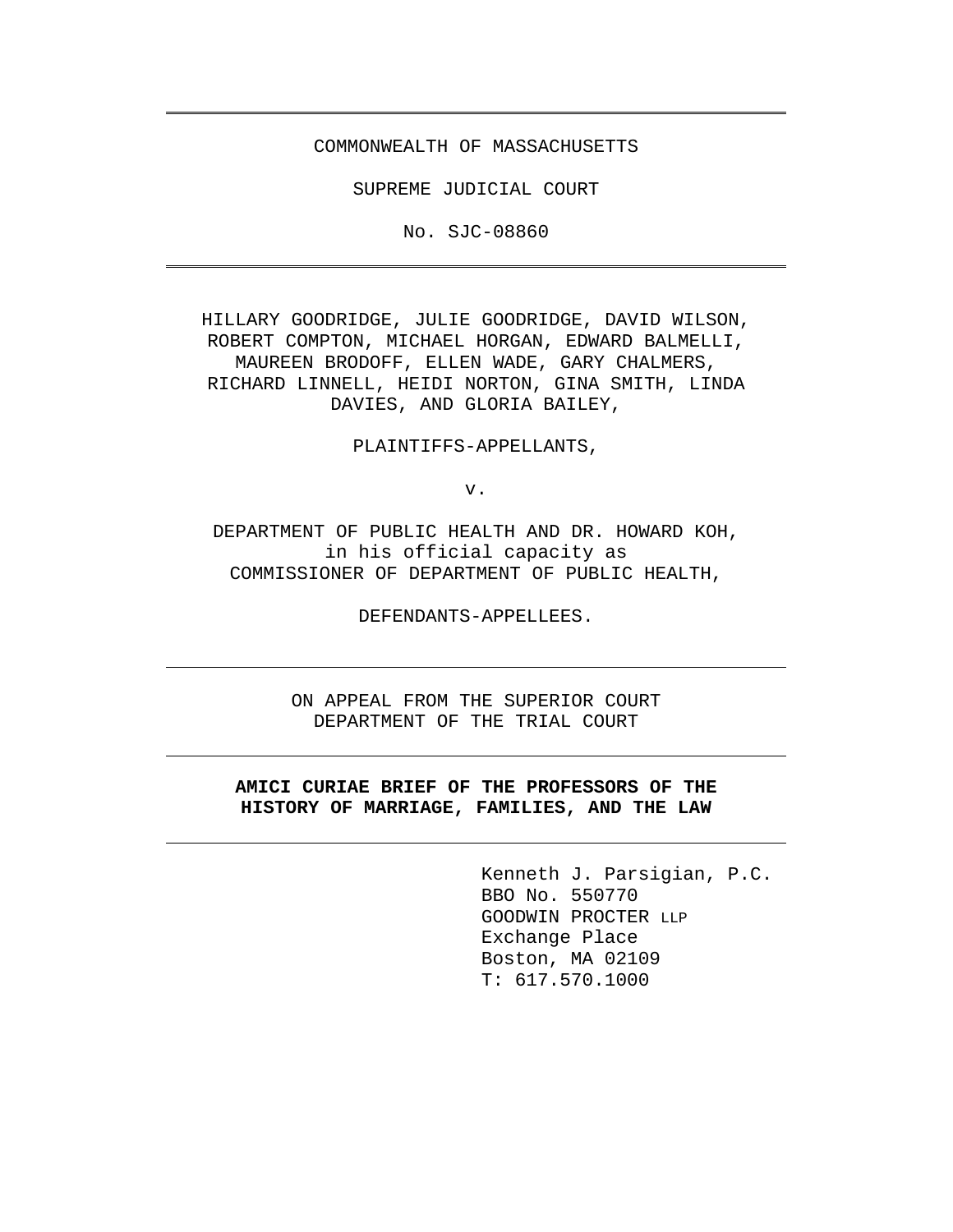COMMONWEALTH OF MASSACHUSETTS

SUPREME JUDICIAL COURT

No. SJC-08860

---

HILLARY GOODRIDGE, JULIE GOODRIDGE, DAVID WILSON, ROBERT COMPTON, MICHAEL HORGAN, EDWARD BALMELLI, MAUREEN BRODOFF, ELLEN WADE, GARY CHALMERS, RICHARD LINNELL, HEIDI NORTON, GINA SMITH, LINDA DAVIES, AND GLORIA BAILEY,

PLAINTIFFS-APPELLANTS,

v.

DEPARTMENT OF PUBLIC HEALTH AND DR. HOWARD KOH, in his official capacity as COMMISSIONER OF DEPARTMENT OF PUBLIC HEALTH,

DEFENDANTS-APPELLEES.

---

ON APPEAL FROM THE SUPERIOR COURT
DEPARTMENT OF THE TRIAL COURT

---

**AMICI CURIAE BRIEF OF THE PROFESSORS OF THE HISTORY OF MARRIAGE, FAMILIES, AND THE LAW**

---

Kenneth J. Parsigian, P.C.
BBO No. 550770
GOODWIN PROCTER LLP
Exchange Place
Boston, MA 02109
T: 617.570.1000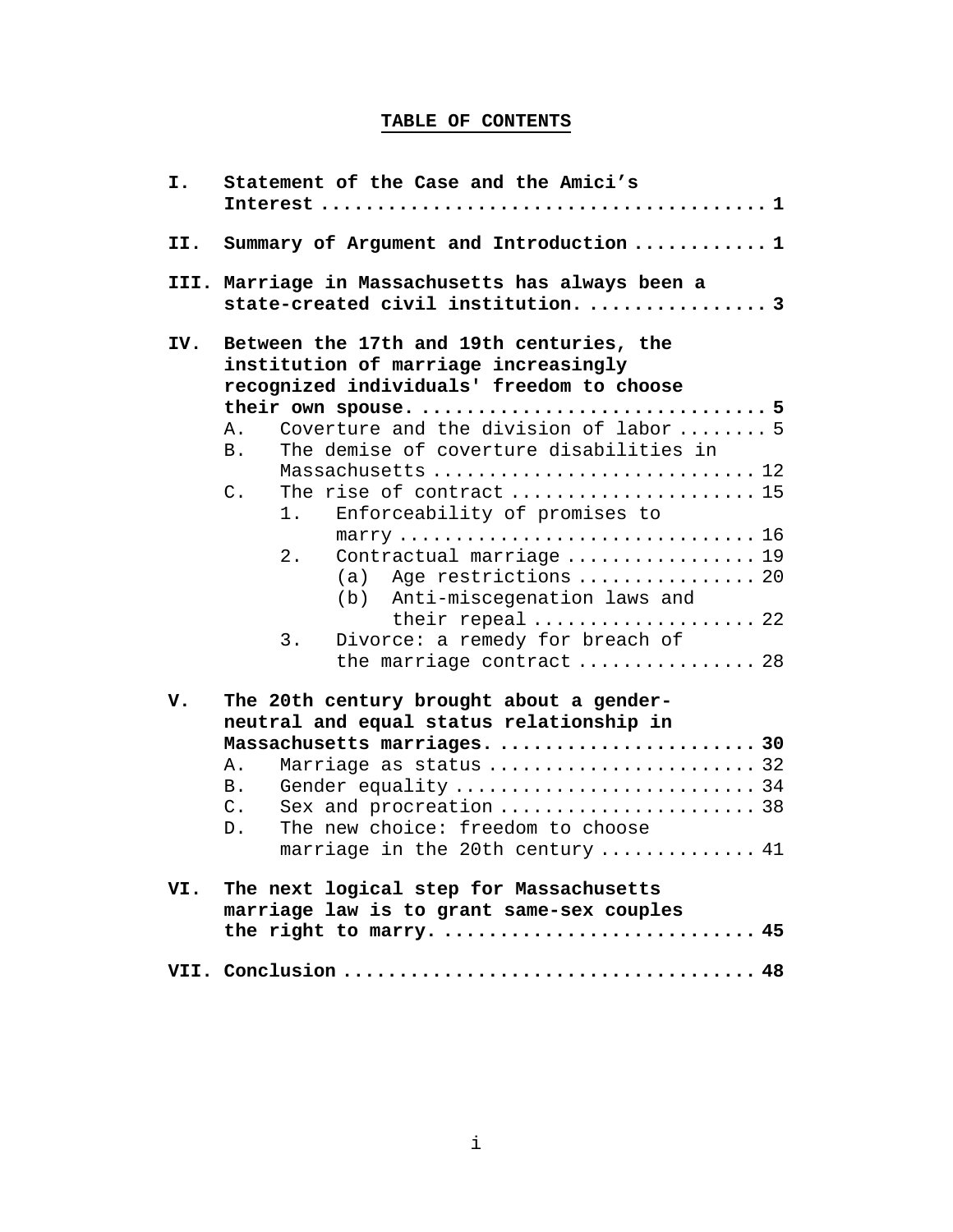# TABLE OF CONTENTS

**I. Statement of the Case and the Amici's Interest .......................................... 1**

**II. Summary of Argument and Introduction ............ 1**

**III. Marriage in Massachusetts has always been a state-created civil institution. ................ 3**

**IV. Between the 17th and 19th centuries, the institution of marriage increasingly recognized individuals' freedom to choose their own spouse. ............................. 5**

- A. Coverture and the division of labor ........ 5
- B. The demise of coverture disabilities in Massachusetts ............................ 12
- C. The rise of contract ...................... 15
  - 1. Enforceability of promises to marry ............................... 16
  - 2. Contractual marriage ................. 19
    - (a) Age restrictions ................ 20
    - (b) Anti-miscegenation laws and their repeal .................... 22
  - 3. Divorce: a remedy for breach of the marriage contract ................ 28

**V. The 20th century brought about a gender-neutral and equal status relationship in Massachusetts marriages. ....................... 30**

- A. Marriage as status ........................ 32
- B. Gender equality ........................... 34
- C. Sex and procreation ....................... 38
- D. The new choice: freedom to choose marriage in the 20th century .............. 41

**VI. The next logical step for Massachusetts marriage law is to grant same-sex couples the right to marry. ........................... 45**

**VII. Conclusion .................................... 48**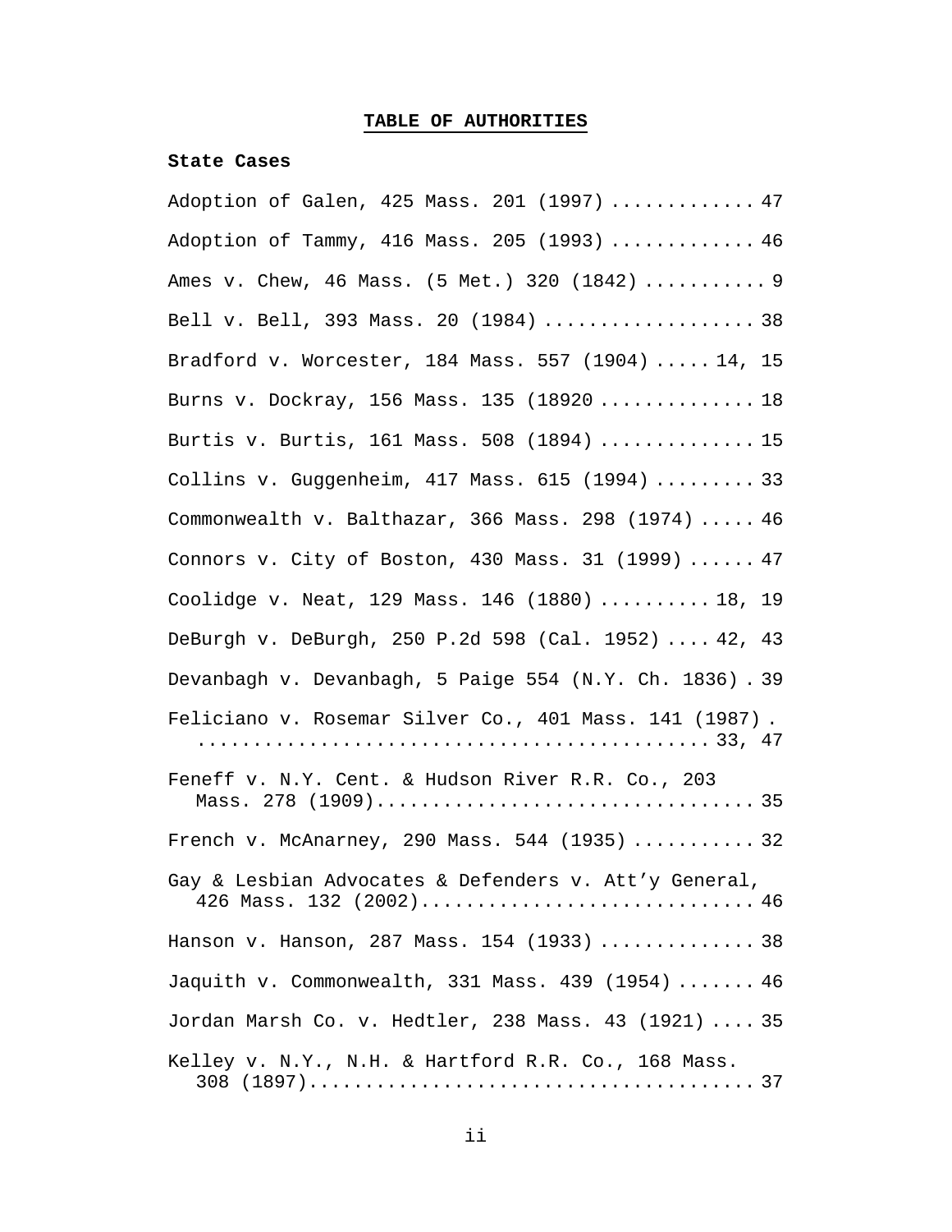# TABLE OF AUTHORITIES

**State Cases**

Adoption of Galen, 425 Mass. 201 (1997) ............. 47

Adoption of Tammy, 416 Mass. 205 (1993) ............. 46

Ames v. Chew, 46 Mass. (5 Met.) 320 (1842) ........... 9

Bell v. Bell, 393 Mass. 20 (1984) ................... 38

Bradford v. Worcester, 184 Mass. 557 (1904) ..... 14, 15

Burns v. Dockray, 156 Mass. 135 (18920 .............. 18

Burtis v. Burtis, 161 Mass. 508 (1894) .............. 15

Collins v. Guggenheim, 417 Mass. 615 (1994) ......... 33

Commonwealth v. Balthazar, 366 Mass. 298 (1974) ..... 46

Connors v. City of Boston, 430 Mass. 31 (1999) ...... 47

Coolidge v. Neat, 129 Mass. 146 (1880) .......... 18, 19

DeBurgh v. DeBurgh, 250 P.2d 598 (Cal. 1952) .... 42, 43

Devanbagh v. Devanbagh, 5 Paige 554 (N.Y. Ch. 1836) . 39

Feliciano v. Rosemar Silver Co., 401 Mass. 141 (1987) . ........................................... 33, 47

Feneff v. N.Y. Cent. & Hudson River R.R. Co., 203 Mass. 278 (1909)................................. 35

French v. McAnarney, 290 Mass. 544 (1935) ........... 32

Gay & Lesbian Advocates & Defenders v. Att'y General, 426 Mass. 132 (2002)............................. 46

Hanson v. Hanson, 287 Mass. 154 (1933) .............. 38

Jaquith v. Commonwealth, 331 Mass. 439 (1954) ....... 46

Jordan Marsh Co. v. Hedtler, 238 Mass. 43 (1921) .... 35

Kelley v. N.Y., N.H. & Hartford R.R. Co., 168 Mass. 308 (1897)....................................... 37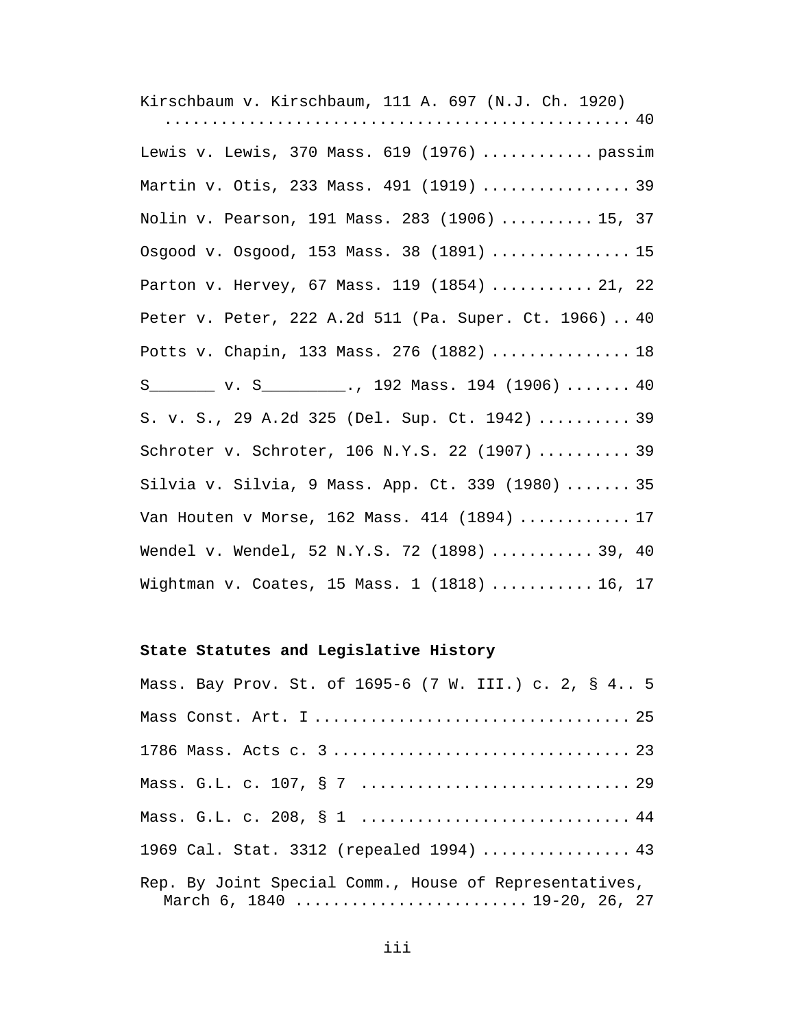Kirschbaum v. Kirschbaum, 111 A. 697 (N.J. Ch. 1920) ........................................................ 40

Lewis v. Lewis, 370 Mass. 619 (1976) ............ passim

Martin v. Otis, 233 Mass. 491 (1919) ................ 39

Nolin v. Pearson, 191 Mass. 283 (1906) .......... 15, 37

Osgood v. Osgood, 153 Mass. 38 (1891) ............... 15

Parton v. Hervey, 67 Mass. 119 (1854) ........... 21, 22

Peter v. Peter, 222 A.2d 511 (Pa. Super. Ct. 1966) .. 40

Potts v. Chapin, 133 Mass. 276 (1882) ............... 18

S_______ v. S_________., 192 Mass. 194 (1906) ....... 40

S. v. S., 29 A.2d 325 (Del. Sup. Ct. 1942) .......... 39

Schroter v. Schroter, 106 N.Y.S. 22 (1907) .......... 39

Silvia v. Silvia, 9 Mass. App. Ct. 339 (1980) ....... 35

Van Houten v Morse, 162 Mass. 414 (1894) ............ 17

Wendel v. Wendel, 52 N.Y.S. 72 (1898) ........... 39, 40

Wightman v. Coates, 15 Mass. 1 (1818) ........... 16, 17

**State Statutes and Legislative History**

Mass. Bay Prov. St. of 1695-6 (7 W. III.) c. 2, § 4.. 5

Mass Const. Art. I ................................. 25

1786 Mass. Acts c. 3 ............................... 23

Mass. G.L. c. 107, § 7 ............................. 29

Mass. G.L. c. 208, § 1 ............................. 44

1969 Cal. Stat. 3312 (repealed 1994) ................ 43

Rep. By Joint Special Comm., House of Representatives, March 6, 1840 ......................... 19-20, 26, 27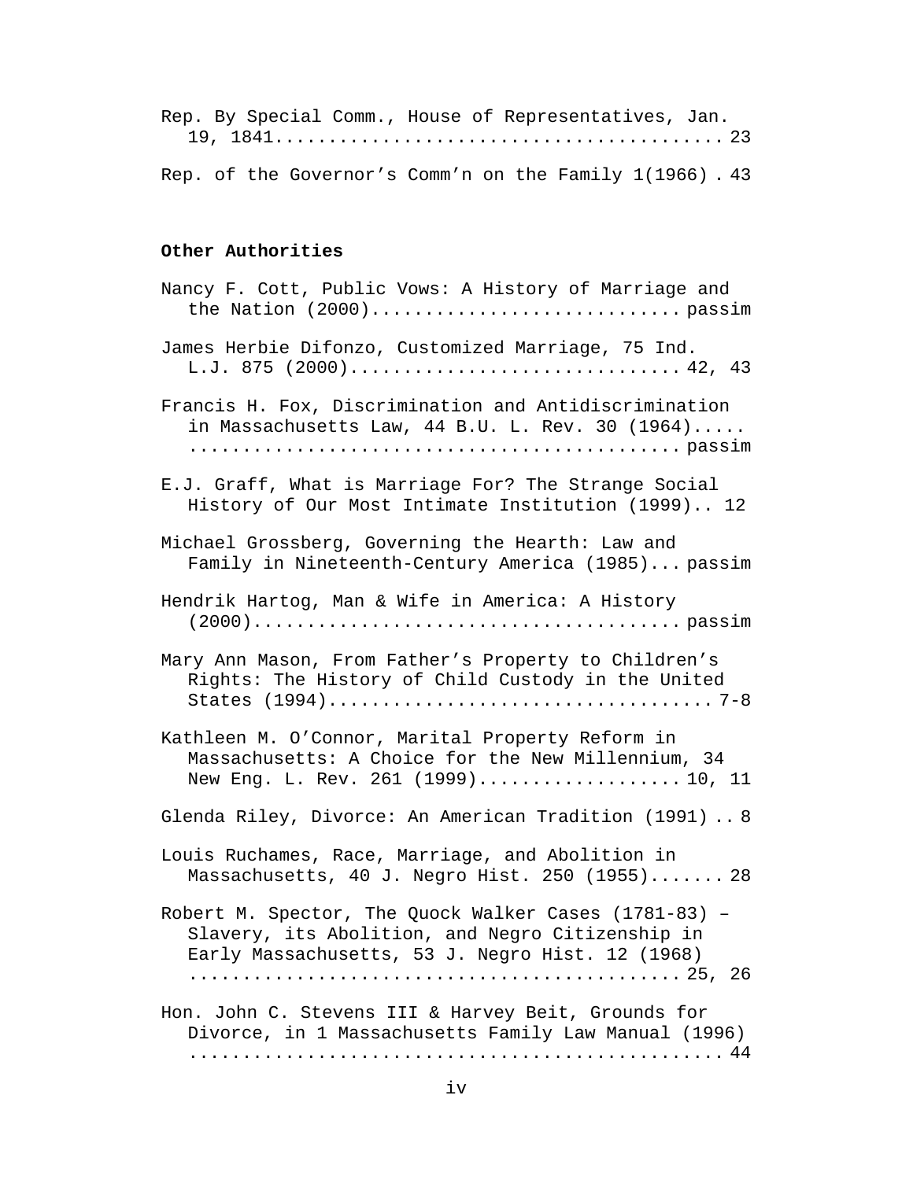Rep. By Special Comm., House of Representatives, Jan. 19, 1841........................................ 23

Rep. of the Governor's Comm'n on the Family 1(1966) . 43

**Other Authorities**

Nancy F. Cott, Public Vows: A History of Marriage and the Nation (2000)............................ passim

James Herbie Difonzo, Customized Marriage, 75 Ind. L.J. 875 (2000).............................. 42, 43

Francis H. Fox, Discrimination and Antidiscrimination in Massachusetts Law, 44 B.U. L. Rev. 30 (1964)..... ............................................ passim

E.J. Graff, What is Marriage For? The Strange Social History of Our Most Intimate Institution (1999).. 12

Michael Grossberg, Governing the Hearth: Law and Family in Nineteenth-Century America (1985)... passim

Hendrik Hartog, Man & Wife in America: A History (2000)...................................... passim

Mary Ann Mason, From Father's Property to Children's Rights: The History of Child Custody in the United States (1994).................................. 7-8

Kathleen M. O'Connor, Marital Property Reform in Massachusetts: A Choice for the New Millennium, 34 New Eng. L. Rev. 261 (1999).................. 10, 11

Glenda Riley, Divorce: An American Tradition (1991) .. 8

Louis Ruchames, Race, Marriage, and Abolition in Massachusetts, 40 J. Negro Hist. 250 (1955)....... 28

Robert M. Spector, The Quock Walker Cases (1781-83) – Slavery, its Abolition, and Negro Citizenship in Early Massachusetts, 53 J. Negro Hist. 12 (1968) ............................................ 25, 26

Hon. John C. Stevens III & Harvey Beit, Grounds for Divorce, in 1 Massachusetts Family Law Manual (1996) ............................................... 44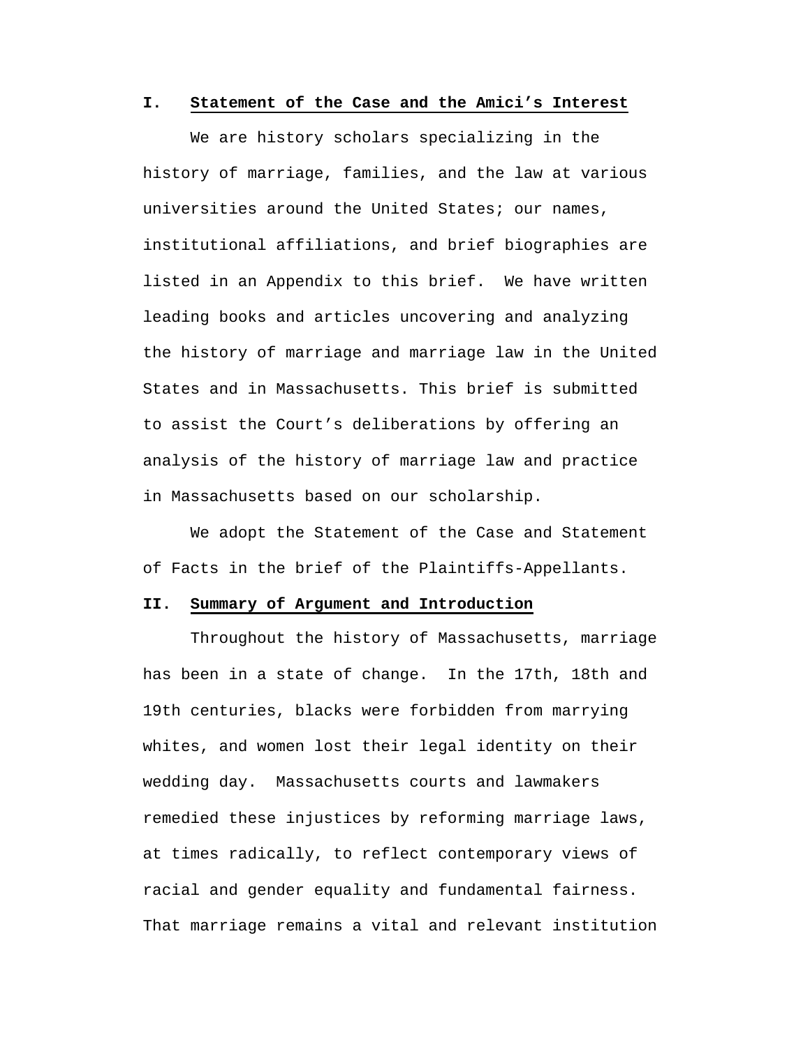## I. Statement of the Case and the Amici's Interest

We are history scholars specializing in the history of marriage, families, and the law at various universities around the United States; our names, institutional affiliations, and brief biographies are listed in an Appendix to this brief. We have written leading books and articles uncovering and analyzing the history of marriage and marriage law in the United States and in Massachusetts. This brief is submitted to assist the Court's deliberations by offering an analysis of the history of marriage law and practice in Massachusetts based on our scholarship.

We adopt the Statement of the Case and Statement of Facts in the brief of the Plaintiffs-Appellants.

## II. Summary of Argument and Introduction

Throughout the history of Massachusetts, marriage has been in a state of change. In the 17th, 18th and 19th centuries, blacks were forbidden from marrying whites, and women lost their legal identity on their wedding day. Massachusetts courts and lawmakers remedied these injustices by reforming marriage laws, at times radically, to reflect contemporary views of racial and gender equality and fundamental fairness. That marriage remains a vital and relevant institution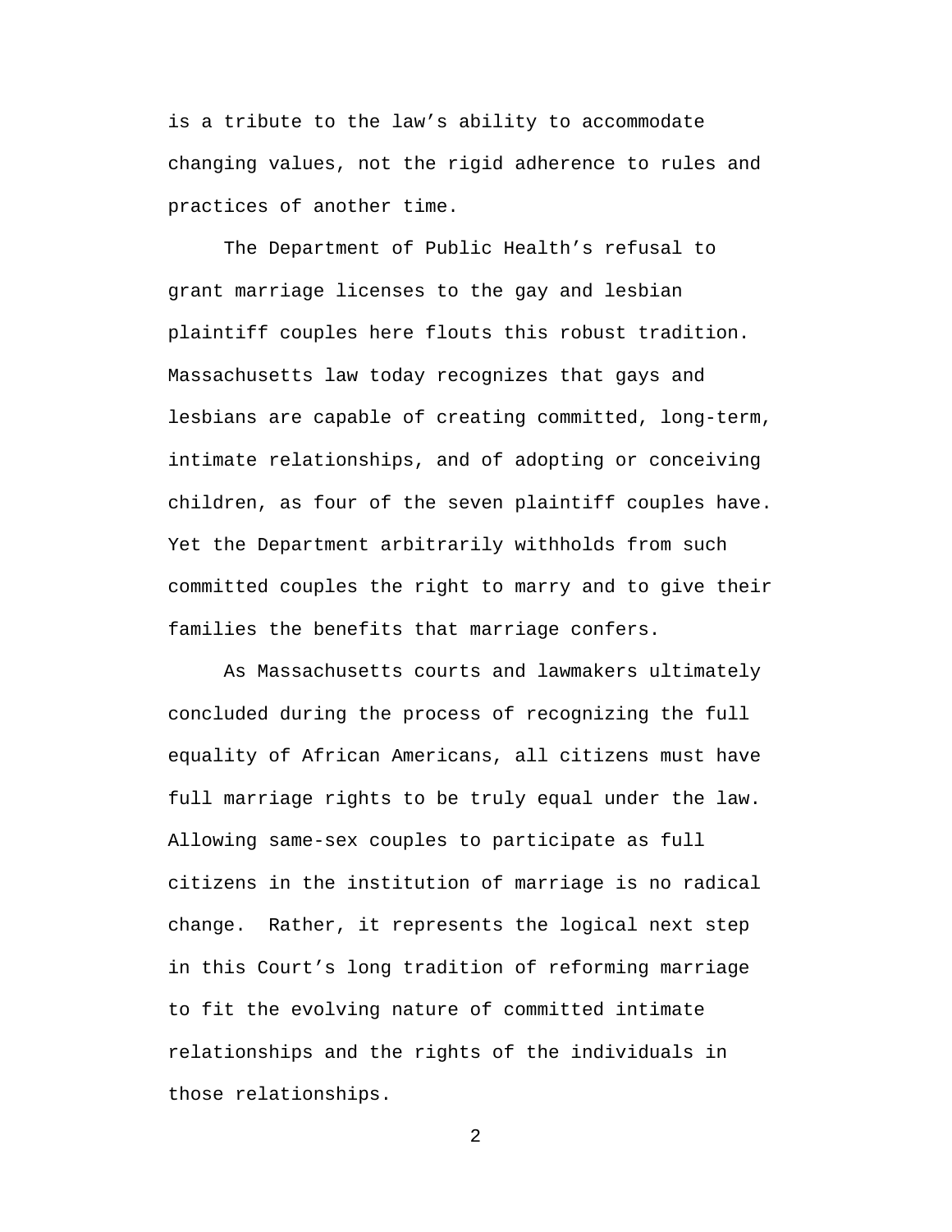is a tribute to the law’s ability to accommodate changing values, not the rigid adherence to rules and practices of another time.

The Department of Public Health’s refusal to grant marriage licenses to the gay and lesbian plaintiff couples here flouts this robust tradition. Massachusetts law today recognizes that gays and lesbians are capable of creating committed, long-term, intimate relationships, and of adopting or conceiving children, as four of the seven plaintiff couples have. Yet the Department arbitrarily withholds from such committed couples the right to marry and to give their families the benefits that marriage confers.

As Massachusetts courts and lawmakers ultimately concluded during the process of recognizing the full equality of African Americans, all citizens must have full marriage rights to be truly equal under the law. Allowing same-sex couples to participate as full citizens in the institution of marriage is no radical change. Rather, it represents the logical next step in this Court’s long tradition of reforming marriage to fit the evolving nature of committed intimate relationships and the rights of the individuals in those relationships.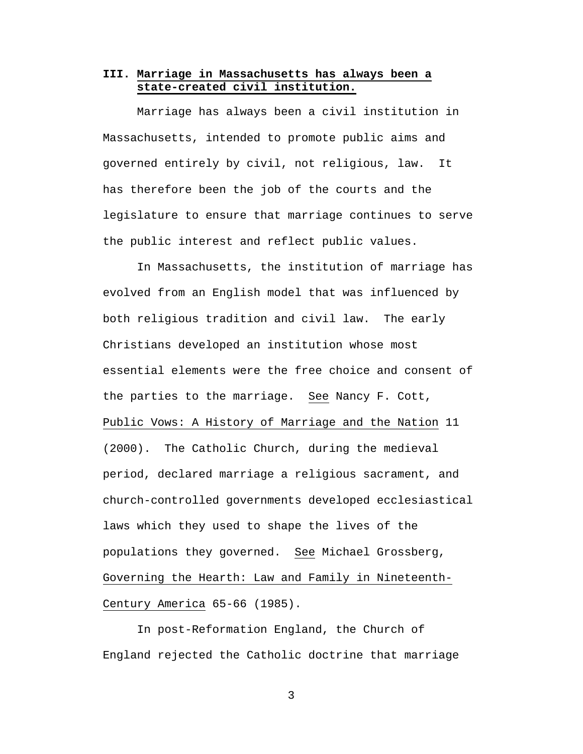### III. **Marriage in Massachusetts has always been a state-created civil institution.**

Marriage has always been a civil institution in Massachusetts, intended to promote public aims and governed entirely by civil, not religious, law. It has therefore been the job of the courts and the legislature to ensure that marriage continues to serve the public interest and reflect public values.

In Massachusetts, the institution of marriage has evolved from an English model that was influenced by both religious tradition and civil law. The early Christians developed an institution whose most essential elements were the free choice and consent of the parties to the marriage. See Nancy F. Cott, Public Vows: A History of Marriage and the Nation 11 (2000). The Catholic Church, during the medieval period, declared marriage a religious sacrament, and church-controlled governments developed ecclesiastical laws which they used to shape the lives of the populations they governed. See Michael Grossberg, Governing the Hearth: Law and Family in Nineteenth-Century America 65-66 (1985).

In post-Reformation England, the Church of England rejected the Catholic doctrine that marriage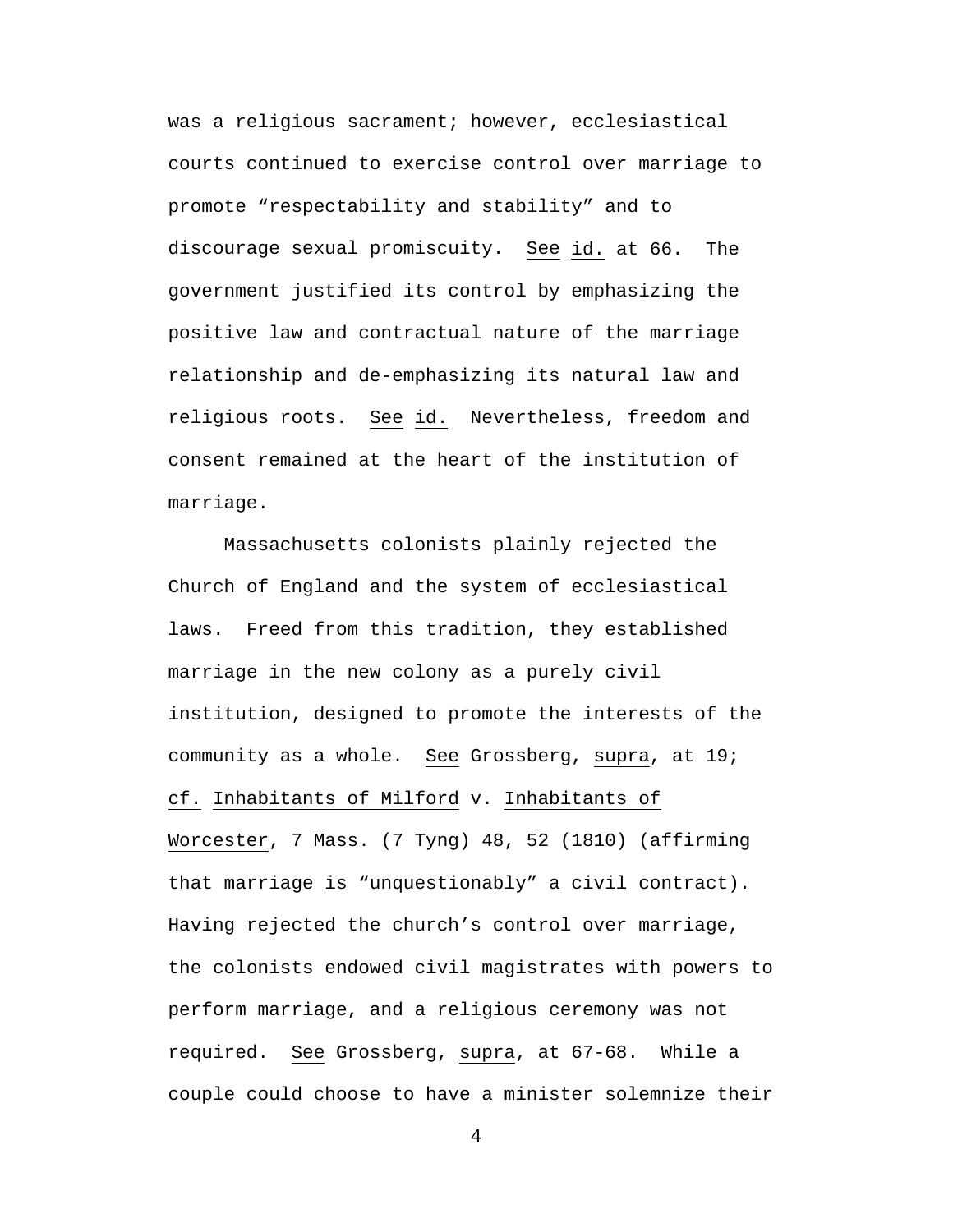was a religious sacrament; however, ecclesiastical courts continued to exercise control over marriage to promote "respectability and stability" and to discourage sexual promiscuity. See id. at 66. The government justified its control by emphasizing the positive law and contractual nature of the marriage relationship and de-emphasizing its natural law and religious roots. See id. Nevertheless, freedom and consent remained at the heart of the institution of marriage.

Massachusetts colonists plainly rejected the Church of England and the system of ecclesiastical laws. Freed from this tradition, they established marriage in the new colony as a purely civil institution, designed to promote the interests of the community as a whole. See Grossberg, supra, at 19; cf. Inhabitants of Milford v. Inhabitants of Worcester, 7 Mass. (7 Tyng) 48, 52 (1810) (affirming that marriage is "unquestionably" a civil contract). Having rejected the church's control over marriage, the colonists endowed civil magistrates with powers to perform marriage, and a religious ceremony was not required. See Grossberg, supra, at 67-68. While a couple could choose to have a minister solemnize their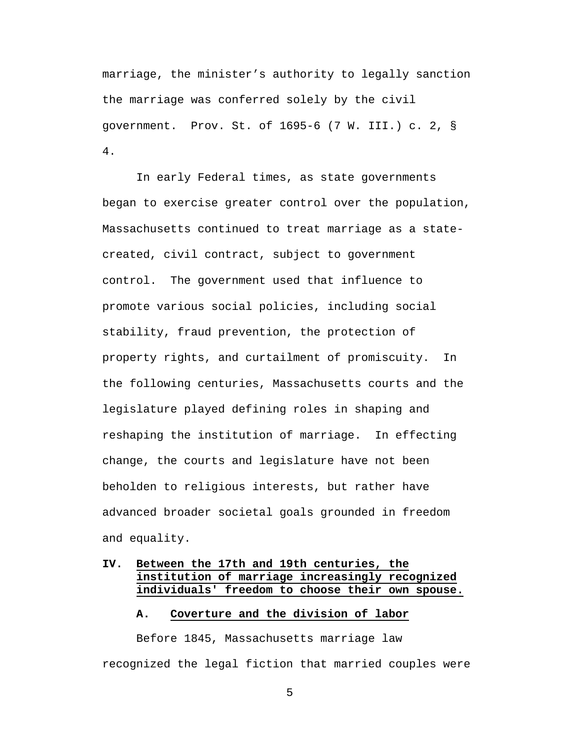marriage, the minister's authority to legally sanction the marriage was conferred solely by the civil government. Prov. St. of 1695-6 (7 W. III.) c. 2, § 4.

In early Federal times, as state governments began to exercise greater control over the population, Massachusetts continued to treat marriage as a state-created, civil contract, subject to government control. The government used that influence to promote various social policies, including social stability, fraud prevention, the protection of property rights, and curtailment of promiscuity. In the following centuries, Massachusetts courts and the legislature played defining roles in shaping and reshaping the institution of marriage. In effecting change, the courts and legislature have not been beholden to religious interests, but rather have advanced broader societal goals grounded in freedom and equality.

## IV. Between the 17th and 19th centuries, the institution of marriage increasingly recognized individuals' freedom to choose their own spouse.

### A. Coverture and the division of labor

Before 1845, Massachusetts marriage law recognized the legal fiction that married couples were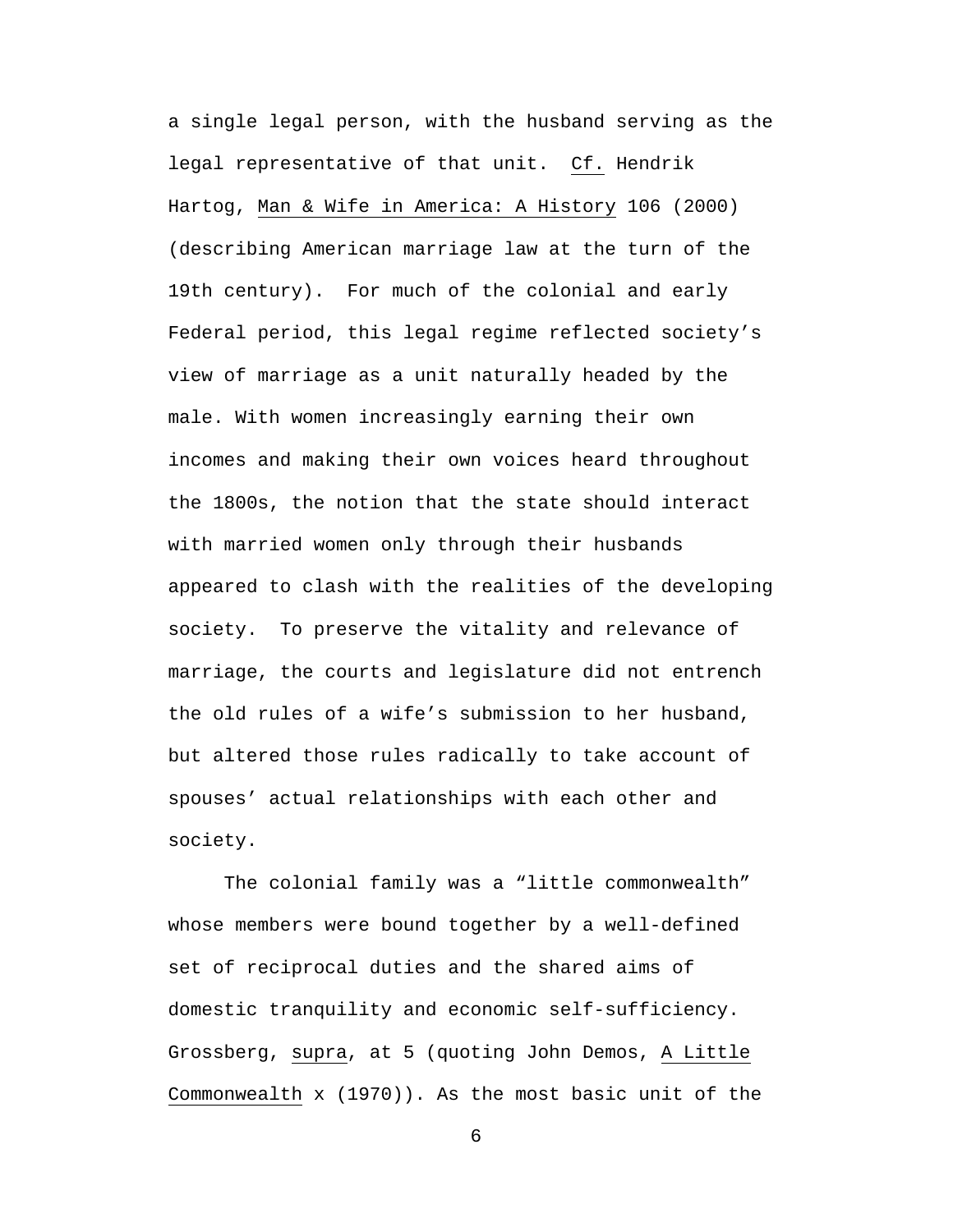a single legal person, with the husband serving as the legal representative of that unit. *Cf.* Hendrik Hartog, *Man & Wife in America: A History* 106 (2000) (describing American marriage law at the turn of the 19th century). For much of the colonial and early Federal period, this legal regime reflected society's view of marriage as a unit naturally headed by the male. With women increasingly earning their own incomes and making their own voices heard throughout the 1800s, the notion that the state should interact with married women only through their husbands appeared to clash with the realities of the developing society. To preserve the vitality and relevance of marriage, the courts and legislature did not entrench the old rules of a wife's submission to her husband, but altered those rules radically to take account of spouses' actual relationships with each other and society.

The colonial family was a "little commonwealth" whose members were bound together by a well-defined set of reciprocal duties and the shared aims of domestic tranquility and economic self-sufficiency. Grossberg, *supra*, at 5 (quoting John Demos, *A Little Commonwealth* x (1970)). As the most basic unit of the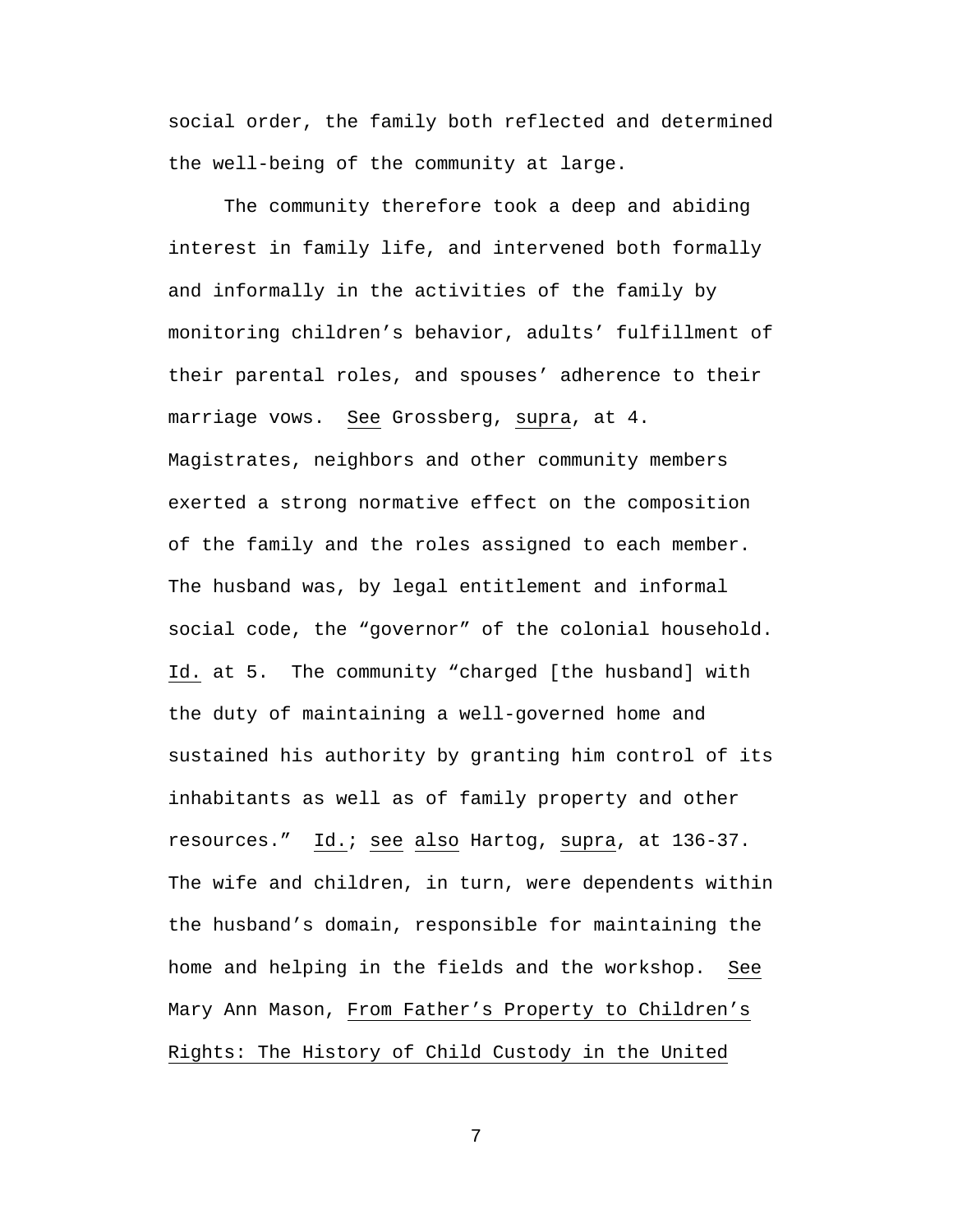social order, the family both reflected and determined the well-being of the community at large.

The community therefore took a deep and abiding interest in family life, and intervened both formally and informally in the activities of the family by monitoring children's behavior, adults' fulfillment of their parental roles, and spouses' adherence to their marriage vows. See Grossberg, supra, at 4. Magistrates, neighbors and other community members exerted a strong normative effect on the composition of the family and the roles assigned to each member. The husband was, by legal entitlement and informal social code, the "governor" of the colonial household. Id. at 5. The community "charged [the husband] with the duty of maintaining a well-governed home and sustained his authority by granting him control of its inhabitants as well as of family property and other resources." Id.; see also Hartog, supra, at 136-37. The wife and children, in turn, were dependents within the husband's domain, responsible for maintaining the home and helping in the fields and the workshop. See Mary Ann Mason, From Father's Property to Children's Rights: The History of Child Custody in the United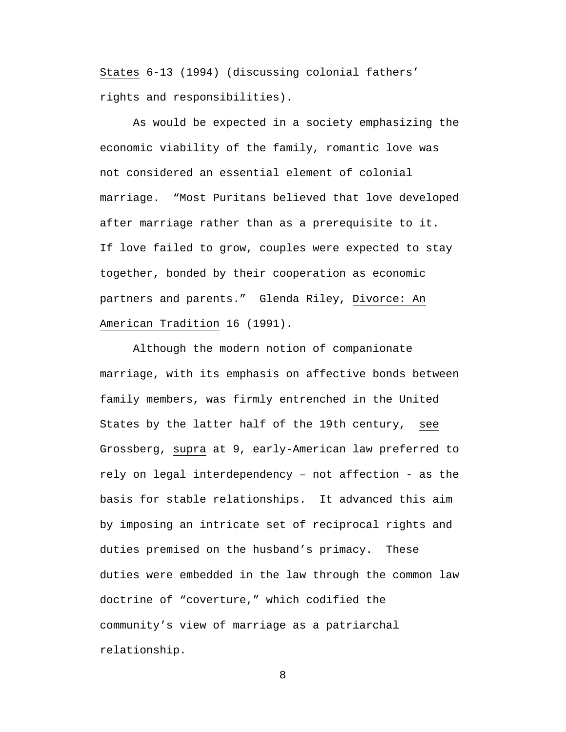States 6-13 (1994) (discussing colonial fathers' rights and responsibilities).

As would be expected in a society emphasizing the economic viability of the family, romantic love was not considered an essential element of colonial marriage. "Most Puritans believed that love developed after marriage rather than as a prerequisite to it. If love failed to grow, couples were expected to stay together, bonded by their cooperation as economic partners and parents." Glenda Riley, Divorce: An American Tradition 16 (1991).

Although the modern notion of companionate marriage, with its emphasis on affective bonds between family members, was firmly entrenched in the United States by the latter half of the 19th century, see Grossberg, supra at 9, early-American law preferred to rely on legal interdependency – not affection - as the basis for stable relationships. It advanced this aim by imposing an intricate set of reciprocal rights and duties premised on the husband's primacy. These duties were embedded in the law through the common law doctrine of "coverture," which codified the community's view of marriage as a patriarchal relationship.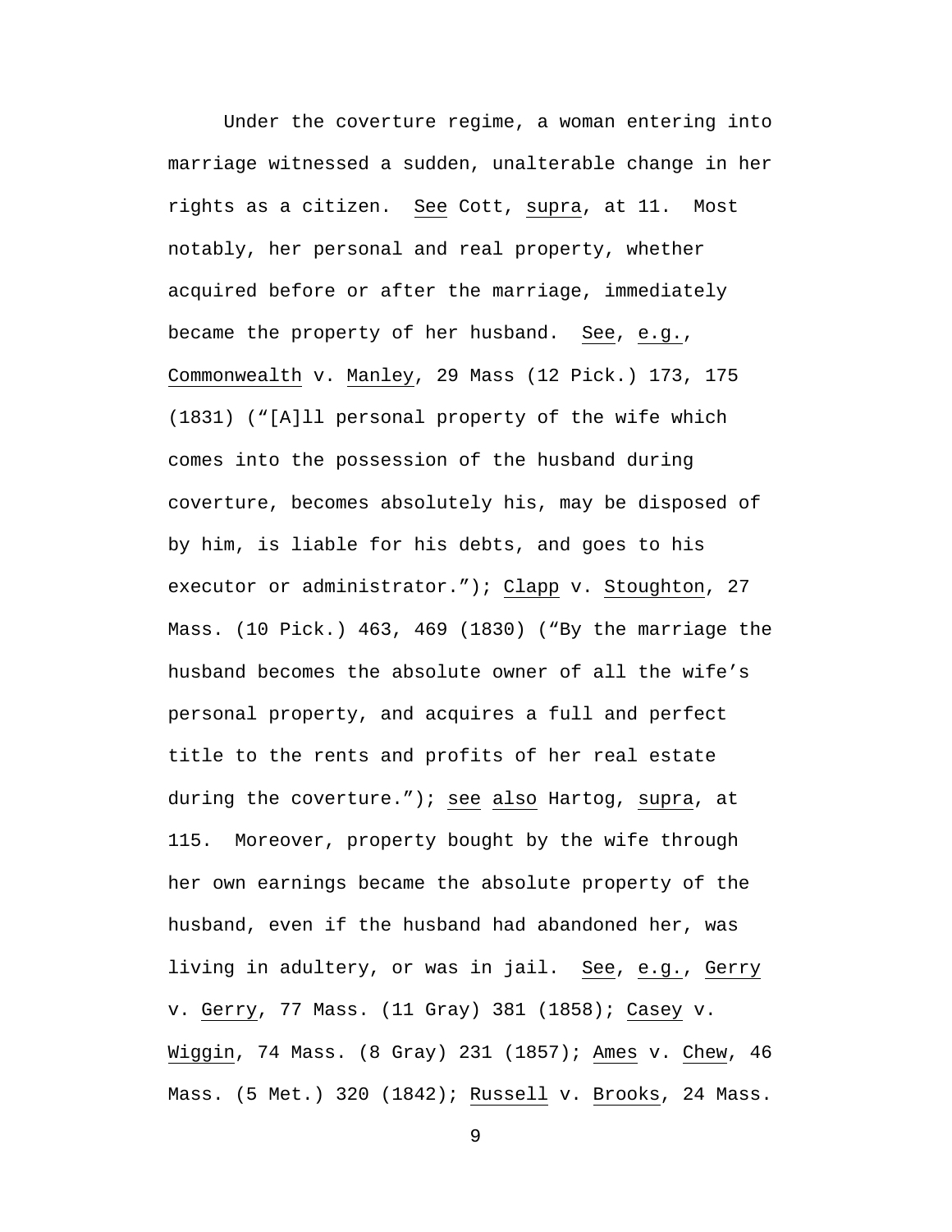Under the coverture regime, a woman entering into marriage witnessed a sudden, unalterable change in her rights as a citizen. See Cott, supra, at 11. Most notably, her personal and real property, whether acquired before or after the marriage, immediately became the property of her husband. See, e.g., Commonwealth v. Manley, 29 Mass (12 Pick.) 173, 175 (1831) ("[A]ll personal property of the wife which comes into the possession of the husband during coverture, becomes absolutely his, may be disposed of by him, is liable for his debts, and goes to his executor or administrator."); Clapp v. Stoughton, 27 Mass. (10 Pick.) 463, 469 (1830) ("By the marriage the husband becomes the absolute owner of all the wife's personal property, and acquires a full and perfect title to the rents and profits of her real estate during the coverture."); see also Hartog, supra, at 115. Moreover, property bought by the wife through her own earnings became the absolute property of the husband, even if the husband had abandoned her, was living in adultery, or was in jail. See, e.g., Gerry v. Gerry, 77 Mass. (11 Gray) 381 (1858); Casey v. Wiggin, 74 Mass. (8 Gray) 231 (1857); Ames v. Chew, 46 Mass. (5 Met.) 320 (1842); Russell v. Brooks, 24 Mass.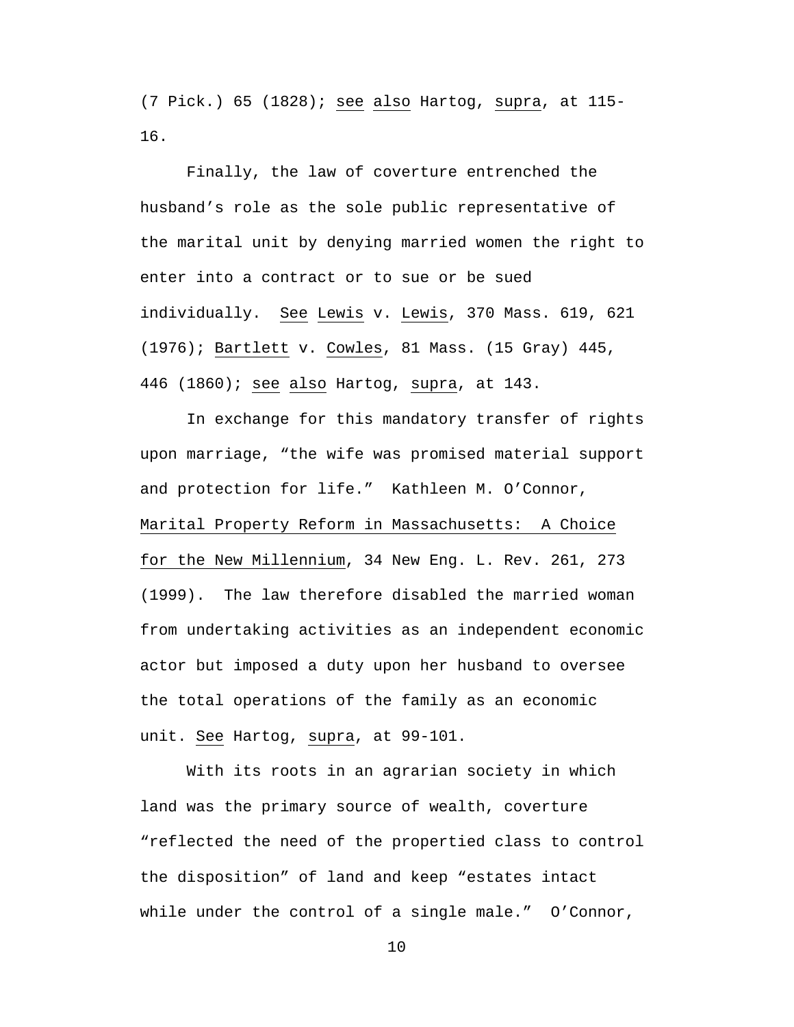(7 Pick.) 65 (1828); _see also_ Hartog, _supra_, at 115-16.

Finally, the law of coverture entrenched the husband's role as the sole public representative of the marital unit by denying married women the right to enter into a contract or to sue or be sued individually. _See Lewis_ v. _Lewis_, 370 Mass. 619, 621 (1976); _Bartlett_ v. _Cowles_, 81 Mass. (15 Gray) 445, 446 (1860); _see also_ Hartog, _supra_, at 143.

In exchange for this mandatory transfer of rights upon marriage, "the wife was promised material support and protection for life." Kathleen M. O'Connor, _Marital Property Reform in Massachusetts: A Choice for the New Millennium_, 34 New Eng. L. Rev. 261, 273 (1999). The law therefore disabled the married woman from undertaking activities as an independent economic actor but imposed a duty upon her husband to oversee the total operations of the family as an economic unit. _See_ Hartog, _supra_, at 99-101.

With its roots in an agrarian society in which land was the primary source of wealth, coverture "reflected the need of the propertied class to control the disposition" of land and keep "estates intact while under the control of a single male." O'Connor,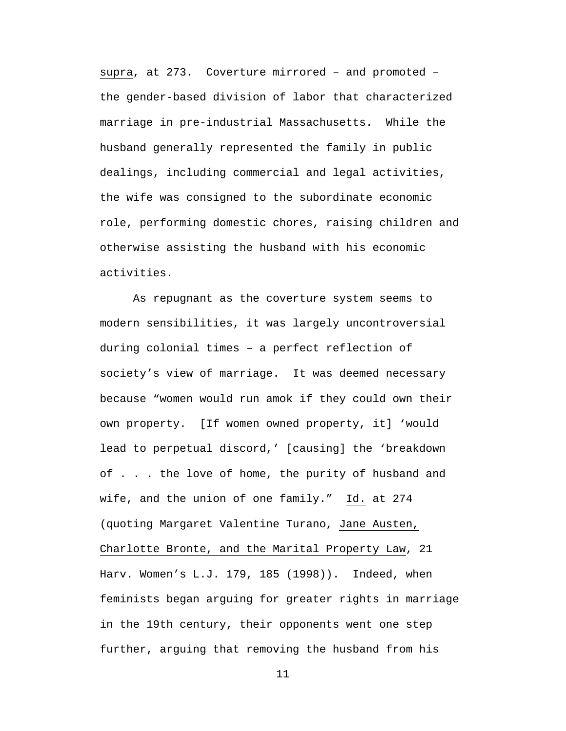supra, at 273. Coverture mirrored – and promoted – the gender-based division of labor that characterized marriage in pre-industrial Massachusetts. While the husband generally represented the family in public dealings, including commercial and legal activities, the wife was consigned to the subordinate economic role, performing domestic chores, raising children and otherwise assisting the husband with his economic activities.

As repugnant as the coverture system seems to modern sensibilities, it was largely uncontroversial during colonial times – a perfect reflection of society's view of marriage. It was deemed necessary because "women would run amok if they could own their own property. [If women owned property, it] 'would lead to perpetual discord,' [causing] the 'breakdown of . . . the love of home, the purity of husband and wife, and the union of one family." Id. at 274 (quoting Margaret Valentine Turano, Jane Austen, Charlotte Bronte, and the Marital Property Law, 21 Harv. Women's L.J. 179, 185 (1998)). Indeed, when feminists began arguing for greater rights in marriage in the 19th century, their opponents went one step further, arguing that removing the husband from his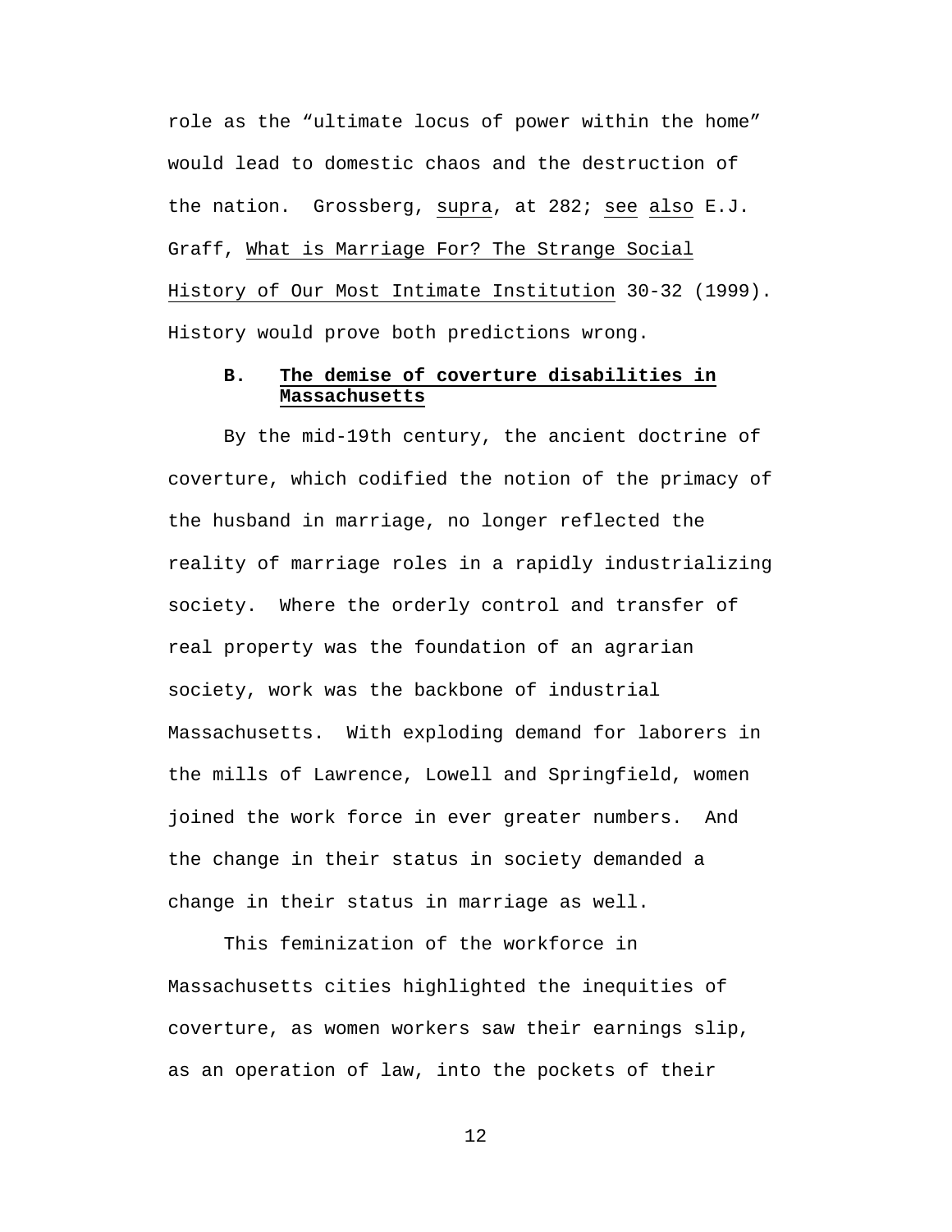role as the "ultimate locus of power within the home" would lead to domestic chaos and the destruction of the nation. Grossberg, supra, at 282; see also E.J. Graff, What is Marriage For? The Strange Social History of Our Most Intimate Institution 30-32 (1999). History would prove both predictions wrong.

### B. The demise of coverture disabilities in Massachusetts

By the mid-19th century, the ancient doctrine of coverture, which codified the notion of the primacy of the husband in marriage, no longer reflected the reality of marriage roles in a rapidly industrializing society. Where the orderly control and transfer of real property was the foundation of an agrarian society, work was the backbone of industrial Massachusetts. With exploding demand for laborers in the mills of Lawrence, Lowell and Springfield, women joined the work force in ever greater numbers. And the change in their status in society demanded a change in their status in marriage as well.

This feminization of the workforce in Massachusetts cities highlighted the inequities of coverture, as women workers saw their earnings slip, as an operation of law, into the pockets of their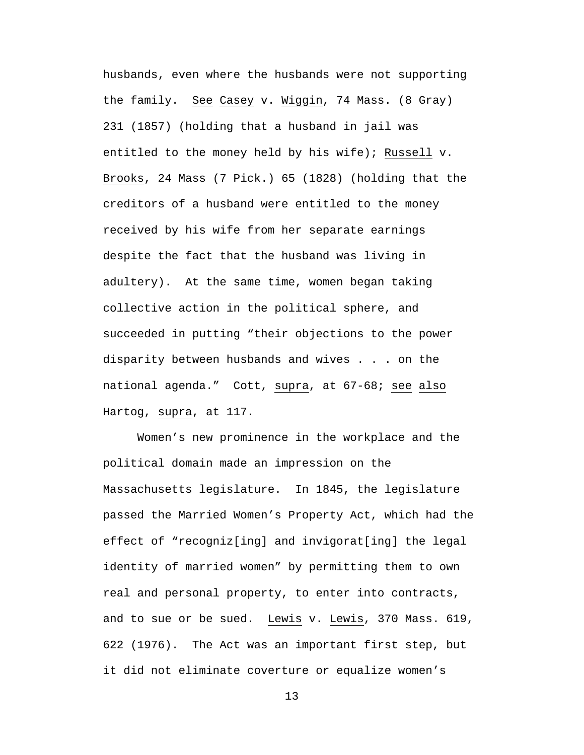husbands, even where the husbands were not supporting the family. See Casey v. Wiggin, 74 Mass. (8 Gray) 231 (1857) (holding that a husband in jail was entitled to the money held by his wife); Russell v. Brooks, 24 Mass (7 Pick.) 65 (1828) (holding that the creditors of a husband were entitled to the money received by his wife from her separate earnings despite the fact that the husband was living in adultery). At the same time, women began taking collective action in the political sphere, and succeeded in putting "their objections to the power disparity between husbands and wives . . . on the national agenda." Cott, supra, at 67-68; see also Hartog, supra, at 117.

Women's new prominence in the workplace and the political domain made an impression on the Massachusetts legislature. In 1845, the legislature passed the Married Women's Property Act, which had the effect of "recogniz[ing] and invigorat[ing] the legal identity of married women" by permitting them to own real and personal property, to enter into contracts, and to sue or be sued. Lewis v. Lewis, 370 Mass. 619, 622 (1976). The Act was an important first step, but it did not eliminate coverture or equalize women's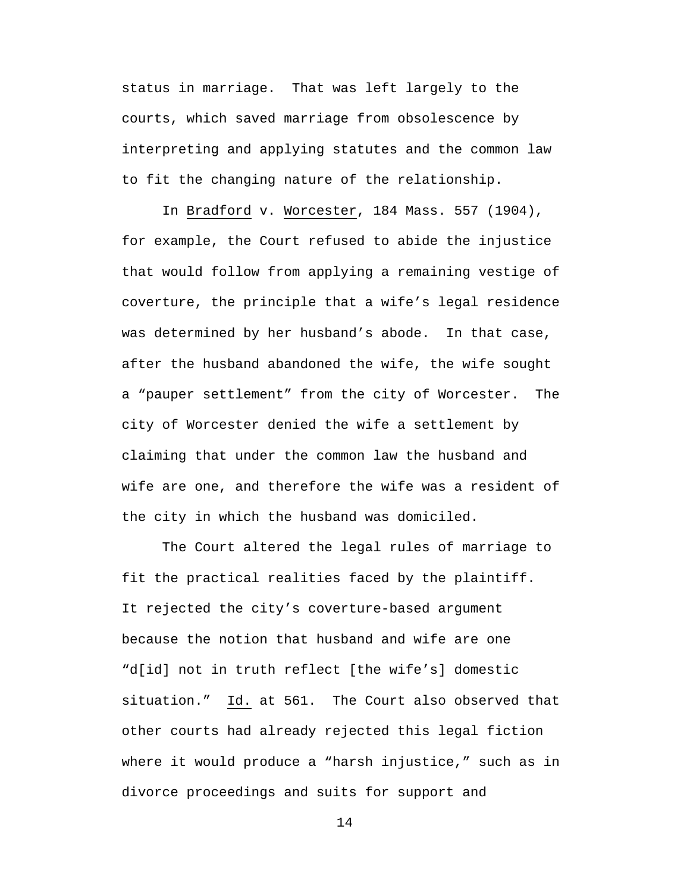status in marriage. That was left largely to the courts, which saved marriage from obsolescence by interpreting and applying statutes and the common law to fit the changing nature of the relationship.

In <u>Bradford</u> v. <u>Worcester</u>, 184 Mass. 557 (1904), for example, the Court refused to abide the injustice that would follow from applying a remaining vestige of coverture, the principle that a wife's legal residence was determined by her husband's abode. In that case, after the husband abandoned the wife, the wife sought a "pauper settlement" from the city of Worcester. The city of Worcester denied the wife a settlement by claiming that under the common law the husband and wife are one, and therefore the wife was a resident of the city in which the husband was domiciled.

The Court altered the legal rules of marriage to fit the practical realities faced by the plaintiff. It rejected the city's coverture-based argument because the notion that husband and wife are one "d[id] not in truth reflect [the wife's] domestic situation." <u>Id.</u> at 561. The Court also observed that other courts had already rejected this legal fiction where it would produce a "harsh injustice," such as in divorce proceedings and suits for support and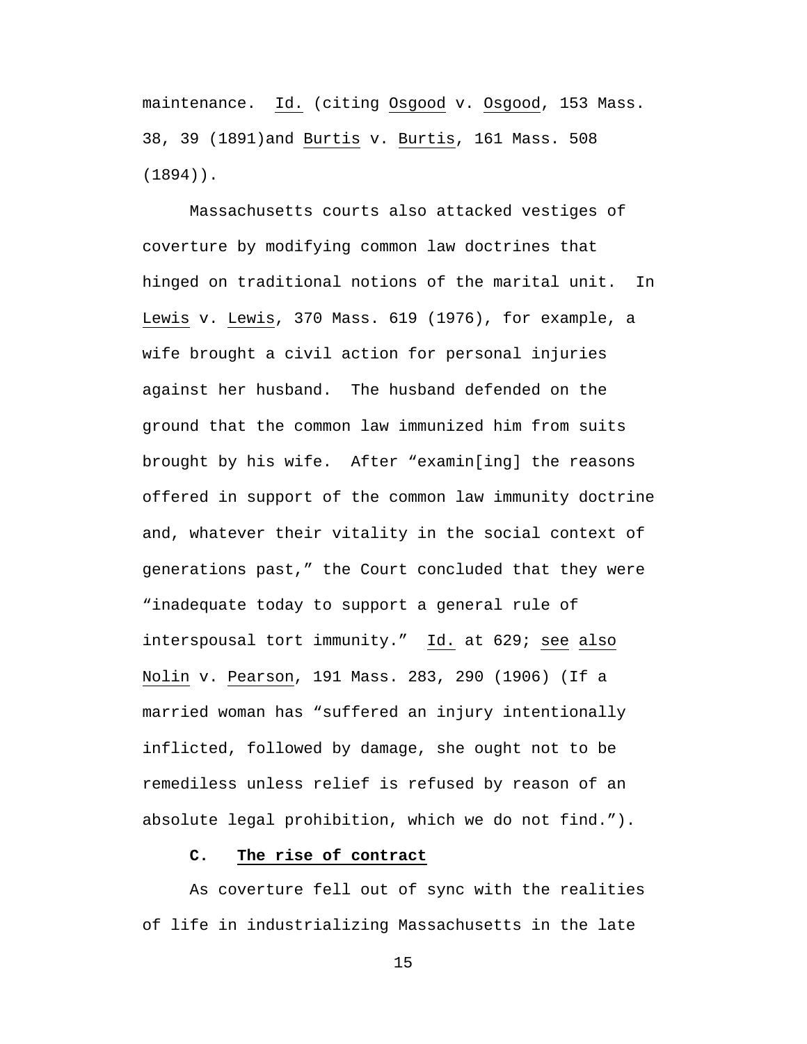maintenance. Id. (citing Osgood v. Osgood, 153 Mass. 38, 39 (1891)and Burtis v. Burtis, 161 Mass. 508 (1894)).

Massachusetts courts also attacked vestiges of coverture by modifying common law doctrines that hinged on traditional notions of the marital unit. In Lewis v. Lewis, 370 Mass. 619 (1976), for example, a wife brought a civil action for personal injuries against her husband. The husband defended on the ground that the common law immunized him from suits brought by his wife. After "examin[ing] the reasons offered in support of the common law immunity doctrine and, whatever their vitality in the social context of generations past," the Court concluded that they were "inadequate today to support a general rule of interspousal tort immunity." Id. at 629; see also Nolin v. Pearson, 191 Mass. 283, 290 (1906) (If a married woman has "suffered an injury intentionally inflicted, followed by damage, she ought not to be remediless unless relief is refused by reason of an absolute legal prohibition, which we do not find.").

### C. The rise of contract

As coverture fell out of sync with the realities of life in industrializing Massachusetts in the late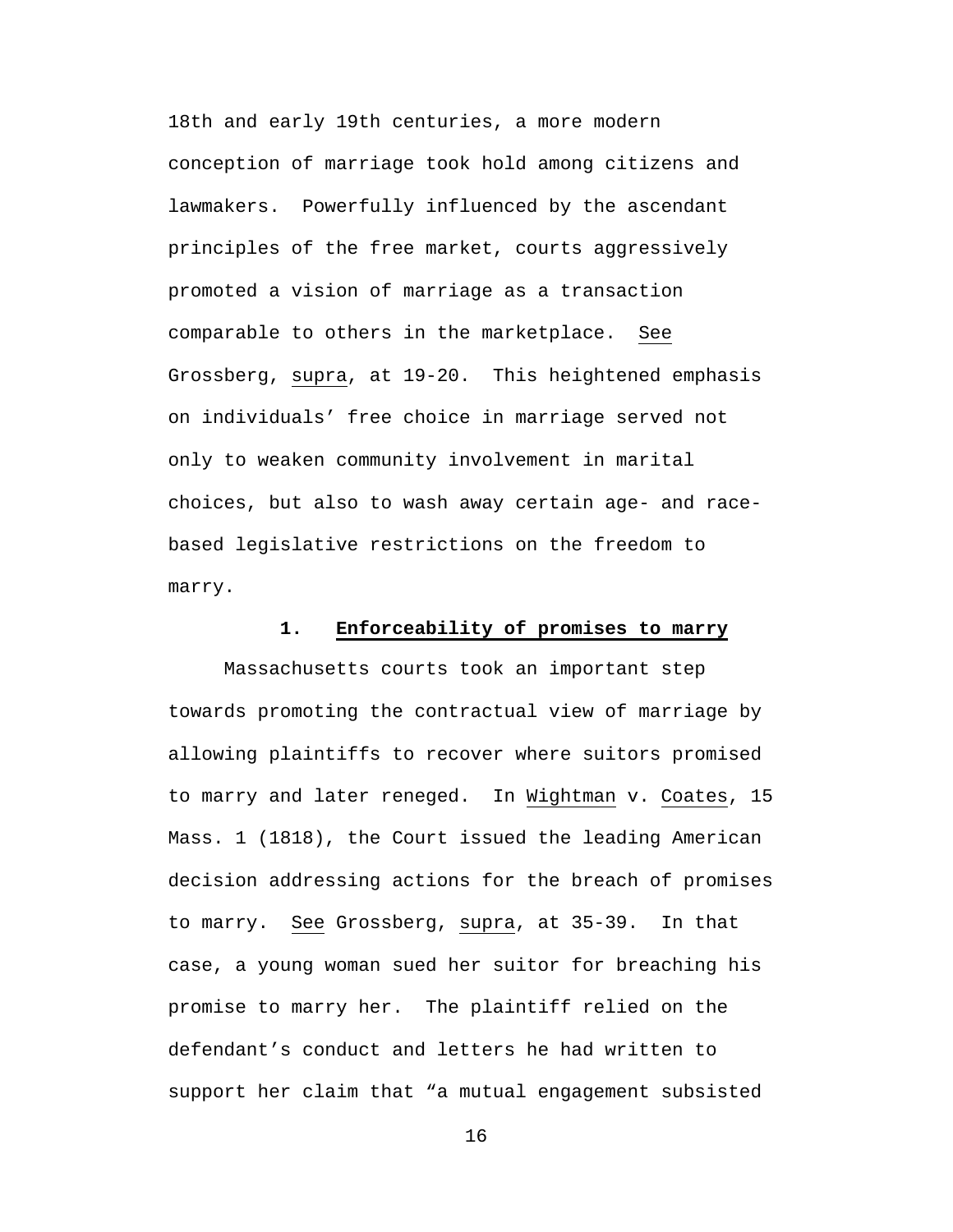18th and early 19th centuries, a more modern conception of marriage took hold among citizens and lawmakers. Powerfully influenced by the ascendant principles of the free market, courts aggressively promoted a vision of marriage as a transaction comparable to others in the marketplace. See Grossberg, supra, at 19-20. This heightened emphasis on individuals' free choice in marriage served not only to weaken community involvement in marital choices, but also to wash away certain age- and race-based legislative restrictions on the freedom to marry.

### 1. Enforceability of promises to marry

Massachusetts courts took an important step towards promoting the contractual view of marriage by allowing plaintiffs to recover where suitors promised to marry and later reneged. In Wightman v. Coates, 15 Mass. 1 (1818), the Court issued the leading American decision addressing actions for the breach of promises to marry. See Grossberg, supra, at 35-39. In that case, a young woman sued her suitor for breaching his promise to marry her. The plaintiff relied on the defendant's conduct and letters he had written to support her claim that "a mutual engagement subsisted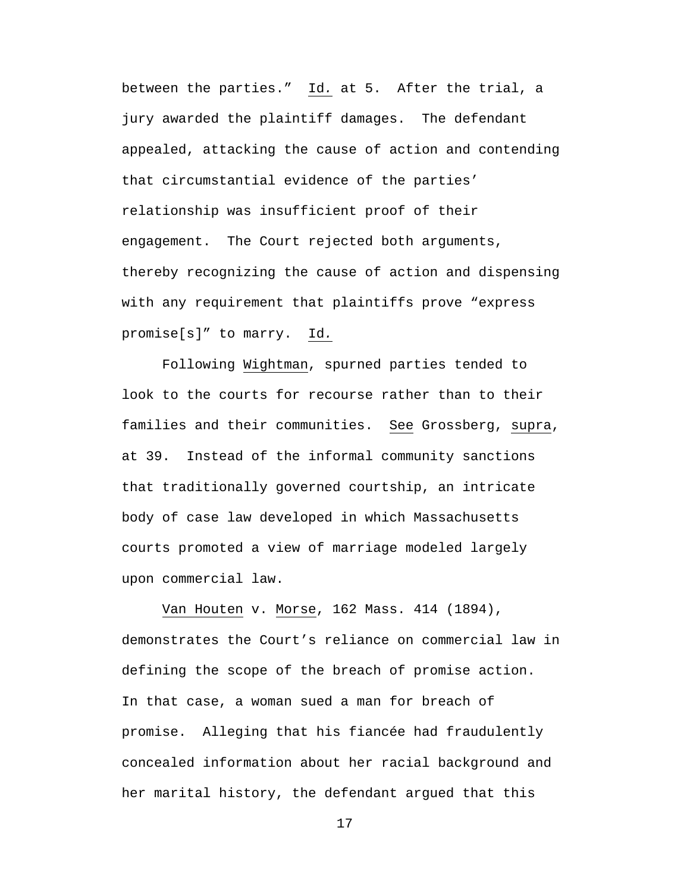between the parties." Id. at 5. After the trial, a jury awarded the plaintiff damages. The defendant appealed, attacking the cause of action and contending that circumstantial evidence of the parties' relationship was insufficient proof of their engagement. The Court rejected both arguments, thereby recognizing the cause of action and dispensing with any requirement that plaintiffs prove "express promise[s]" to marry. Id.

Following Wightman, spurned parties tended to look to the courts for recourse rather than to their families and their communities. See Grossberg, supra, at 39. Instead of the informal community sanctions that traditionally governed courtship, an intricate body of case law developed in which Massachusetts courts promoted a view of marriage modeled largely upon commercial law.

Van Houten v. Morse, 162 Mass. 414 (1894), demonstrates the Court's reliance on commercial law in defining the scope of the breach of promise action. In that case, a woman sued a man for breach of promise. Alleging that his fiancée had fraudulently concealed information about her racial background and her marital history, the defendant argued that this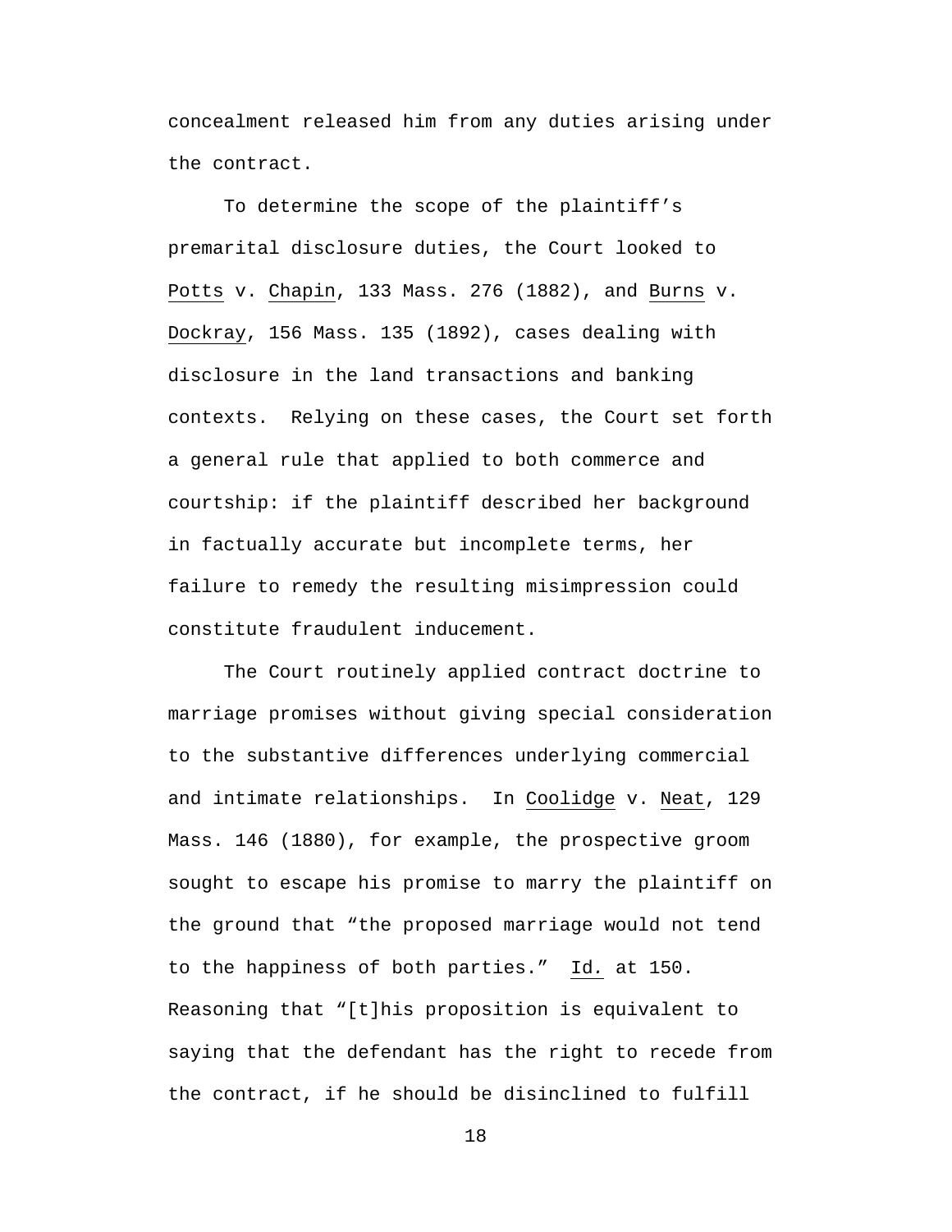concealment released him from any duties arising under the contract.

To determine the scope of the plaintiff's premarital disclosure duties, the Court looked to Potts v. Chapin, 133 Mass. 276 (1882), and Burns v. Dockray, 156 Mass. 135 (1892), cases dealing with disclosure in the land transactions and banking contexts. Relying on these cases, the Court set forth a general rule that applied to both commerce and courtship: if the plaintiff described her background in factually accurate but incomplete terms, her failure to remedy the resulting misimpression could constitute fraudulent inducement.

The Court routinely applied contract doctrine to marriage promises without giving special consideration to the substantive differences underlying commercial and intimate relationships. In Coolidge v. Neat, 129 Mass. 146 (1880), for example, the prospective groom sought to escape his promise to marry the plaintiff on the ground that "the proposed marriage would not tend to the happiness of both parties." Id. at 150. Reasoning that "[t]his proposition is equivalent to saying that the defendant has the right to recede from the contract, if he should be disinclined to fulfill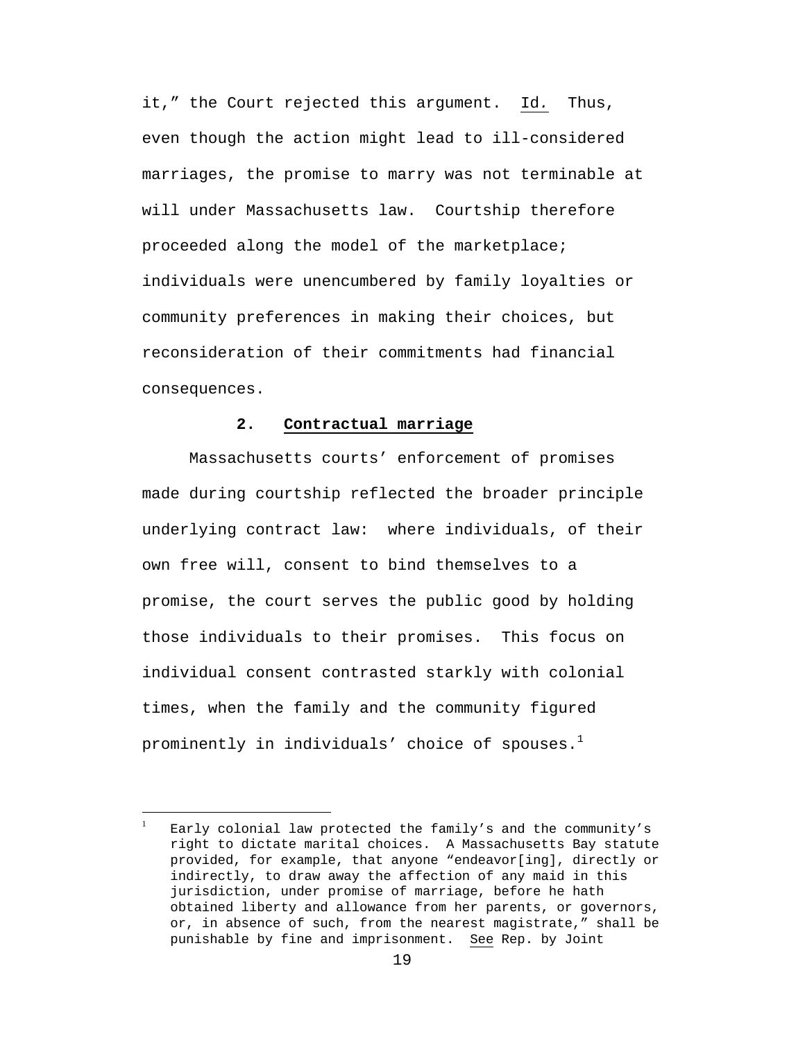it," the Court rejected this argument. Id. Thus, even though the action might lead to ill-considered marriages, the promise to marry was not terminable at will under Massachusetts law. Courtship therefore proceeded along the model of the marketplace; individuals were unencumbered by family loyalties or community preferences in making their choices, but reconsideration of their commitments had financial consequences.

### 2. **Contractual marriage**

Massachusetts courts' enforcement of promises made during courtship reflected the broader principle underlying contract law: where individuals, of their own free will, consent to bind themselves to a promise, the court serves the public good by holding those individuals to their promises. This focus on individual consent contrasted starkly with colonial times, when the family and the community figured prominently in individuals' choice of spouses.[1]

---

[1] Early colonial law protected the family's and the community's right to dictate marital choices. A Massachusetts Bay statute provided, for example, that anyone "endeavor[ing], directly or indirectly, to draw away the affection of any maid in this jurisdiction, under promise of marriage, before he hath obtained liberty and allowance from her parents, or governors, or, in absence of such, from the nearest magistrate," shall be punishable by fine and imprisonment. See Rep. by Joint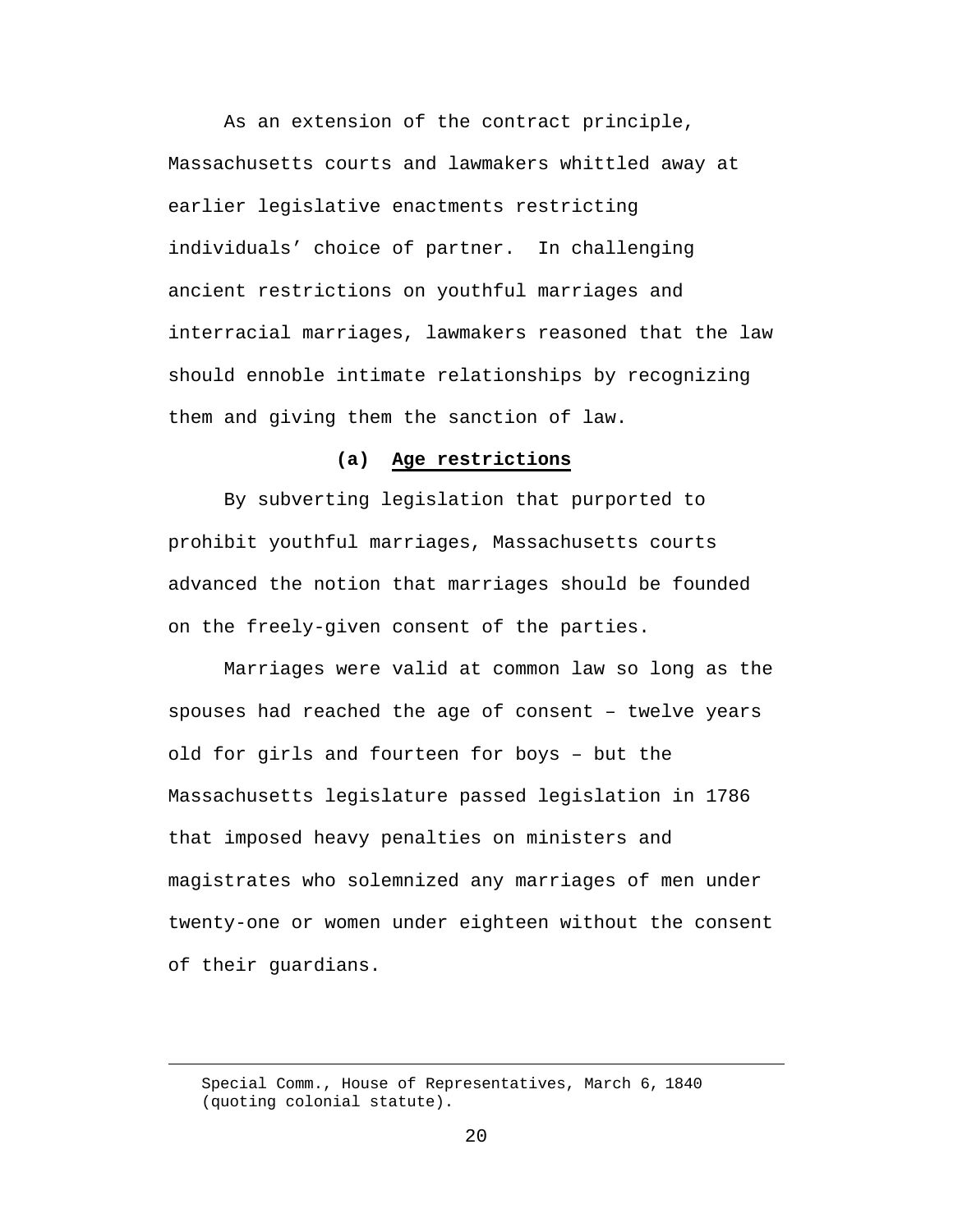As an extension of the contract principle, Massachusetts courts and lawmakers whittled away at earlier legislative enactments restricting individuals' choice of partner. In challenging ancient restrictions on youthful marriages and interracial marriages, lawmakers reasoned that the law should ennoble intimate relationships by recognizing them and giving them the sanction of law.

### (a) Age restrictions

By subverting legislation that purported to prohibit youthful marriages, Massachusetts courts advanced the notion that marriages should be founded on the freely-given consent of the parties.

Marriages were valid at common law so long as the spouses had reached the age of consent – twelve years old for girls and fourteen for boys – but the Massachusetts legislature passed legislation in 1786 that imposed heavy penalties on ministers and magistrates who solemnized any marriages of men under twenty-one or women under eighteen without the consent of their guardians.

---

Special Comm., House of Representatives, March 6, 1840 (quoting colonial statute).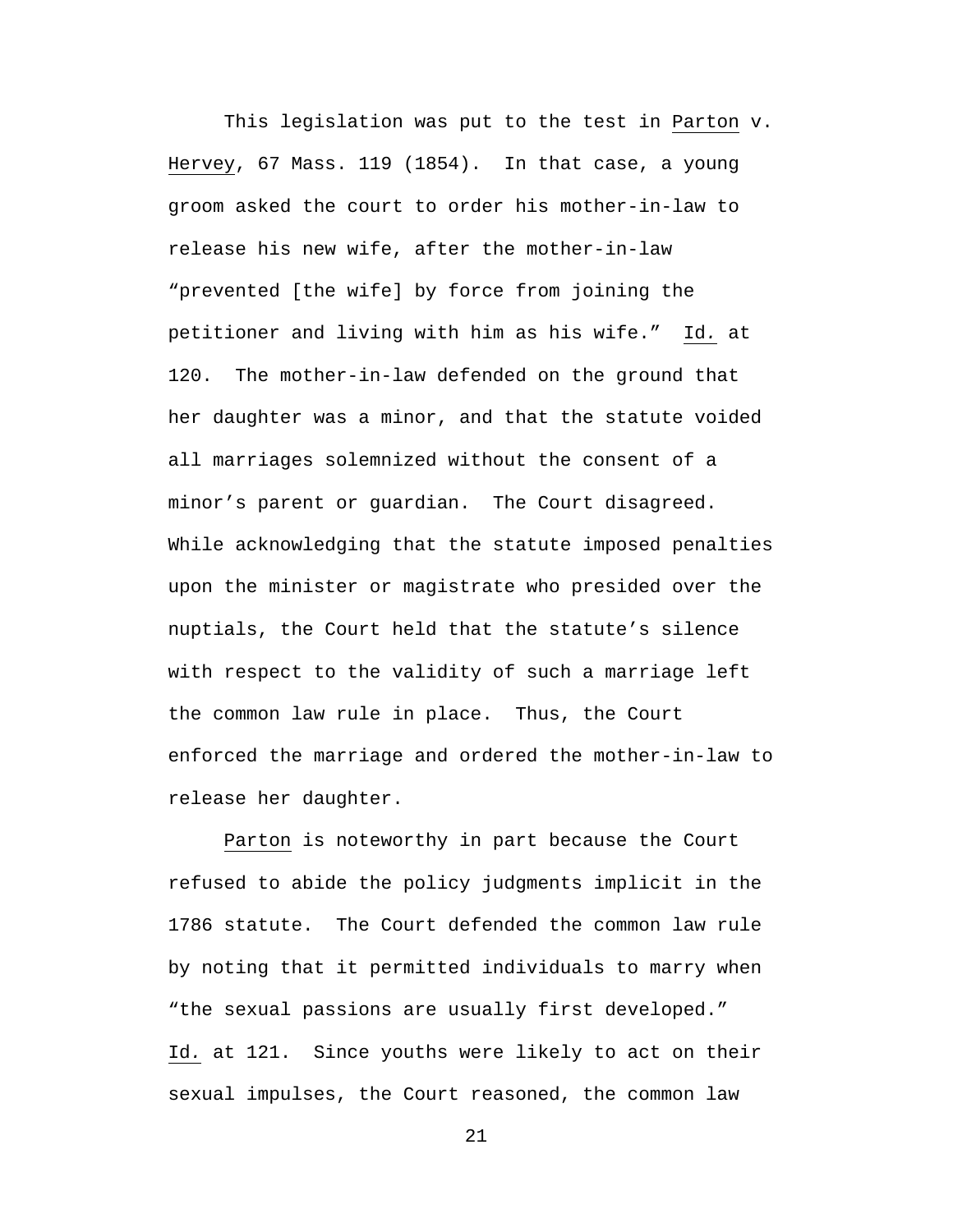This legislation was put to the test in Parton v. Hervey, 67 Mass. 119 (1854). In that case, a young groom asked the court to order his mother-in-law to release his new wife, after the mother-in-law "prevented [the wife] by force from joining the petitioner and living with him as his wife." Id. at 120. The mother-in-law defended on the ground that her daughter was a minor, and that the statute voided all marriages solemnized without the consent of a minor's parent or guardian. The Court disagreed. While acknowledging that the statute imposed penalties upon the minister or magistrate who presided over the nuptials, the Court held that the statute's silence with respect to the validity of such a marriage left the common law rule in place. Thus, the Court enforced the marriage and ordered the mother-in-law to release her daughter.

Parton is noteworthy in part because the Court refused to abide the policy judgments implicit in the 1786 statute. The Court defended the common law rule by noting that it permitted individuals to marry when "the sexual passions are usually first developed." Id. at 121. Since youths were likely to act on their sexual impulses, the Court reasoned, the common law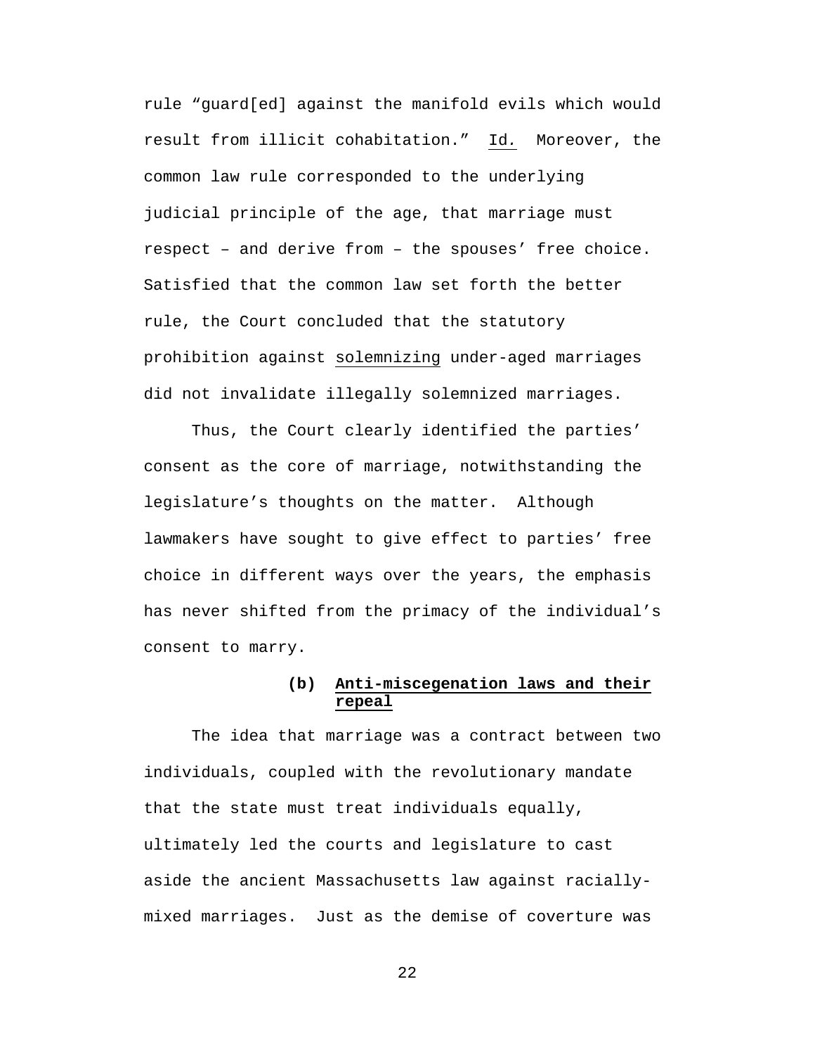rule "guard[ed] against the manifold evils which would result from illicit cohabitation." Id. Moreover, the common law rule corresponded to the underlying judicial principle of the age, that marriage must respect – and derive from – the spouses' free choice. Satisfied that the common law set forth the better rule, the Court concluded that the statutory prohibition against solemnizing under-aged marriages did not invalidate illegally solemnized marriages.

Thus, the Court clearly identified the parties' consent as the core of marriage, notwithstanding the legislature's thoughts on the matter. Although lawmakers have sought to give effect to parties' free choice in different ways over the years, the emphasis has never shifted from the primacy of the individual's consent to marry.

#### (b) Anti-miscegenation laws and their repeal

The idea that marriage was a contract between two individuals, coupled with the revolutionary mandate that the state must treat individuals equally, ultimately led the courts and legislature to cast aside the ancient Massachusetts law against racially-mixed marriages. Just as the demise of coverture was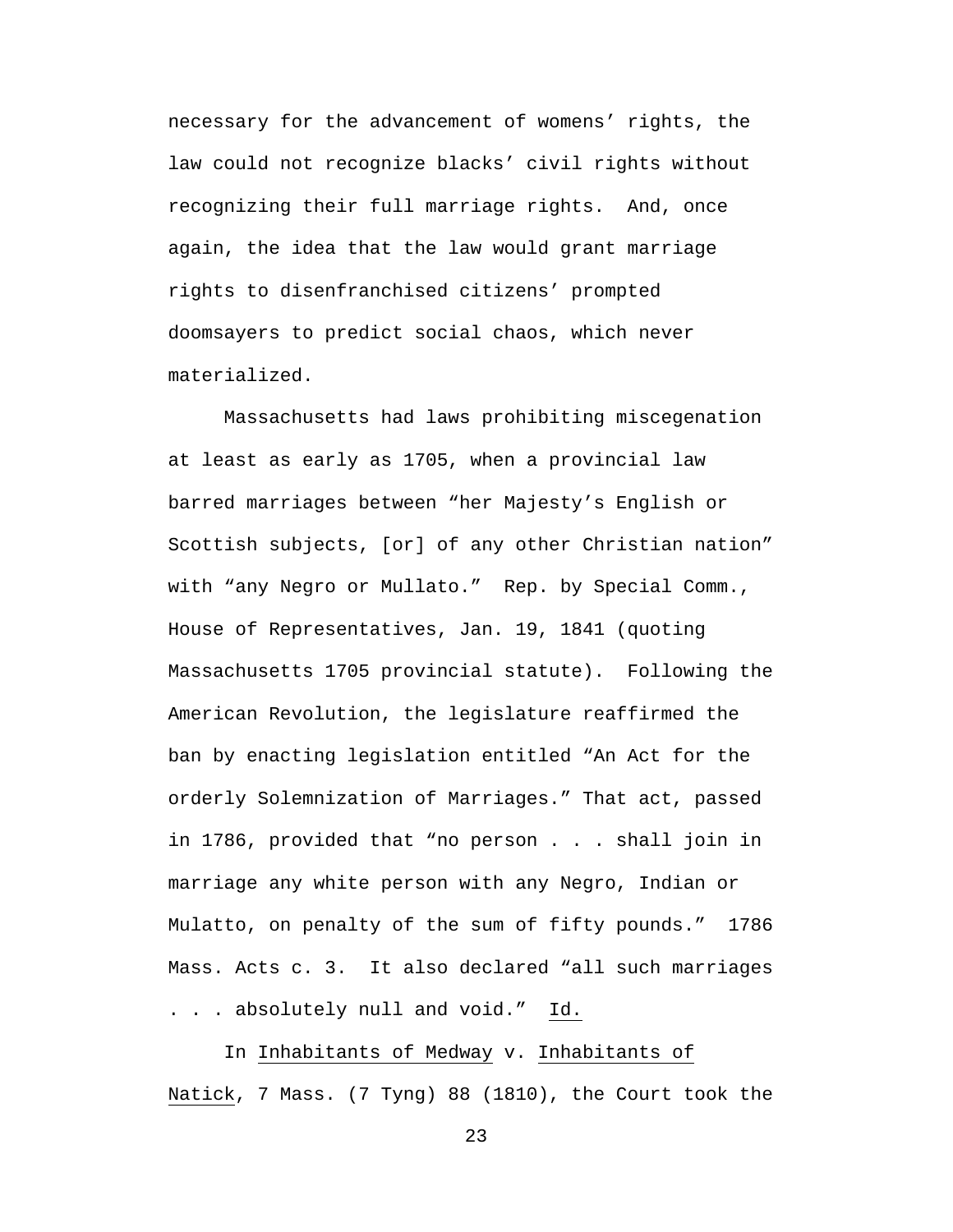necessary for the advancement of womens' rights, the law could not recognize blacks' civil rights without recognizing their full marriage rights. And, once again, the idea that the law would grant marriage rights to disenfranchised citizens' prompted doomsayers to predict social chaos, which never materialized.

Massachusetts had laws prohibiting miscegenation at least as early as 1705, when a provincial law barred marriages between "her Majesty's English or Scottish subjects, [or] of any other Christian nation" with "any Negro or Mullato." Rep. by Special Comm., House of Representatives, Jan. 19, 1841 (quoting Massachusetts 1705 provincial statute). Following the American Revolution, the legislature reaffirmed the ban by enacting legislation entitled "An Act for the orderly Solemnization of Marriages." That act, passed in 1786, provided that "no person . . . shall join in marriage any white person with any Negro, Indian or Mulatto, on penalty of the sum of fifty pounds." 1786 Mass. Acts c. 3. It also declared "all such marriages . . . absolutely null and void." Id.

In Inhabitants of Medway v. Inhabitants of Natick, 7 Mass. (7 Tyng) 88 (1810), the Court took the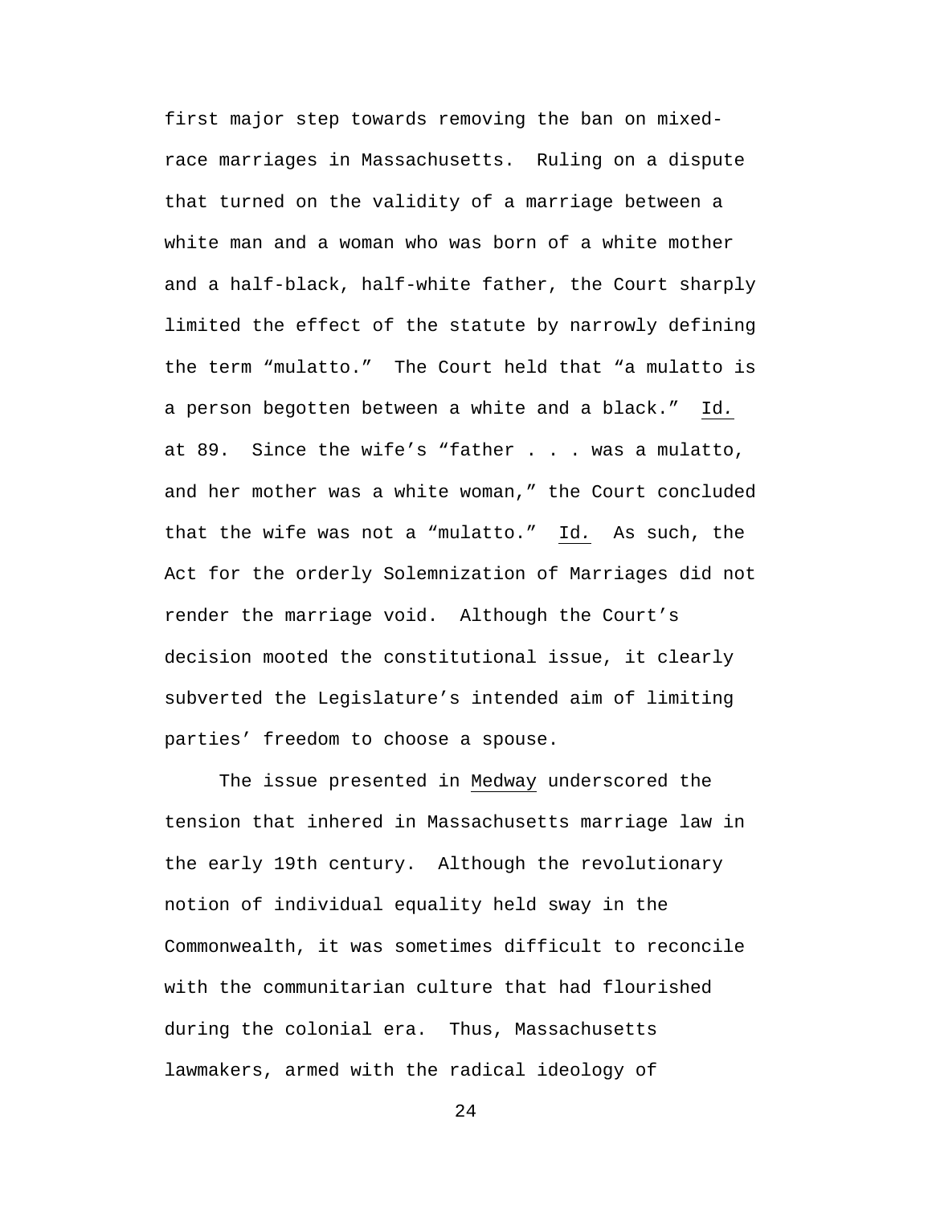first major step towards removing the ban on mixed-race marriages in Massachusetts. Ruling on a dispute that turned on the validity of a marriage between a white man and a woman who was born of a white mother and a half-black, half-white father, the Court sharply limited the effect of the statute by narrowly defining the term "mulatto." The Court held that "a mulatto is a person begotten between a white and a black." Id. at 89. Since the wife's "father . . . was a mulatto, and her mother was a white woman," the Court concluded that the wife was not a "mulatto." Id. As such, the Act for the orderly Solemnization of Marriages did not render the marriage void. Although the Court's decision mooted the constitutional issue, it clearly subverted the Legislature's intended aim of limiting parties' freedom to choose a spouse.

The issue presented in Medway underscored the tension that inhered in Massachusetts marriage law in the early 19th century. Although the revolutionary notion of individual equality held sway in the Commonwealth, it was sometimes difficult to reconcile with the communitarian culture that had flourished during the colonial era. Thus, Massachusetts lawmakers, armed with the radical ideology of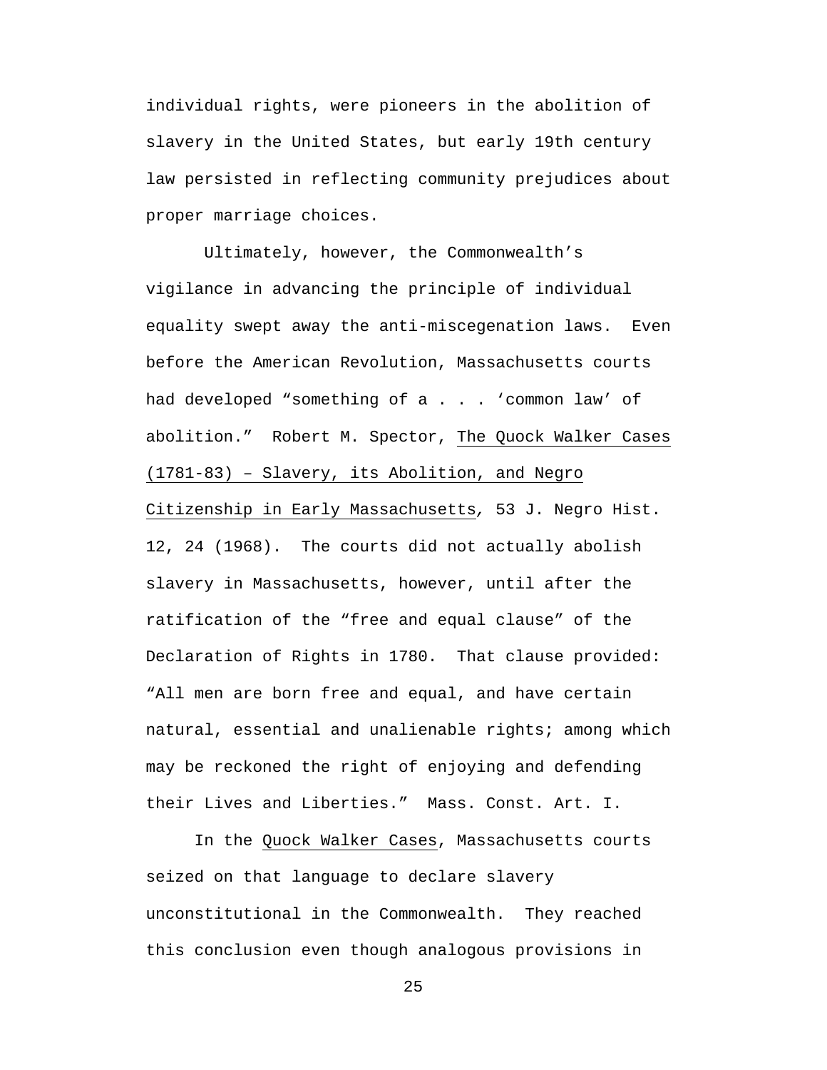individual rights, were pioneers in the abolition of slavery in the United States, but early 19th century law persisted in reflecting community prejudices about proper marriage choices.

Ultimately, however, the Commonwealth's vigilance in advancing the principle of individual equality swept away the anti-miscegenation laws. Even before the American Revolution, Massachusetts courts had developed "something of a . . . 'common law' of abolition." Robert M. Spector, The Quock Walker Cases (1781-83) – Slavery, its Abolition, and Negro Citizenship in Early Massachusetts, 53 J. Negro Hist. 12, 24 (1968). The courts did not actually abolish slavery in Massachusetts, however, until after the ratification of the "free and equal clause" of the Declaration of Rights in 1780. That clause provided: "All men are born free and equal, and have certain natural, essential and unalienable rights; among which may be reckoned the right of enjoying and defending their Lives and Liberties." Mass. Const. Art. I.

In the Quock Walker Cases, Massachusetts courts seized on that language to declare slavery unconstitutional in the Commonwealth. They reached this conclusion even though analogous provisions in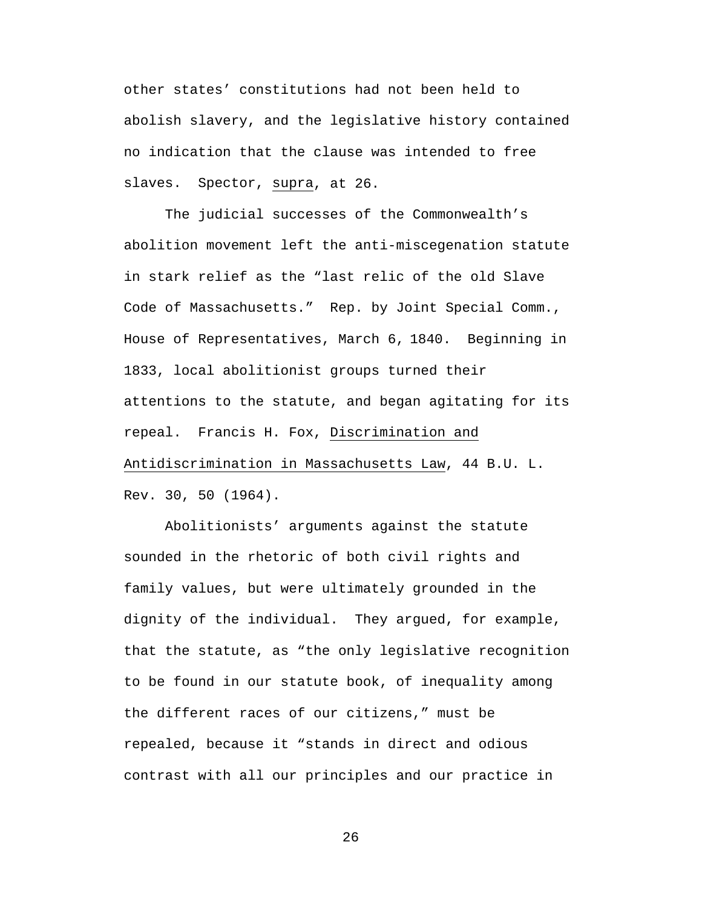other states' constitutions had not been held to abolish slavery, and the legislative history contained no indication that the clause was intended to free slaves. Spector, _supra_, at 26.

The judicial successes of the Commonwealth's abolition movement left the anti-miscegenation statute in stark relief as the "last relic of the old Slave Code of Massachusetts." Rep. by Joint Special Comm., House of Representatives, March 6, 1840. Beginning in 1833, local abolitionist groups turned their attentions to the statute, and began agitating for its repeal. Francis H. Fox, _Discrimination and Antidiscrimination in Massachusetts Law_, 44 B.U. L. Rev. 30, 50 (1964).

Abolitionists' arguments against the statute sounded in the rhetoric of both civil rights and family values, but were ultimately grounded in the dignity of the individual. They argued, for example, that the statute, as "the only legislative recognition to be found in our statute book, of inequality among the different races of our citizens," must be repealed, because it "stands in direct and odious contrast with all our principles and our practice in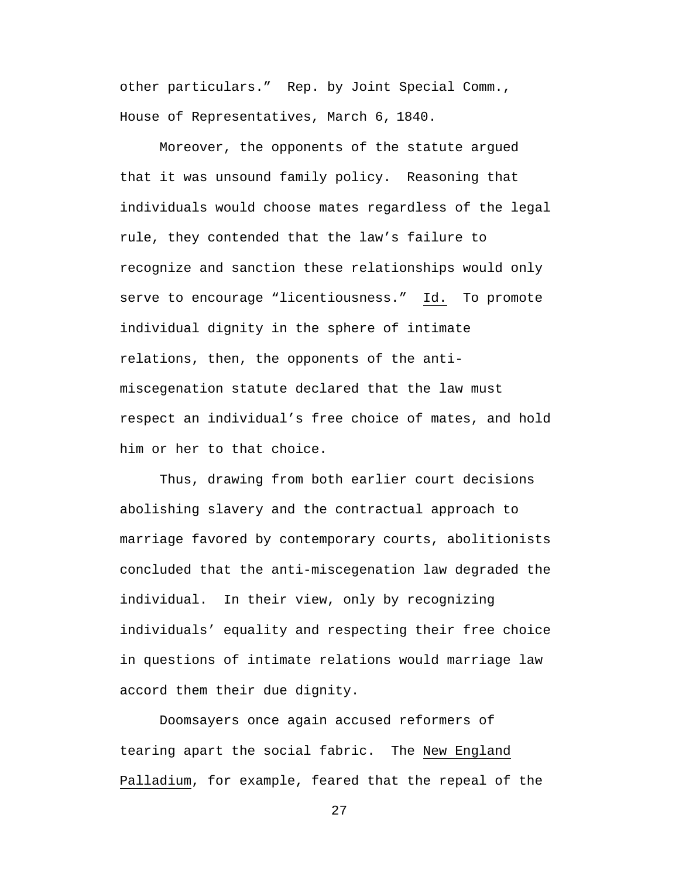other particulars." Rep. by Joint Special Comm., House of Representatives, March 6, 1840.

Moreover, the opponents of the statute argued that it was unsound family policy. Reasoning that individuals would choose mates regardless of the legal rule, they contended that the law's failure to recognize and sanction these relationships would only serve to encourage "licentiousness." Id. To promote individual dignity in the sphere of intimate relations, then, the opponents of the anti-miscegenation statute declared that the law must respect an individual's free choice of mates, and hold him or her to that choice.

Thus, drawing from both earlier court decisions abolishing slavery and the contractual approach to marriage favored by contemporary courts, abolitionists concluded that the anti-miscegenation law degraded the individual. In their view, only by recognizing individuals' equality and respecting their free choice in questions of intimate relations would marriage law accord them their due dignity.

Doomsayers once again accused reformers of tearing apart the social fabric. The New England Palladium, for example, feared that the repeal of the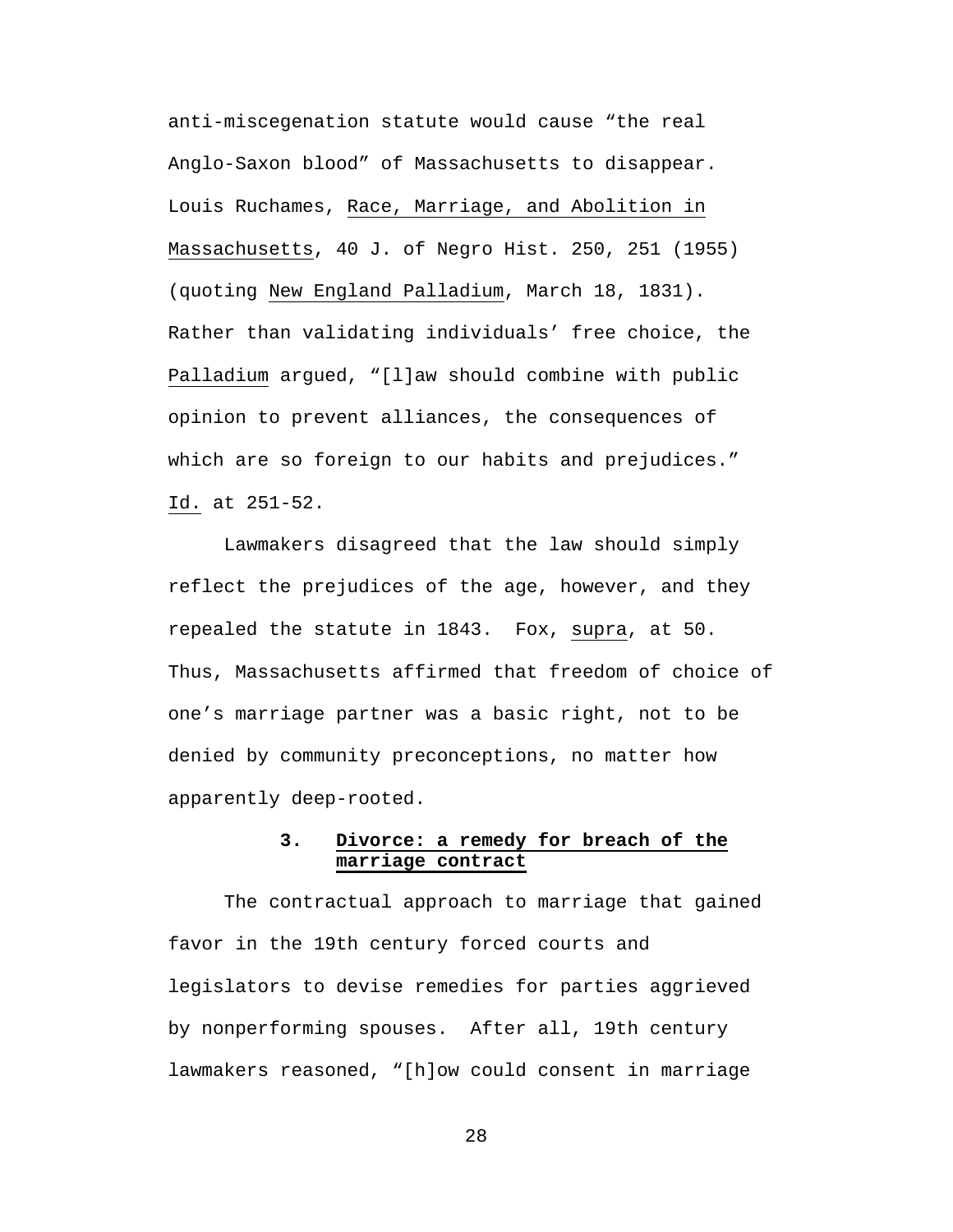anti-miscegenation statute would cause “the real Anglo-Saxon blood” of Massachusetts to disappear. Louis Ruchames, Race, Marriage, and Abolition in Massachusetts, 40 J. of Negro Hist. 250, 251 (1955) (quoting New England Palladium, March 18, 1831). Rather than validating individuals’ free choice, the Palladium argued, “[l]aw should combine with public opinion to prevent alliances, the consequences of which are so foreign to our habits and prejudices.” Id. at 251-52.

Lawmakers disagreed that the law should simply reflect the prejudices of the age, however, and they repealed the statute in 1843. Fox, supra, at 50. Thus, Massachusetts affirmed that freedom of choice of one’s marriage partner was a basic right, not to be denied by community preconceptions, no matter how apparently deep-rooted.

### 3. **Divorce: a remedy for breach of the marriage contract**

The contractual approach to marriage that gained favor in the 19th century forced courts and legislators to devise remedies for parties aggrieved by nonperforming spouses. After all, 19th century lawmakers reasoned, “[h]ow could consent in marriage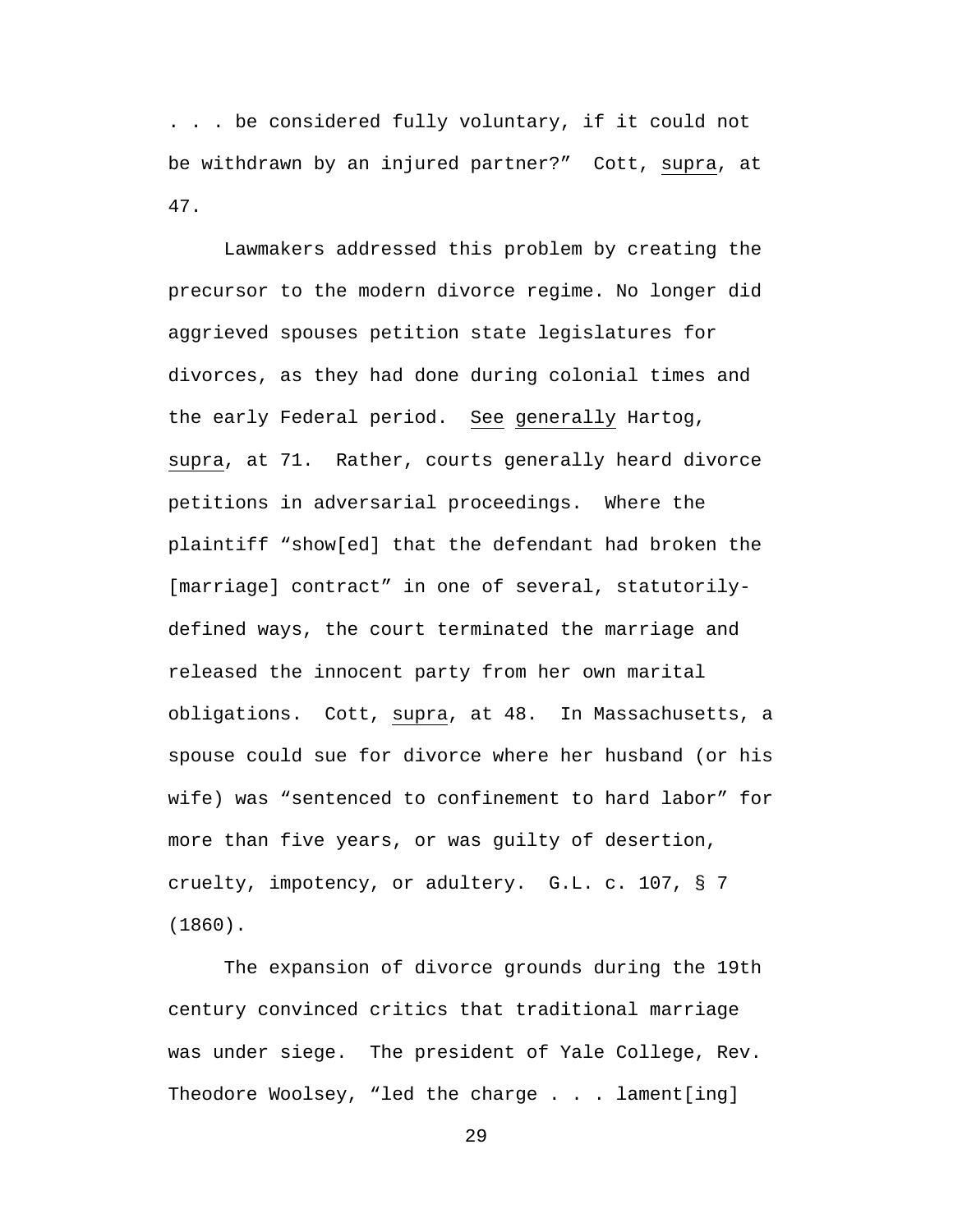. . . be considered fully voluntary, if it could not be withdrawn by an injured partner?" Cott, supra, at 47.

Lawmakers addressed this problem by creating the precursor to the modern divorce regime. No longer did aggrieved spouses petition state legislatures for divorces, as they had done during colonial times and the early Federal period. See generally Hartog, supra, at 71. Rather, courts generally heard divorce petitions in adversarial proceedings. Where the plaintiff "show[ed] that the defendant had broken the [marriage] contract" in one of several, statutorily-defined ways, the court terminated the marriage and released the innocent party from her own marital obligations. Cott, supra, at 48. In Massachusetts, a spouse could sue for divorce where her husband (or his wife) was "sentenced to confinement to hard labor" for more than five years, or was guilty of desertion, cruelty, impotency, or adultery. G.L. c. 107, § 7 (1860).

The expansion of divorce grounds during the 19th century convinced critics that traditional marriage was under siege. The president of Yale College, Rev. Theodore Woolsey, "led the charge . . . lament[ing]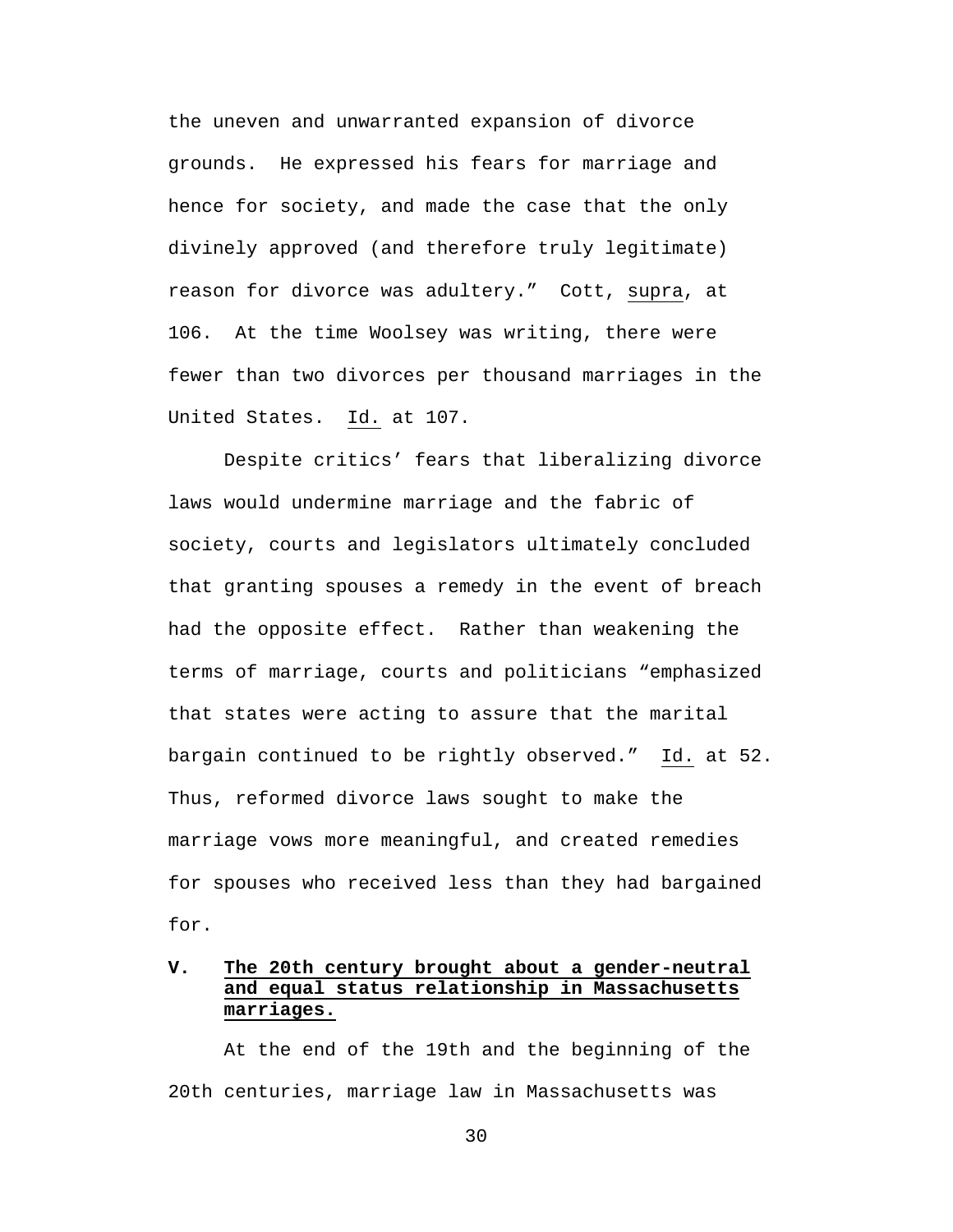the uneven and unwarranted expansion of divorce grounds. He expressed his fears for marriage and hence for society, and made the case that the only divinely approved (and therefore truly legitimate) reason for divorce was adultery." Cott, supra, at 106. At the time Woolsey was writing, there were fewer than two divorces per thousand marriages in the United States. Id. at 107.

Despite critics' fears that liberalizing divorce laws would undermine marriage and the fabric of society, courts and legislators ultimately concluded that granting spouses a remedy in the event of breach had the opposite effect. Rather than weakening the terms of marriage, courts and politicians "emphasized that states were acting to assure that the marital bargain continued to be rightly observed." Id. at 52. Thus, reformed divorce laws sought to make the marriage vows more meaningful, and created remedies for spouses who received less than they had bargained for.

## V. The 20th century brought about a gender-neutral and equal status relationship in Massachusetts marriages.

At the end of the 19th and the beginning of the 20th centuries, marriage law in Massachusetts was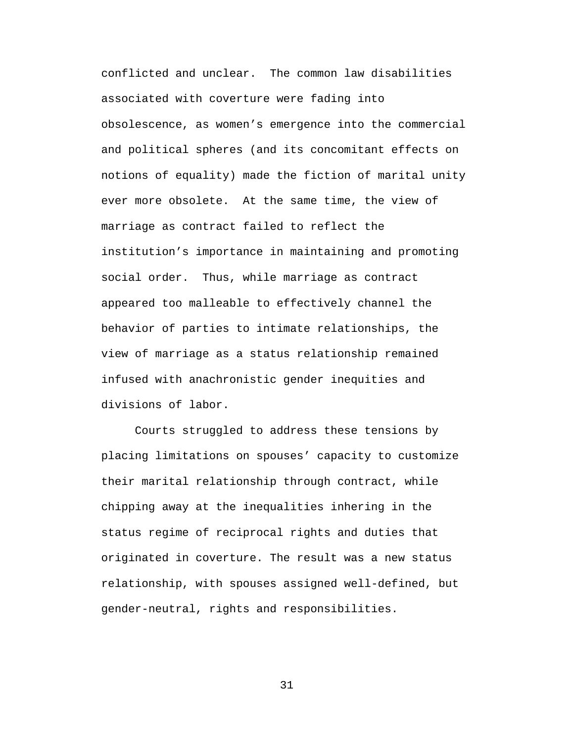conflicted and unclear.  The common law disabilities associated with coverture were fading into obsolescence, as women's emergence into the commercial and political spheres (and its concomitant effects on notions of equality) made the fiction of marital unity ever more obsolete.  At the same time, the view of marriage as contract failed to reflect the institution's importance in maintaining and promoting social order.  Thus, while marriage as contract appeared too malleable to effectively channel the behavior of parties to intimate relationships, the view of marriage as a status relationship remained infused with anachronistic gender inequities and divisions of labor.

Courts struggled to address these tensions by placing limitations on spouses' capacity to customize their marital relationship through contract, while chipping away at the inequalities inhering in the status regime of reciprocal rights and duties that originated in coverture. The result was a new status relationship, with spouses assigned well-defined, but gender-neutral, rights and responsibilities.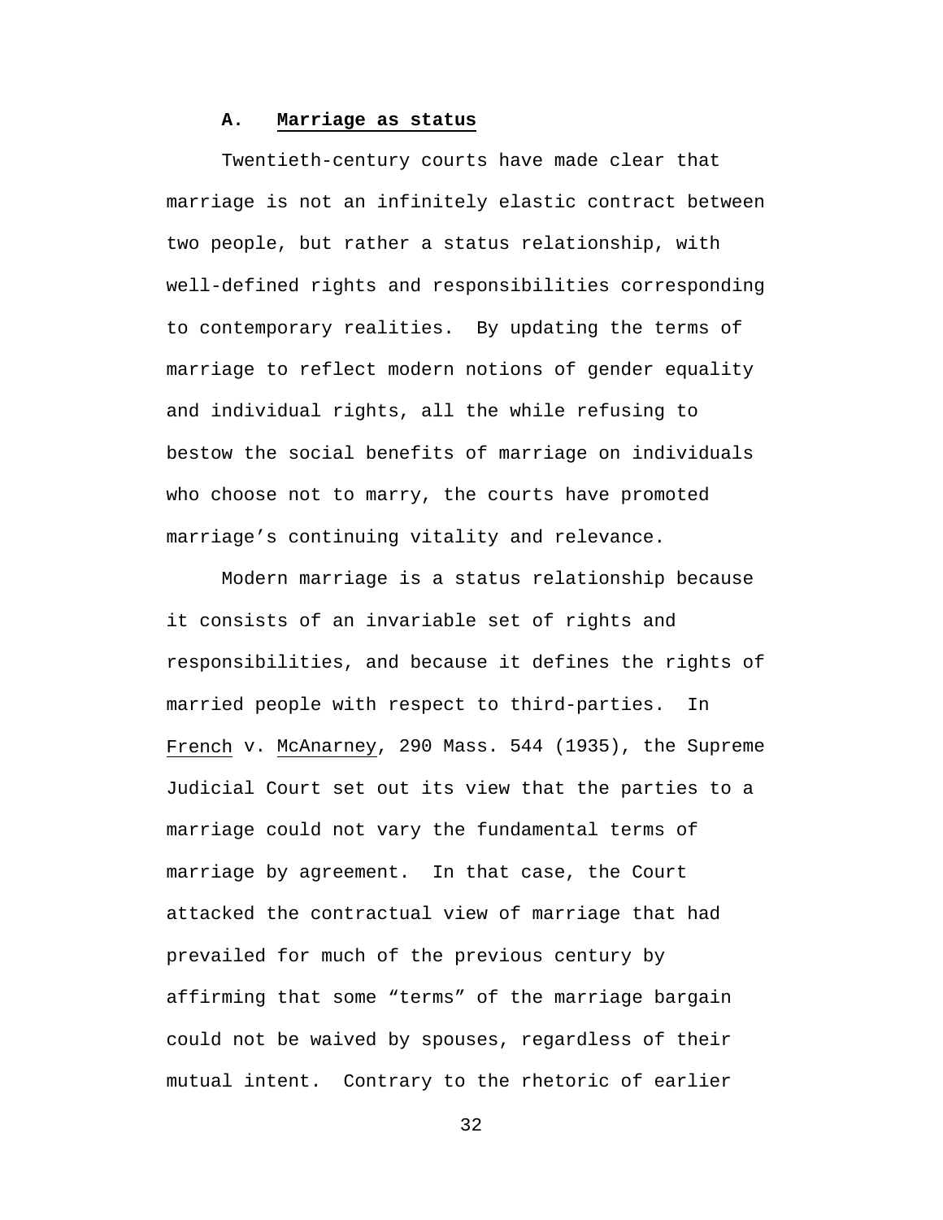### A. Marriage as status

Twentieth-century courts have made clear that marriage is not an infinitely elastic contract between two people, but rather a status relationship, with well-defined rights and responsibilities corresponding to contemporary realities. By updating the terms of marriage to reflect modern notions of gender equality and individual rights, all the while refusing to bestow the social benefits of marriage on individuals who choose not to marry, the courts have promoted marriage's continuing vitality and relevance.

Modern marriage is a status relationship because it consists of an invariable set of rights and responsibilities, and because it defines the rights of married people with respect to third-parties. In French v. McAnarney, 290 Mass. 544 (1935), the Supreme Judicial Court set out its view that the parties to a marriage could not vary the fundamental terms of marriage by agreement. In that case, the Court attacked the contractual view of marriage that had prevailed for much of the previous century by affirming that some "terms" of the marriage bargain could not be waived by spouses, regardless of their mutual intent. Contrary to the rhetoric of earlier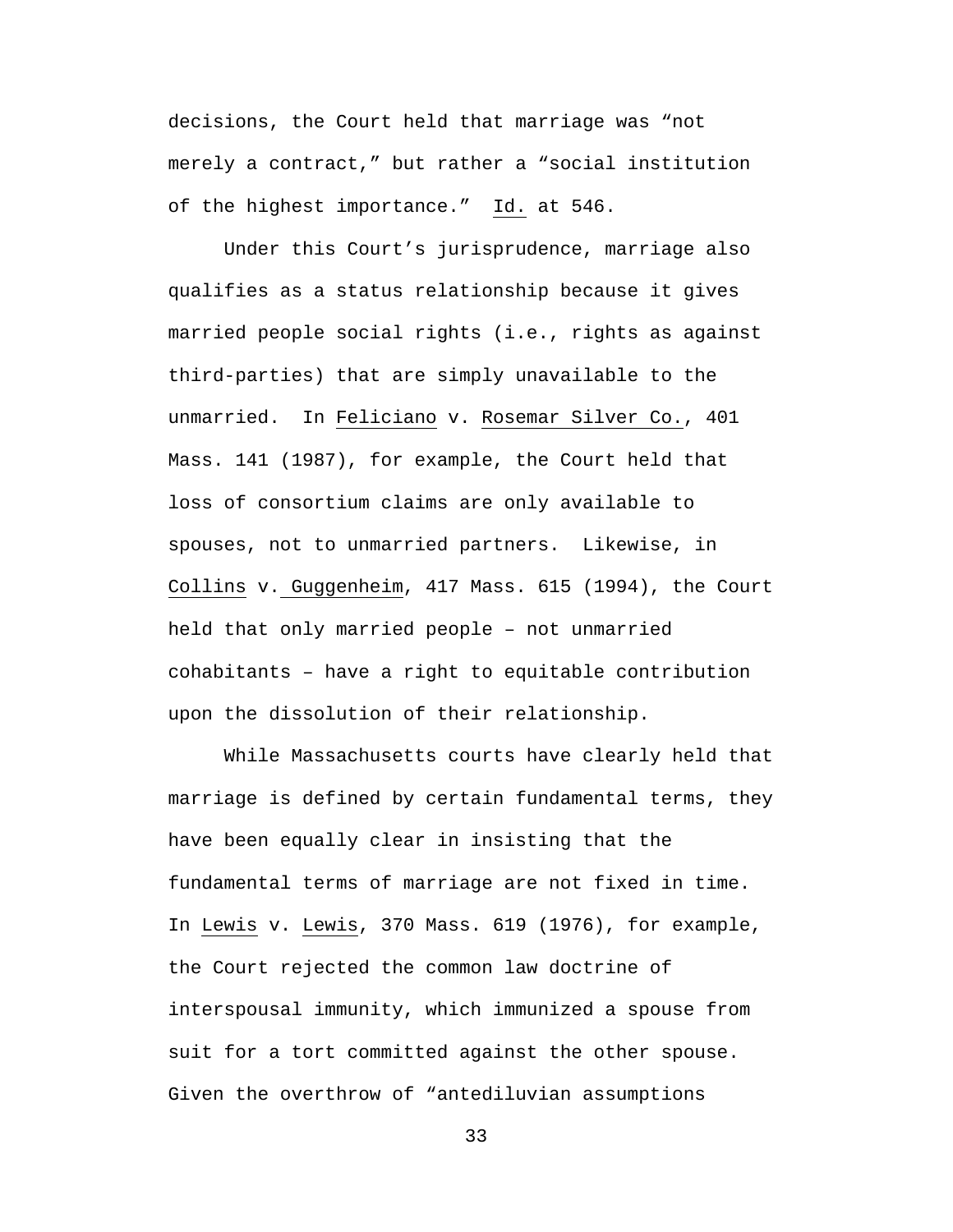decisions, the Court held that marriage was "not merely a contract," but rather a "social institution of the highest importance." Id. at 546.

Under this Court's jurisprudence, marriage also qualifies as a status relationship because it gives married people social rights (i.e., rights as against third-parties) that are simply unavailable to the unmarried. In Feliciano v. Rosemar Silver Co., 401 Mass. 141 (1987), for example, the Court held that loss of consortium claims are only available to spouses, not to unmarried partners. Likewise, in Collins v. Guggenheim, 417 Mass. 615 (1994), the Court held that only married people – not unmarried cohabitants – have a right to equitable contribution upon the dissolution of their relationship.

While Massachusetts courts have clearly held that marriage is defined by certain fundamental terms, they have been equally clear in insisting that the fundamental terms of marriage are not fixed in time. In Lewis v. Lewis, 370 Mass. 619 (1976), for example, the Court rejected the common law doctrine of interspousal immunity, which immunized a spouse from suit for a tort committed against the other spouse. Given the overthrow of "antediluvian assumptions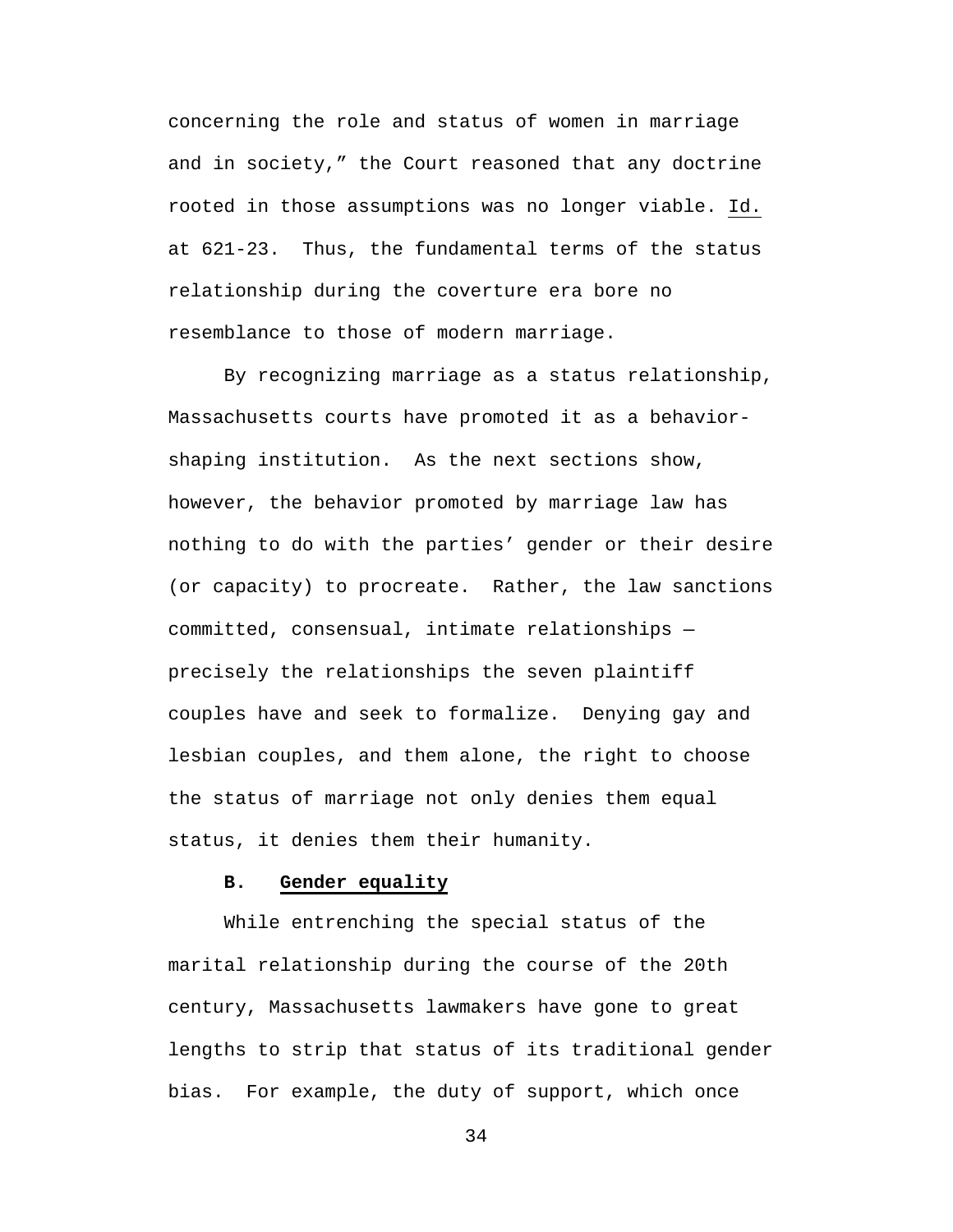concerning the role and status of women in marriage and in society," the Court reasoned that any doctrine rooted in those assumptions was no longer viable. Id. at 621-23. Thus, the fundamental terms of the status relationship during the coverture era bore no resemblance to those of modern marriage.

By recognizing marriage as a status relationship, Massachusetts courts have promoted it as a behavior-shaping institution. As the next sections show, however, the behavior promoted by marriage law has nothing to do with the parties' gender or their desire (or capacity) to procreate. Rather, the law sanctions committed, consensual, intimate relationships — precisely the relationships the seven plaintiff couples have and seek to formalize. Denying gay and lesbian couples, and them alone, the right to choose the status of marriage not only denies them equal status, it denies them their humanity.

### B. Gender equality

While entrenching the special status of the marital relationship during the course of the 20th century, Massachusetts lawmakers have gone to great lengths to strip that status of its traditional gender bias. For example, the duty of support, which once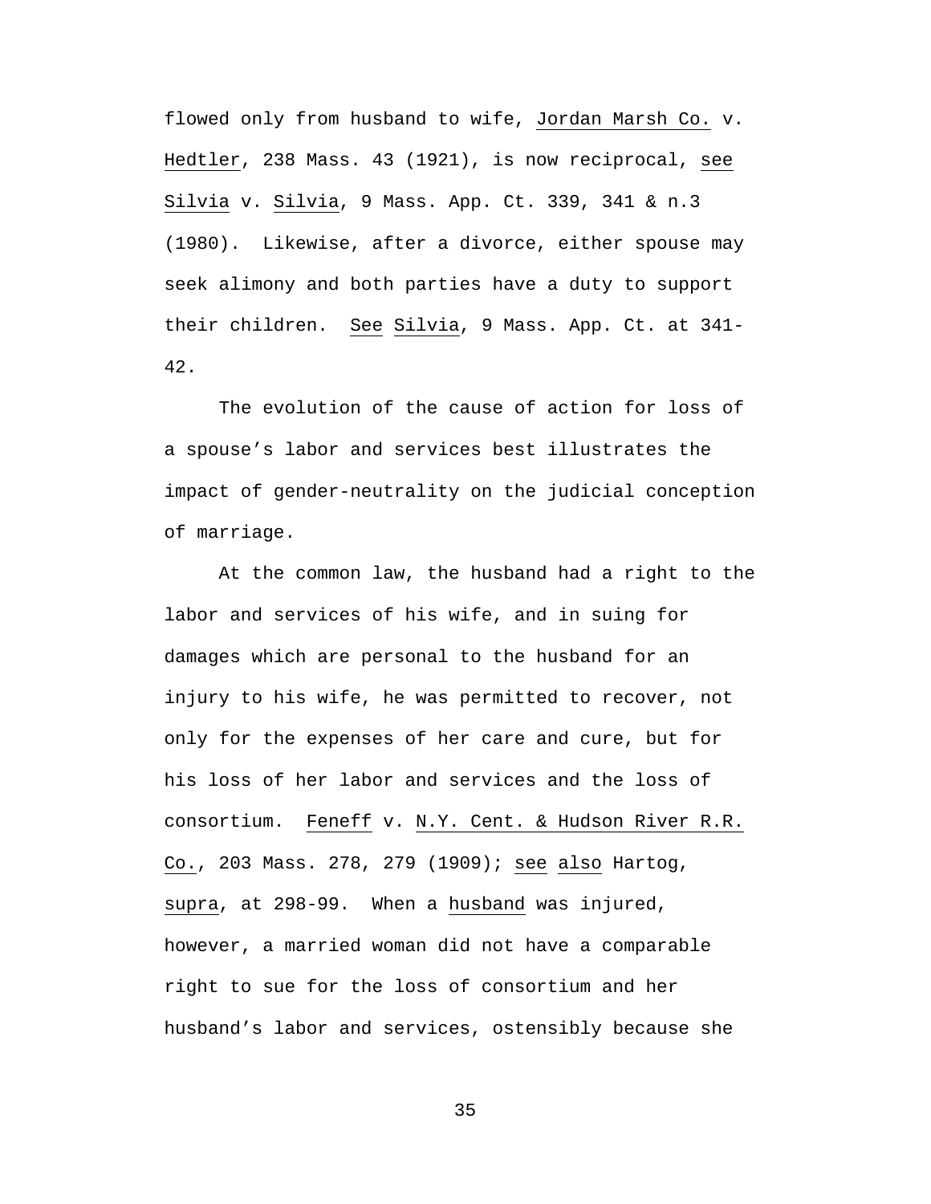flowed only from husband to wife, Jordan Marsh Co. v. Hedtler, 238 Mass. 43 (1921), is now reciprocal, see Silvia v. Silvia, 9 Mass. App. Ct. 339, 341 & n.3 (1980). Likewise, after a divorce, either spouse may seek alimony and both parties have a duty to support their children. See Silvia, 9 Mass. App. Ct. at 341-42.

The evolution of the cause of action for loss of a spouse's labor and services best illustrates the impact of gender-neutrality on the judicial conception of marriage.

At the common law, the husband had a right to the labor and services of his wife, and in suing for damages which are personal to the husband for an injury to his wife, he was permitted to recover, not only for the expenses of her care and cure, but for his loss of her labor and services and the loss of consortium. Feneff v. N.Y. Cent. & Hudson River R.R. Co., 203 Mass. 278, 279 (1909); see also Hartog, supra, at 298-99. When a husband was injured, however, a married woman did not have a comparable right to sue for the loss of consortium and her husband's labor and services, ostensibly because she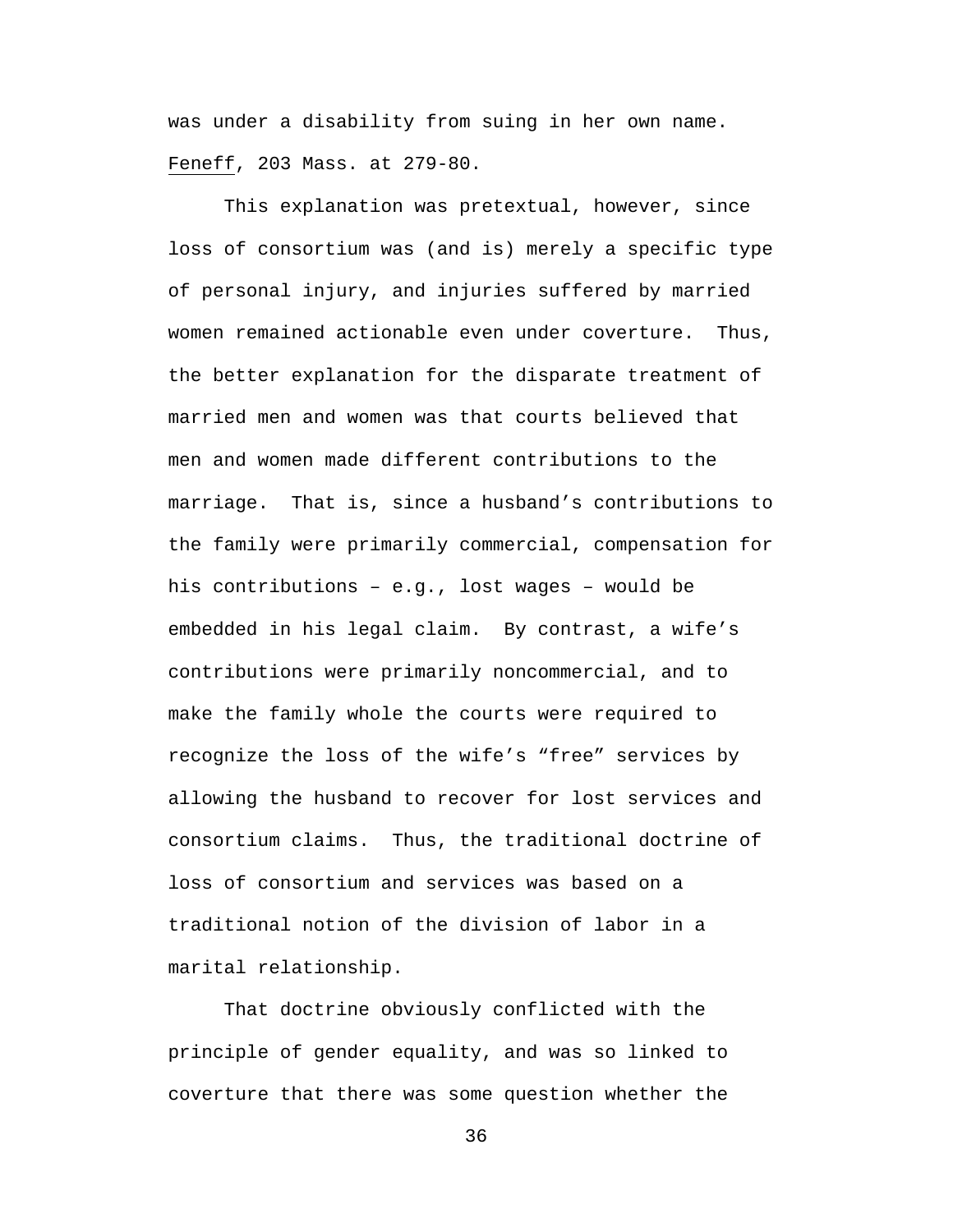was under a disability from suing in her own name. _Feneff_, 203 Mass. at 279-80.

This explanation was pretextual, however, since loss of consortium was (and is) merely a specific type of personal injury, and injuries suffered by married women remained actionable even under coverture. Thus, the better explanation for the disparate treatment of married men and women was that courts believed that men and women made different contributions to the marriage. That is, since a husband's contributions to the family were primarily commercial, compensation for his contributions – e.g., lost wages – would be embedded in his legal claim. By contrast, a wife's contributions were primarily noncommercial, and to make the family whole the courts were required to recognize the loss of the wife's "free" services by allowing the husband to recover for lost services and consortium claims. Thus, the traditional doctrine of loss of consortium and services was based on a traditional notion of the division of labor in a marital relationship.

That doctrine obviously conflicted with the principle of gender equality, and was so linked to coverture that there was some question whether the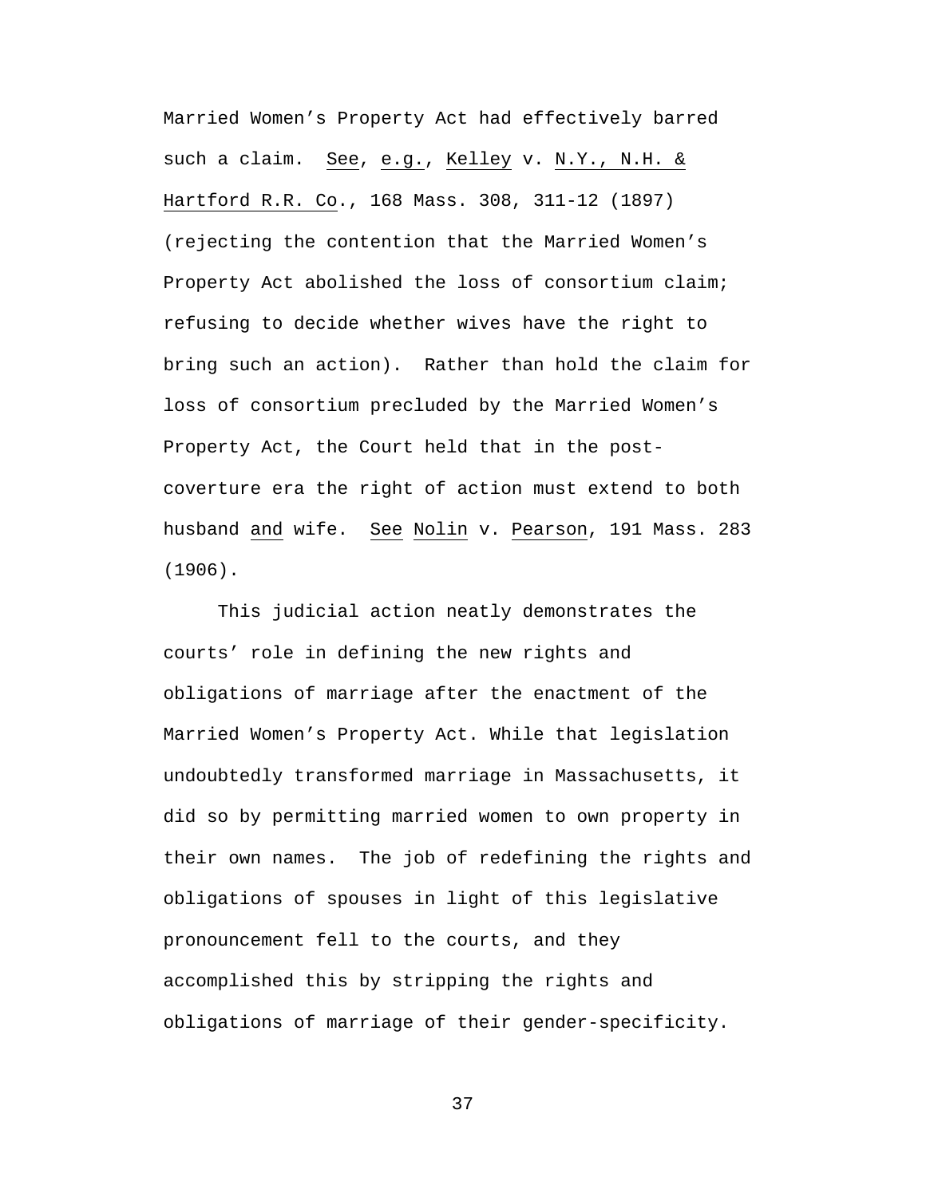Married Women's Property Act had effectively barred such a claim. See, e.g., Kelley v. N.Y., N.H. & Hartford R.R. Co., 168 Mass. 308, 311-12 (1897) (rejecting the contention that the Married Women's Property Act abolished the loss of consortium claim; refusing to decide whether wives have the right to bring such an action). Rather than hold the claim for loss of consortium precluded by the Married Women's Property Act, the Court held that in the post-coverture era the right of action must extend to both husband and wife. See Nolin v. Pearson, 191 Mass. 283 (1906).

This judicial action neatly demonstrates the courts' role in defining the new rights and obligations of marriage after the enactment of the Married Women's Property Act. While that legislation undoubtedly transformed marriage in Massachusetts, it did so by permitting married women to own property in their own names. The job of redefining the rights and obligations of spouses in light of this legislative pronouncement fell to the courts, and they accomplished this by stripping the rights and obligations of marriage of their gender-specificity.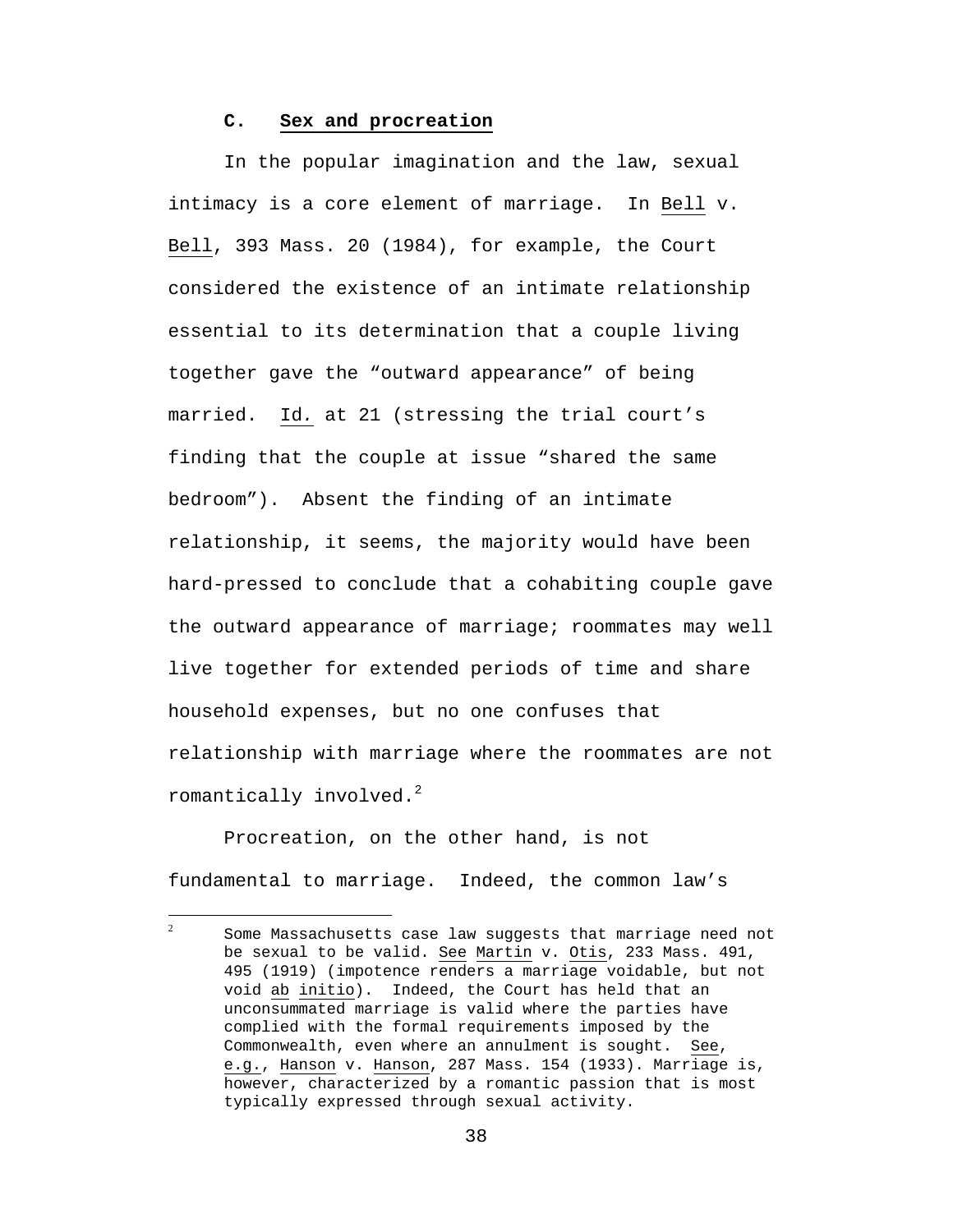### C. **Sex and procreation**

In the popular imagination and the law, sexual intimacy is a core element of marriage. In Bell v. Bell, 393 Mass. 20 (1984), for example, the Court considered the existence of an intimate relationship essential to its determination that a couple living together gave the "outward appearance" of being married. *Id.* at 21 (stressing the trial court's finding that the couple at issue "shared the same bedroom"). Absent the finding of an intimate relationship, it seems, the majority would have been hard-pressed to conclude that a cohabiting couple gave the outward appearance of marriage; roommates may well live together for extended periods of time and share household expenses, but no one confuses that relationship with marriage where the roommates are not romantically involved.[2]

Procreation, on the other hand, is not fundamental to marriage. Indeed, the common law's

---

[2] Some Massachusetts case law suggests that marriage need not be sexual to be valid. See Martin v. Otis, 233 Mass. 491, 495 (1919) (impotence renders a marriage voidable, but not void ab initio). Indeed, the Court has held that an unconsummated marriage is valid where the parties have complied with the formal requirements imposed by the Commonwealth, even where an annulment is sought. See, e.g., Hanson v. Hanson, 287 Mass. 154 (1933). Marriage is, however, characterized by a romantic passion that is most typically expressed through sexual activity.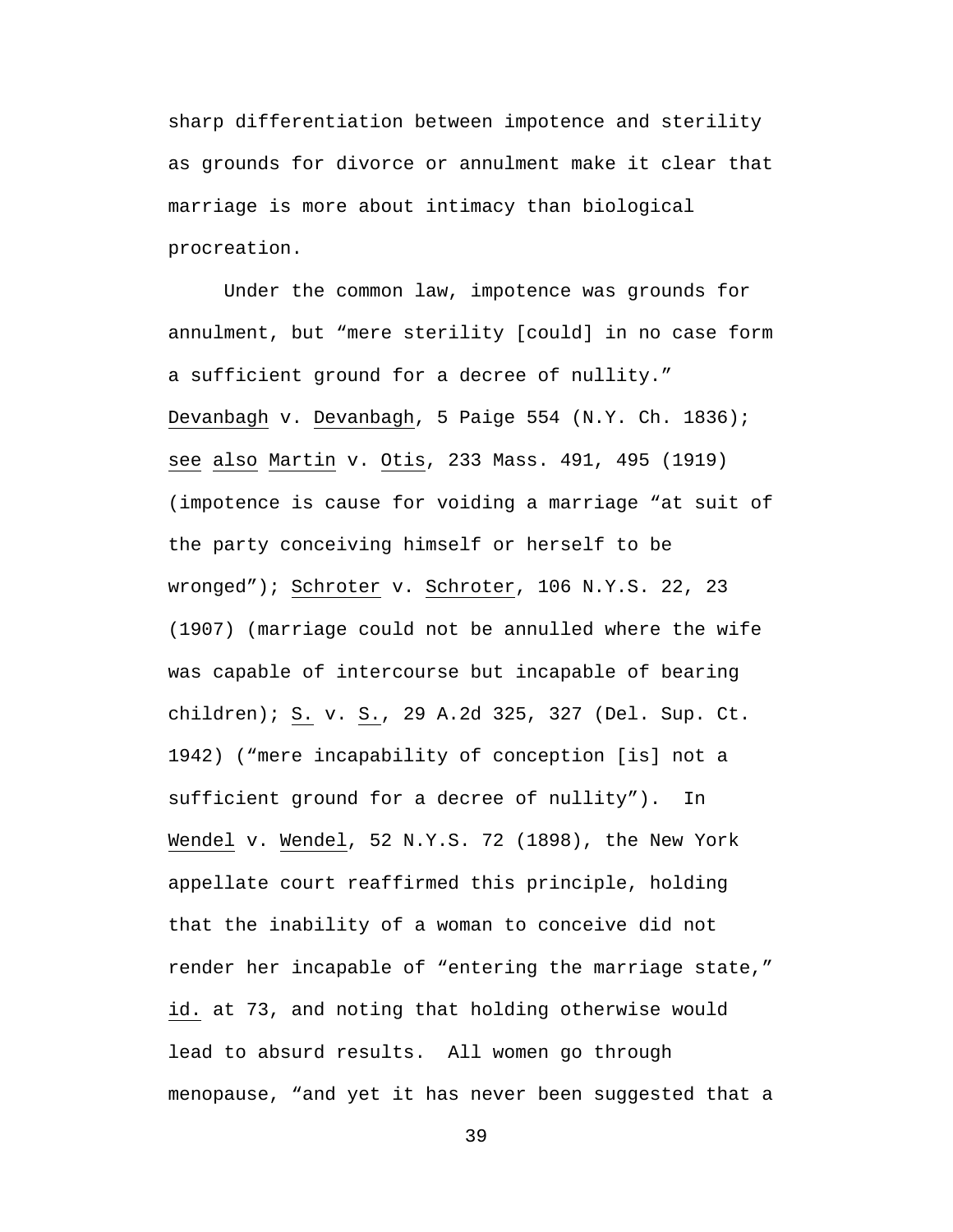sharp differentiation between impotence and sterility as grounds for divorce or annulment make it clear that marriage is more about intimacy than biological procreation.

Under the common law, impotence was grounds for annulment, but "mere sterility [could] in no case form a sufficient ground for a decree of nullity." Devanbagh v. Devanbagh, 5 Paige 554 (N.Y. Ch. 1836); see also Martin v. Otis, 233 Mass. 491, 495 (1919) (impotence is cause for voiding a marriage "at suit of the party conceiving himself or herself to be wronged"); Schroter v. Schroter, 106 N.Y.S. 22, 23 (1907) (marriage could not be annulled where the wife was capable of intercourse but incapable of bearing children); S. v. S., 29 A.2d 325, 327 (Del. Sup. Ct. 1942) ("mere incapability of conception [is] not a sufficient ground for a decree of nullity"). In Wendel v. Wendel, 52 N.Y.S. 72 (1898), the New York appellate court reaffirmed this principle, holding that the inability of a woman to conceive did not render her incapable of "entering the marriage state," id. at 73, and noting that holding otherwise would lead to absurd results. All women go through menopause, "and yet it has never been suggested that a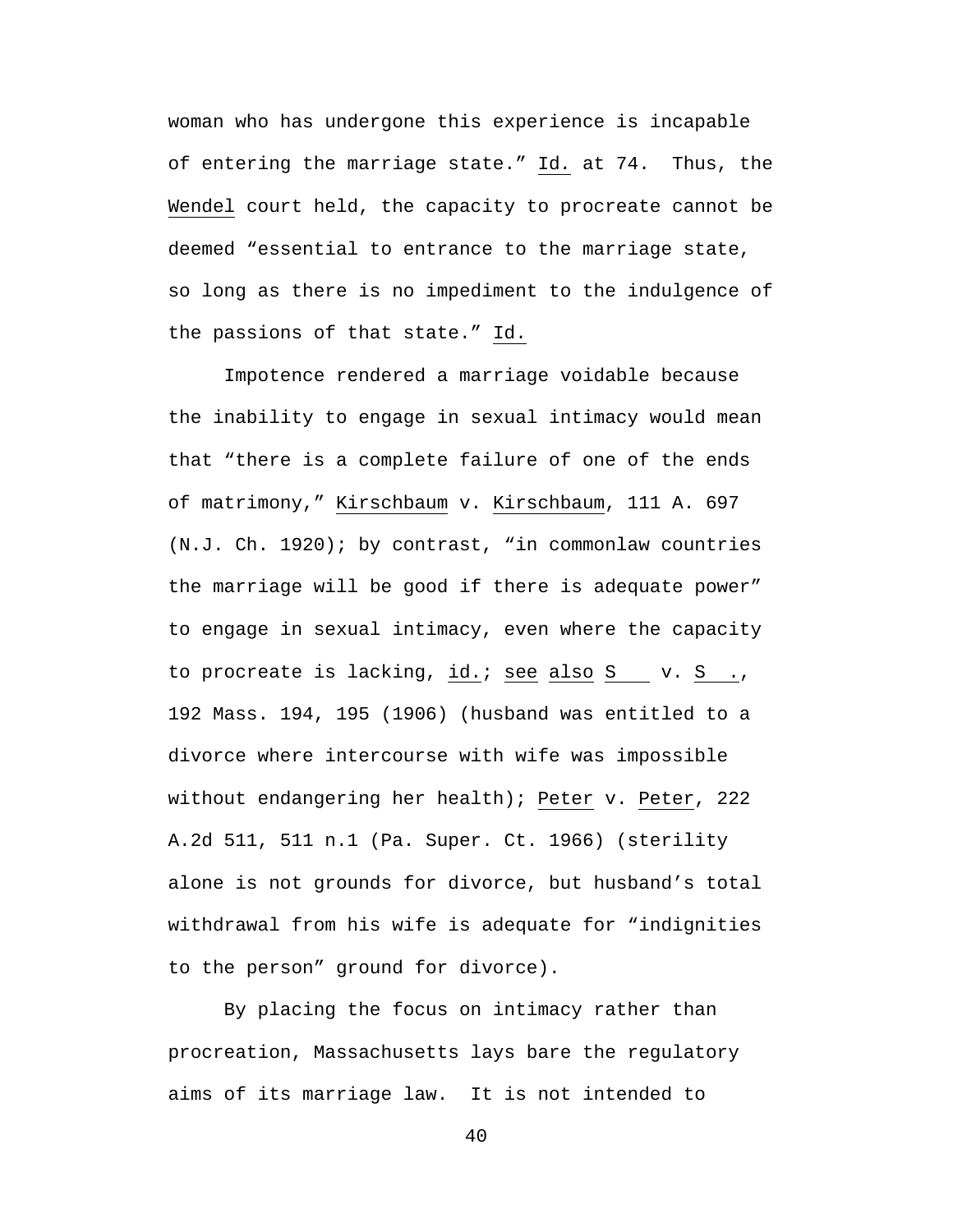woman who has undergone this experience is incapable of entering the marriage state." _Id._ at 74. Thus, the _Wendel_ court held, the capacity to procreate cannot be deemed "essential to entrance to the marriage state, so long as there is no impediment to the indulgence of the passions of that state." _Id._

Impotence rendered a marriage voidable because the inability to engage in sexual intimacy would mean that "there is a complete failure of one of the ends of matrimony," _Kirschbaum_ v. _Kirschbaum_, 111 A. 697 (N.J. Ch. 1920); by contrast, "in commonlaw countries the marriage will be good if there is adequate power" to engage in sexual intimacy, even where the capacity to procreate is lacking, _id._; _see also_ _S___ v. _S__._, 192 Mass. 194, 195 (1906) (husband was entitled to a divorce where intercourse with wife was impossible without endangering her health); _Peter_ v. _Peter_, 222 A.2d 511, 511 n.1 (Pa. Super. Ct. 1966) (sterility alone is not grounds for divorce, but husband's total withdrawal from his wife is adequate for "indignities to the person" ground for divorce).

By placing the focus on intimacy rather than procreation, Massachusetts lays bare the regulatory aims of its marriage law. It is not intended to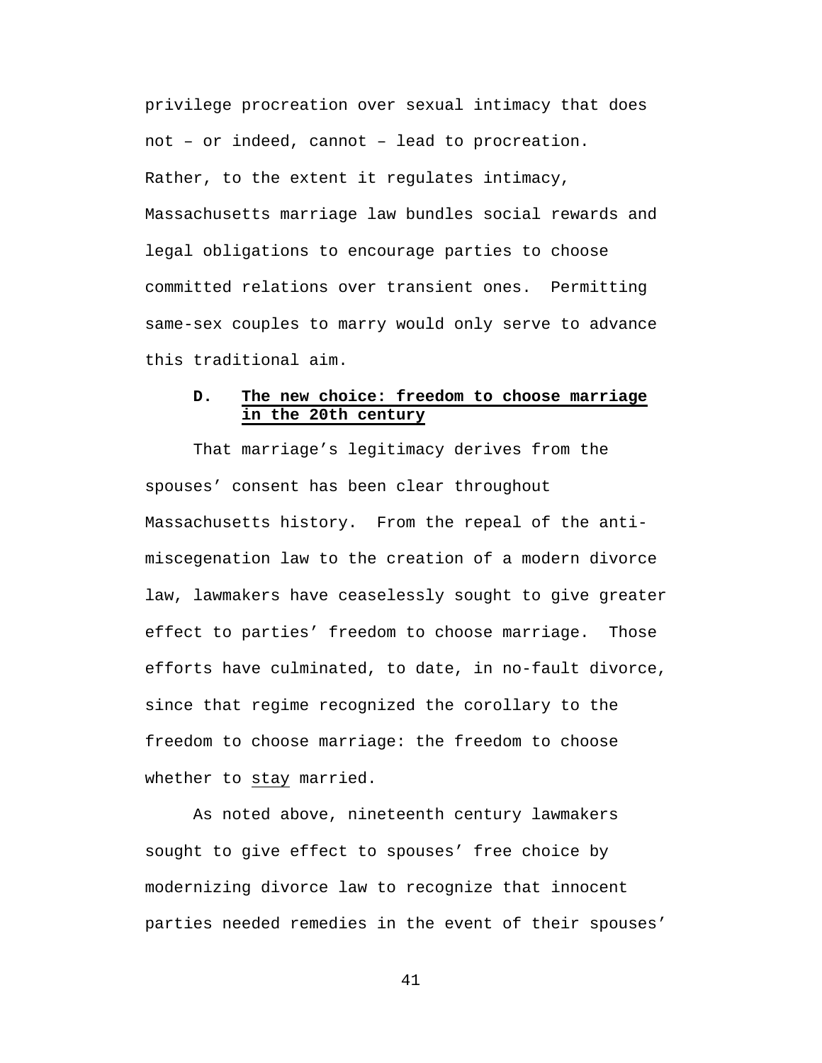privilege procreation over sexual intimacy that does not – or indeed, cannot – lead to procreation. Rather, to the extent it regulates intimacy, Massachusetts marriage law bundles social rewards and legal obligations to encourage parties to choose committed relations over transient ones. Permitting same-sex couples to marry would only serve to advance this traditional aim.

### D. The new choice: freedom to choose marriage in the 20th century

That marriage's legitimacy derives from the spouses' consent has been clear throughout Massachusetts history. From the repeal of the anti-miscegenation law to the creation of a modern divorce law, lawmakers have ceaselessly sought to give greater effect to parties' freedom to choose marriage. Those efforts have culminated, to date, in no-fault divorce, since that regime recognized the corollary to the freedom to choose marriage: the freedom to choose whether to stay married.

As noted above, nineteenth century lawmakers sought to give effect to spouses' free choice by modernizing divorce law to recognize that innocent parties needed remedies in the event of their spouses'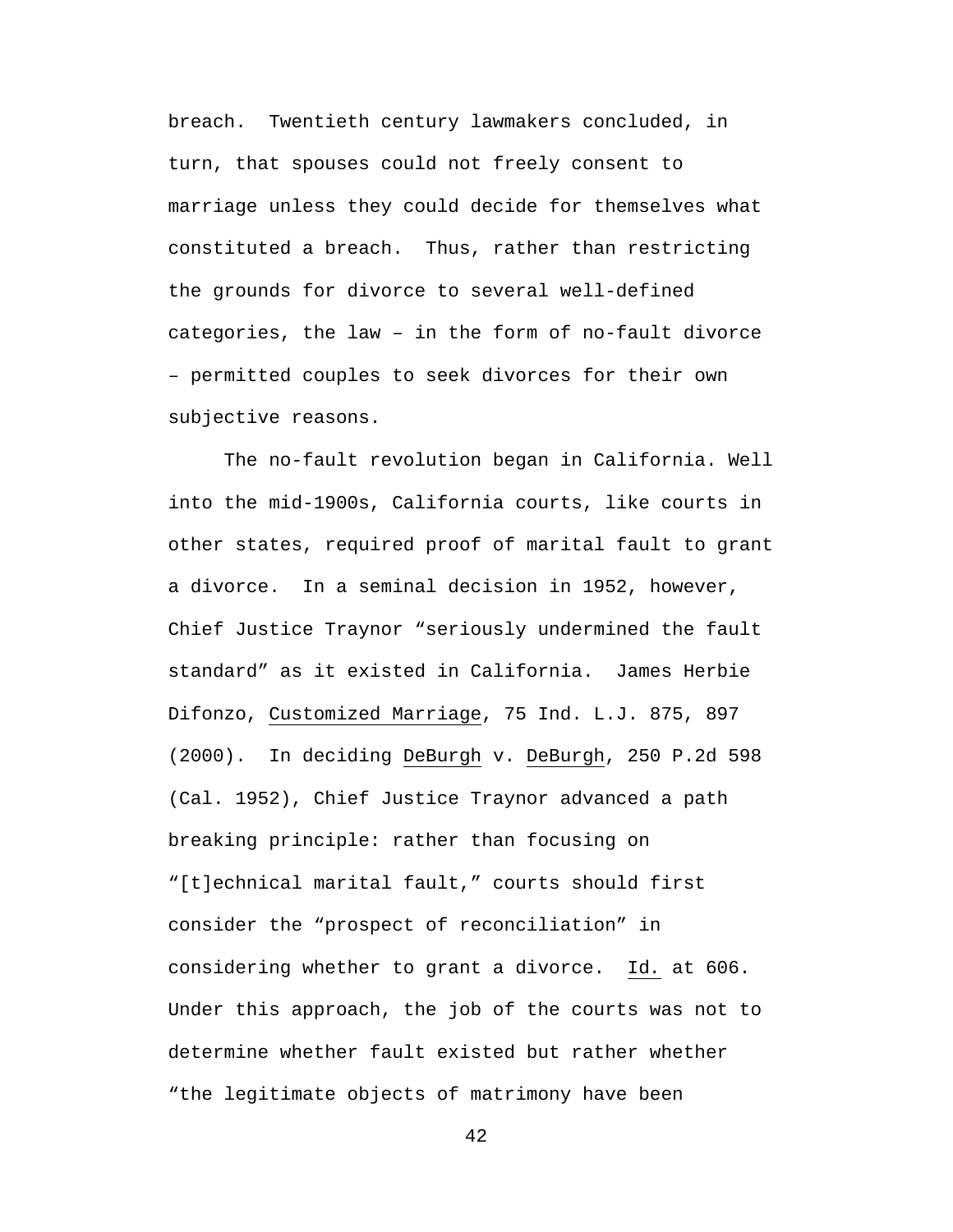breach. Twentieth century lawmakers concluded, in turn, that spouses could not freely consent to marriage unless they could decide for themselves what constituted a breach. Thus, rather than restricting the grounds for divorce to several well-defined categories, the law – in the form of no-fault divorce – permitted couples to seek divorces for their own subjective reasons.

The no-fault revolution began in California. Well into the mid-1900s, California courts, like courts in other states, required proof of marital fault to grant a divorce. In a seminal decision in 1952, however, Chief Justice Traynor "seriously undermined the fault standard" as it existed in California. James Herbie Difonzo, Customized Marriage, 75 Ind. L.J. 875, 897 (2000). In deciding DeBurgh v. DeBurgh, 250 P.2d 598 (Cal. 1952), Chief Justice Traynor advanced a path breaking principle: rather than focusing on "[t]echnical marital fault," courts should first consider the "prospect of reconciliation" in considering whether to grant a divorce. Id. at 606. Under this approach, the job of the courts was not to determine whether fault existed but rather whether "the legitimate objects of matrimony have been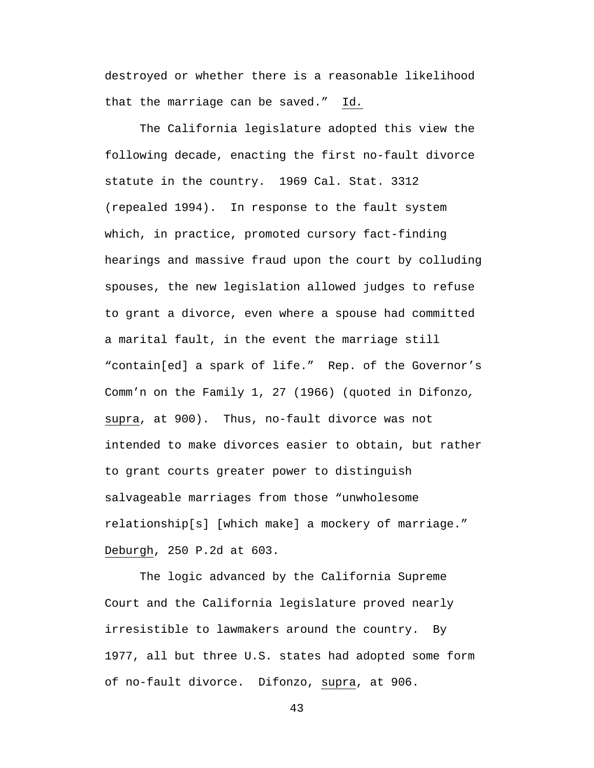destroyed or whether there is a reasonable likelihood that the marriage can be saved." Id.

The California legislature adopted this view the following decade, enacting the first no-fault divorce statute in the country. 1969 Cal. Stat. 3312 (repealed 1994). In response to the fault system which, in practice, promoted cursory fact-finding hearings and massive fraud upon the court by colluding spouses, the new legislation allowed judges to refuse to grant a divorce, even where a spouse had committed a marital fault, in the event the marriage still "contain[ed] a spark of life." Rep. of the Governor's Comm'n on the Family 1, 27 (1966) (quoted in Difonzo, supra, at 900). Thus, no-fault divorce was not intended to make divorces easier to obtain, but rather to grant courts greater power to distinguish salvageable marriages from those "unwholesome relationship[s] [which make] a mockery of marriage." Deburgh, 250 P.2d at 603.

The logic advanced by the California Supreme Court and the California legislature proved nearly irresistible to lawmakers around the country. By 1977, all but three U.S. states had adopted some form of no-fault divorce. Difonzo, supra, at 906.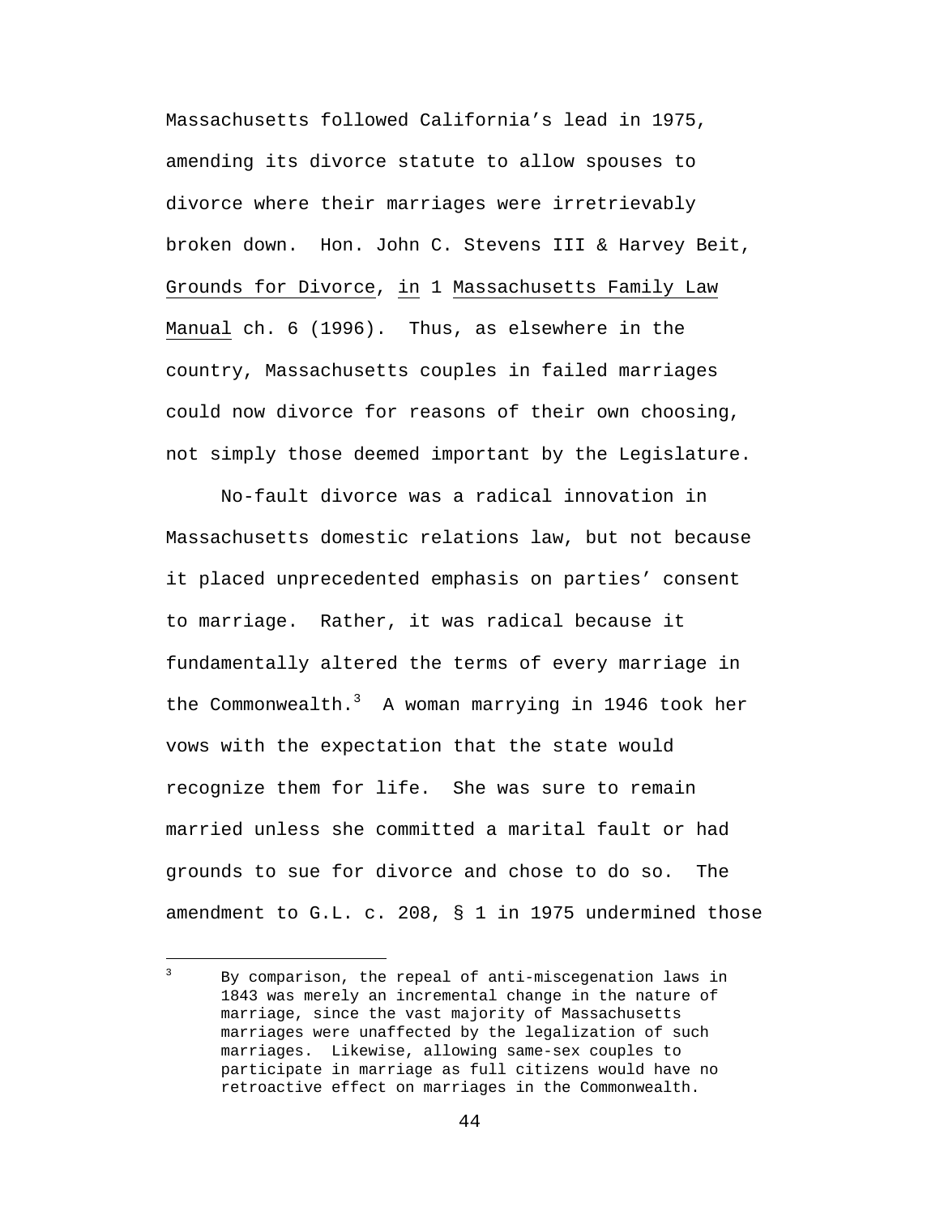Massachusetts followed California's lead in 1975, amending its divorce statute to allow spouses to divorce where their marriages were irretrievably broken down. Hon. John C. Stevens III & Harvey Beit, Grounds for Divorce, in 1 Massachusetts Family Law Manual ch. 6 (1996). Thus, as elsewhere in the country, Massachusetts couples in failed marriages could now divorce for reasons of their own choosing, not simply those deemed important by the Legislature.

No-fault divorce was a radical innovation in Massachusetts domestic relations law, but not because it placed unprecedented emphasis on parties' consent to marriage. Rather, it was radical because it fundamentally altered the terms of every marriage in the Commonwealth.[3] A woman marrying in 1946 took her vows with the expectation that the state would recognize them for life. She was sure to remain married unless she committed a marital fault or had grounds to sue for divorce and chose to do so. The amendment to G.L. c. 208, § 1 in 1975 undermined those

[3] By comparison, the repeal of anti-miscegenation laws in 1843 was merely an incremental change in the nature of marriage, since the vast majority of Massachusetts marriages were unaffected by the legalization of such marriages. Likewise, allowing same-sex couples to participate in marriage as full citizens would have no retroactive effect on marriages in the Commonwealth.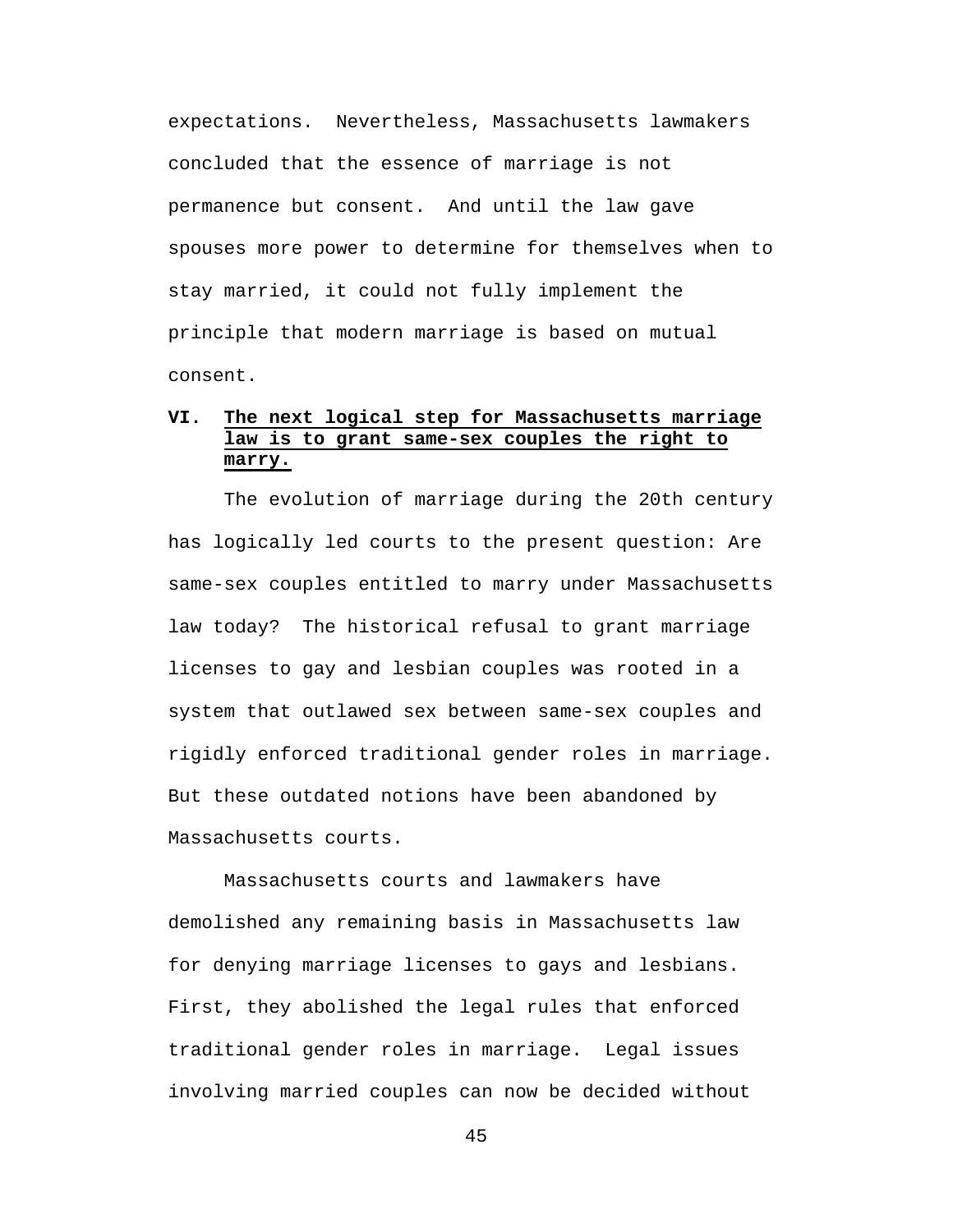expectations. Nevertheless, Massachusetts lawmakers concluded that the essence of marriage is not permanence but consent. And until the law gave spouses more power to determine for themselves when to stay married, it could not fully implement the principle that modern marriage is based on mutual consent.

## VI. <u>The next logical step for Massachusetts marriage law is to grant same-sex couples the right to marry.</u>

The evolution of marriage during the 20th century has logically led courts to the present question: Are same-sex couples entitled to marry under Massachusetts law today? The historical refusal to grant marriage licenses to gay and lesbian couples was rooted in a system that outlawed sex between same-sex couples and rigidly enforced traditional gender roles in marriage. But these outdated notions have been abandoned by Massachusetts courts.

Massachusetts courts and lawmakers have demolished any remaining basis in Massachusetts law for denying marriage licenses to gays and lesbians. First, they abolished the legal rules that enforced traditional gender roles in marriage. Legal issues involving married couples can now be decided without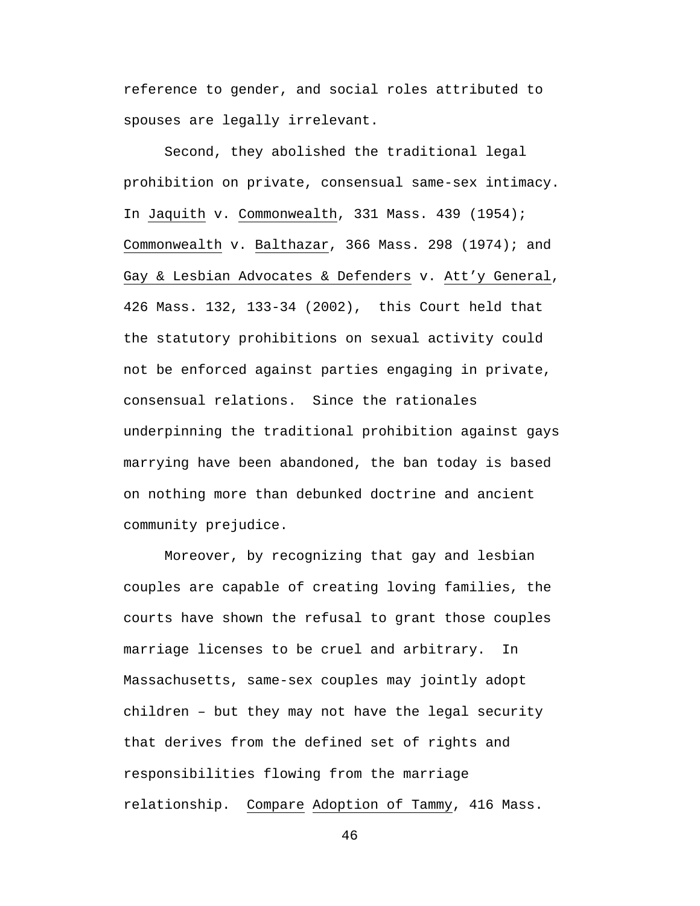reference to gender, and social roles attributed to spouses are legally irrelevant.

Second, they abolished the traditional legal prohibition on private, consensual same-sex intimacy. In Jaquith v. Commonwealth, 331 Mass. 439 (1954); Commonwealth v. Balthazar, 366 Mass. 298 (1974); and Gay & Lesbian Advocates & Defenders v. Att'y General, 426 Mass. 132, 133-34 (2002), this Court held that the statutory prohibitions on sexual activity could not be enforced against parties engaging in private, consensual relations. Since the rationales underpinning the traditional prohibition against gays marrying have been abandoned, the ban today is based on nothing more than debunked doctrine and ancient community prejudice.

Moreover, by recognizing that gay and lesbian couples are capable of creating loving families, the courts have shown the refusal to grant those couples marriage licenses to be cruel and arbitrary. In Massachusetts, same-sex couples may jointly adopt children – but they may not have the legal security that derives from the defined set of rights and responsibilities flowing from the marriage relationship. Compare Adoption of Tammy, 416 Mass.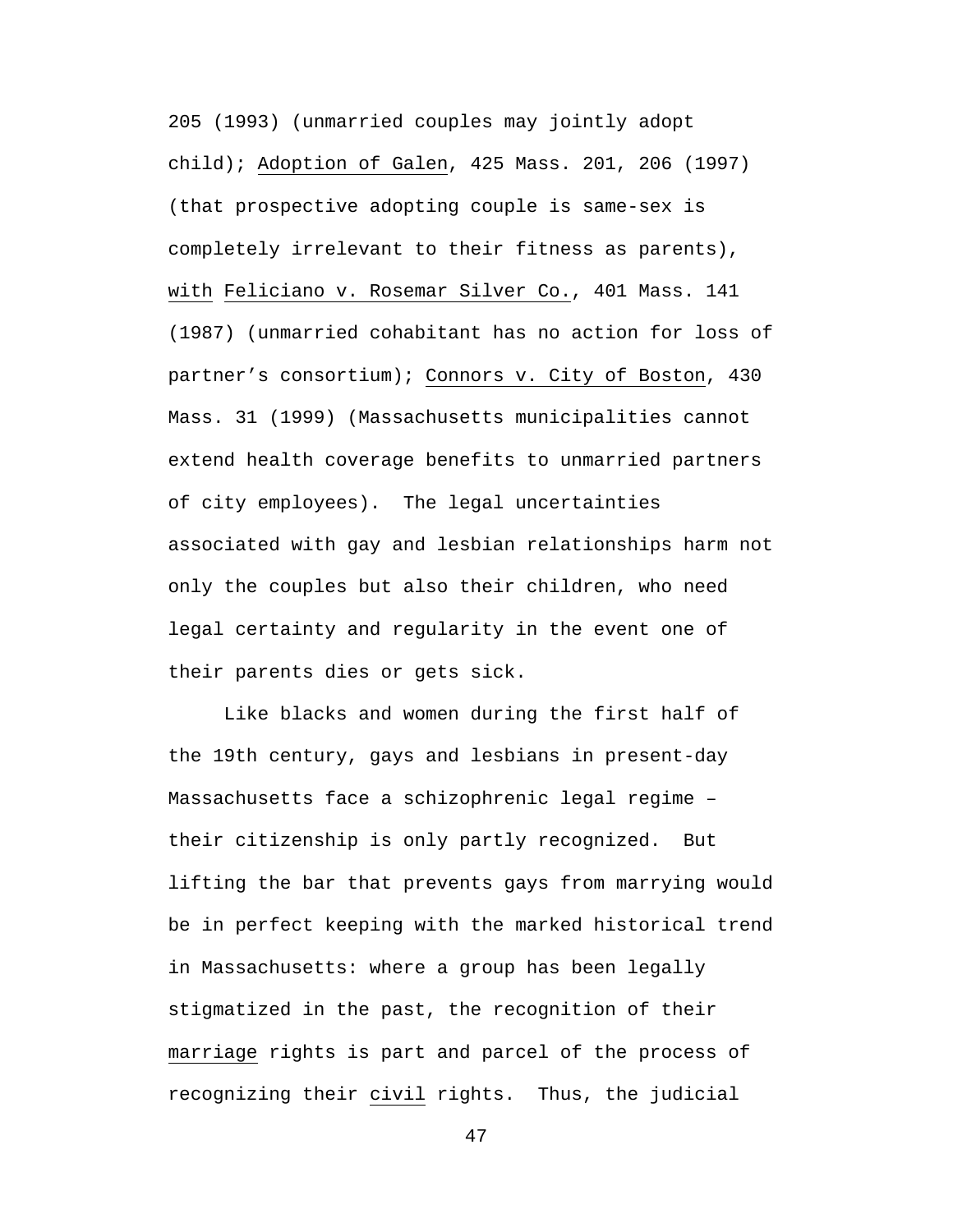205 (1993) (unmarried couples may jointly adopt child); Adoption of Galen, 425 Mass. 201, 206 (1997) (that prospective adopting couple is same-sex is completely irrelevant to their fitness as parents), with Feliciano v. Rosemar Silver Co., 401 Mass. 141 (1987) (unmarried cohabitant has no action for loss of partner's consortium); Connors v. City of Boston, 430 Mass. 31 (1999) (Massachusetts municipalities cannot extend health coverage benefits to unmarried partners of city employees). The legal uncertainties associated with gay and lesbian relationships harm not only the couples but also their children, who need legal certainty and regularity in the event one of their parents dies or gets sick.

Like blacks and women during the first half of the 19th century, gays and lesbians in present-day Massachusetts face a schizophrenic legal regime – their citizenship is only partly recognized. But lifting the bar that prevents gays from marrying would be in perfect keeping with the marked historical trend in Massachusetts: where a group has been legally stigmatized in the past, the recognition of their marriage rights is part and parcel of the process of recognizing their civil rights. Thus, the judicial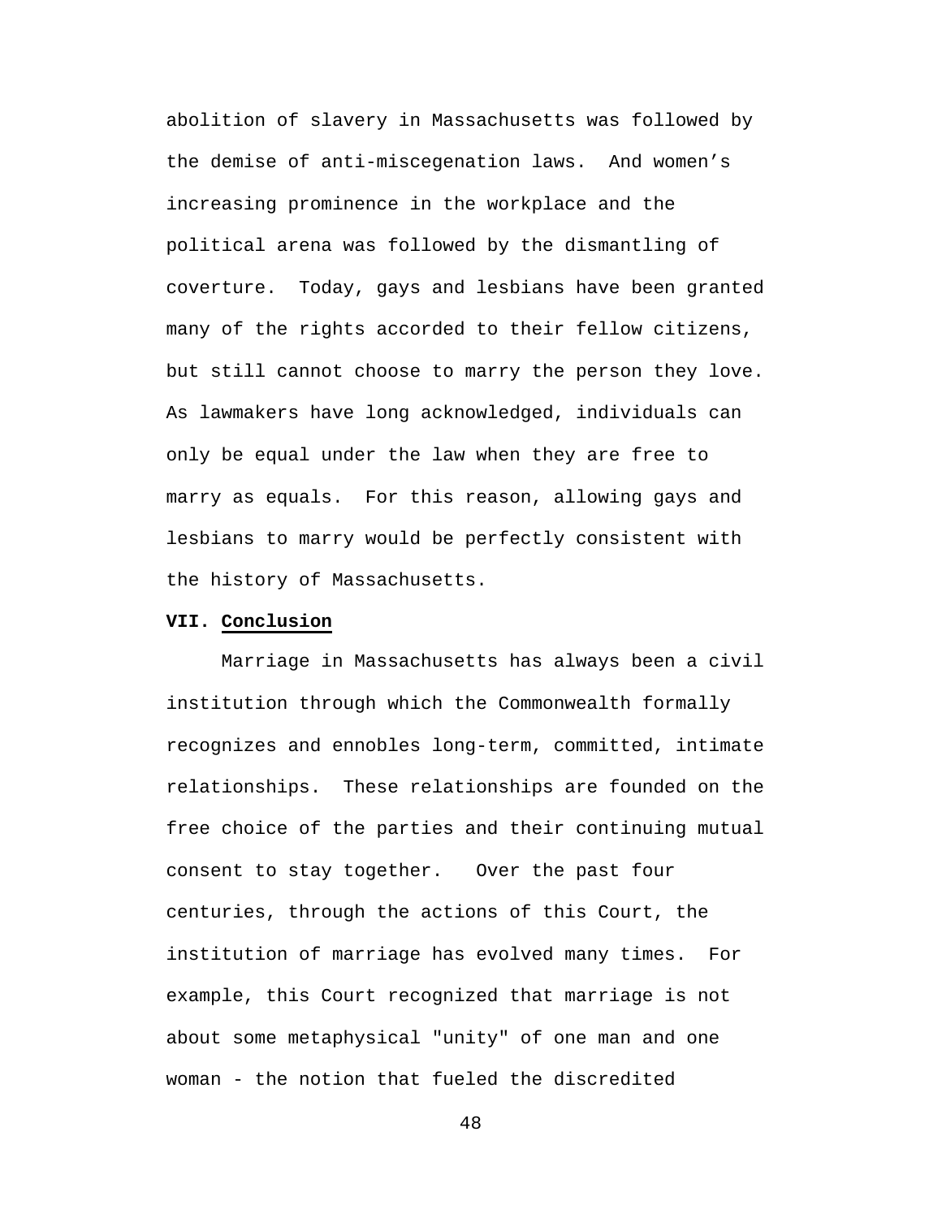abolition of slavery in Massachusetts was followed by the demise of anti-miscegenation laws. And women's increasing prominence in the workplace and the political arena was followed by the dismantling of coverture. Today, gays and lesbians have been granted many of the rights accorded to their fellow citizens, but still cannot choose to marry the person they love. As lawmakers have long acknowledged, individuals can only be equal under the law when they are free to marry as equals. For this reason, allowing gays and lesbians to marry would be perfectly consistent with the history of Massachusetts.

**VII. Conclusion**

Marriage in Massachusetts has always been a civil institution through which the Commonwealth formally recognizes and ennobles long-term, committed, intimate relationships. These relationships are founded on the free choice of the parties and their continuing mutual consent to stay together. Over the past four centuries, through the actions of this Court, the institution of marriage has evolved many times. For example, this Court recognized that marriage is not about some metaphysical "unity" of one man and one woman - the notion that fueled the discredited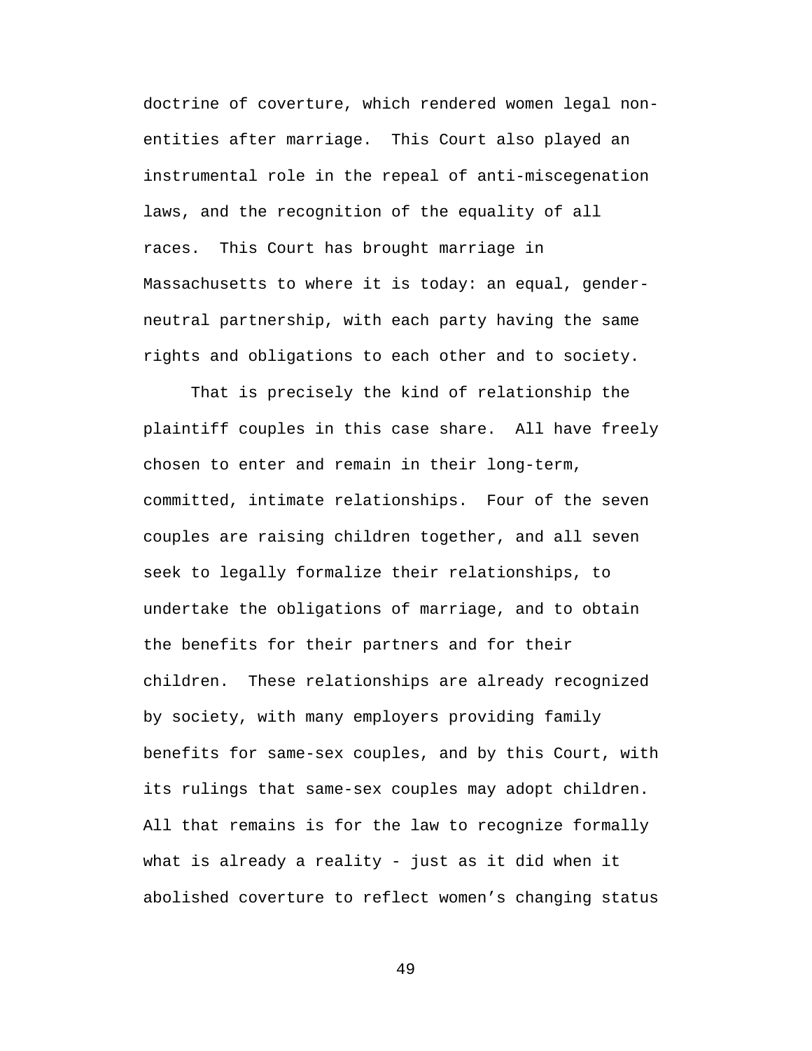doctrine of coverture, which rendered women legal non-entities after marriage. This Court also played an instrumental role in the repeal of anti-miscegenation laws, and the recognition of the equality of all races. This Court has brought marriage in Massachusetts to where it is today: an equal, gender-neutral partnership, with each party having the same rights and obligations to each other and to society.

That is precisely the kind of relationship the plaintiff couples in this case share. All have freely chosen to enter and remain in their long-term, committed, intimate relationships. Four of the seven couples are raising children together, and all seven seek to legally formalize their relationships, to undertake the obligations of marriage, and to obtain the benefits for their partners and for their children. These relationships are already recognized by society, with many employers providing family benefits for same-sex couples, and by this Court, with its rulings that same-sex couples may adopt children. All that remains is for the law to recognize formally what is already a reality - just as it did when it abolished coverture to reflect women's changing status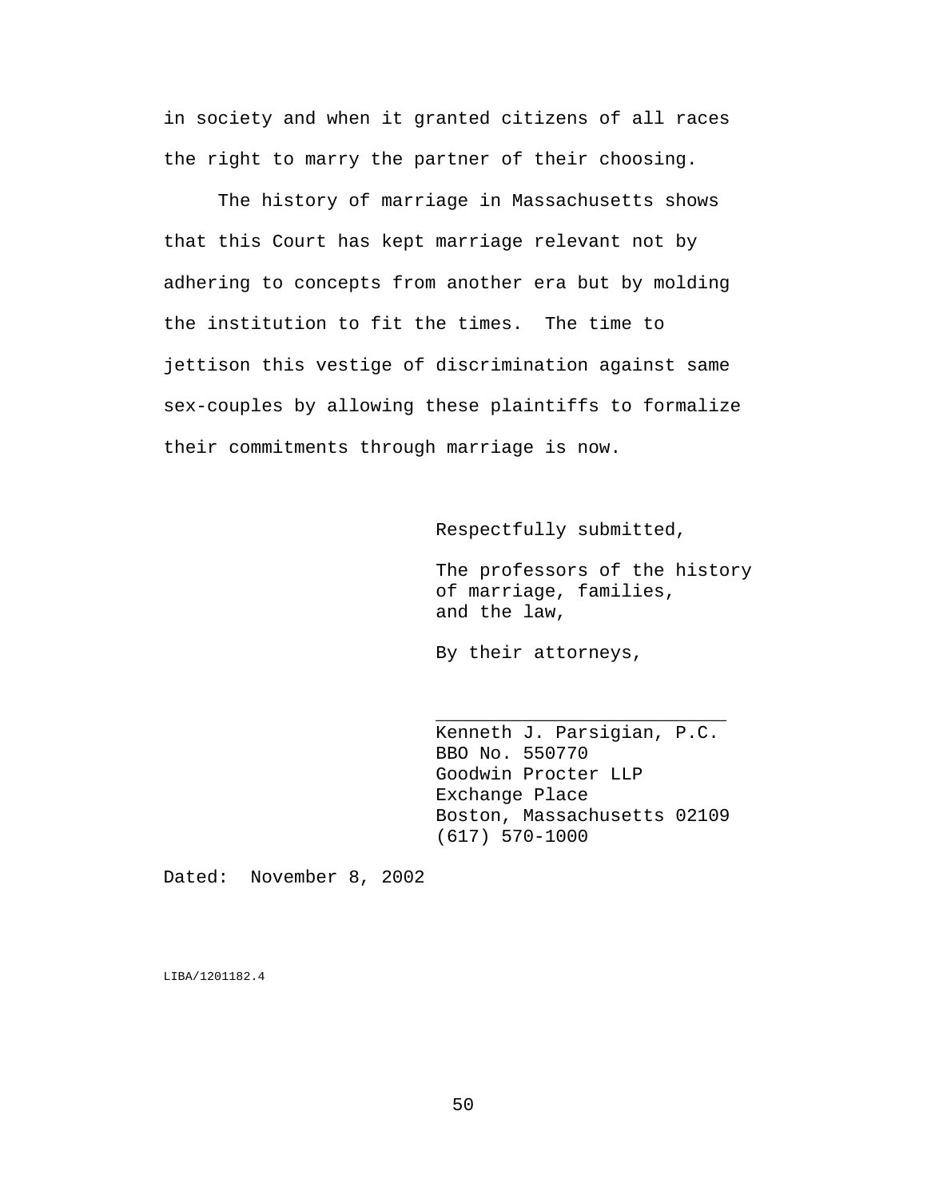in society and when it granted citizens of all races the right to marry the partner of their choosing.

The history of marriage in Massachusetts shows that this Court has kept marriage relevant not by adhering to concepts from another era but by molding the institution to fit the times. The time to jettison this vestige of discrimination against same sex-couples by allowing these plaintiffs to formalize their commitments through marriage is now.

Respectfully submitted,

The professors of the history of marriage, families, and the law,

By their attorneys,

___________________________
Kenneth J. Parsigian, P.C.
BBO No. 550770
Goodwin Procter LLP
Exchange Place
Boston, Massachusetts 02109
(617) 570-1000

Dated: November 8, 2002

LIBA/1201182.4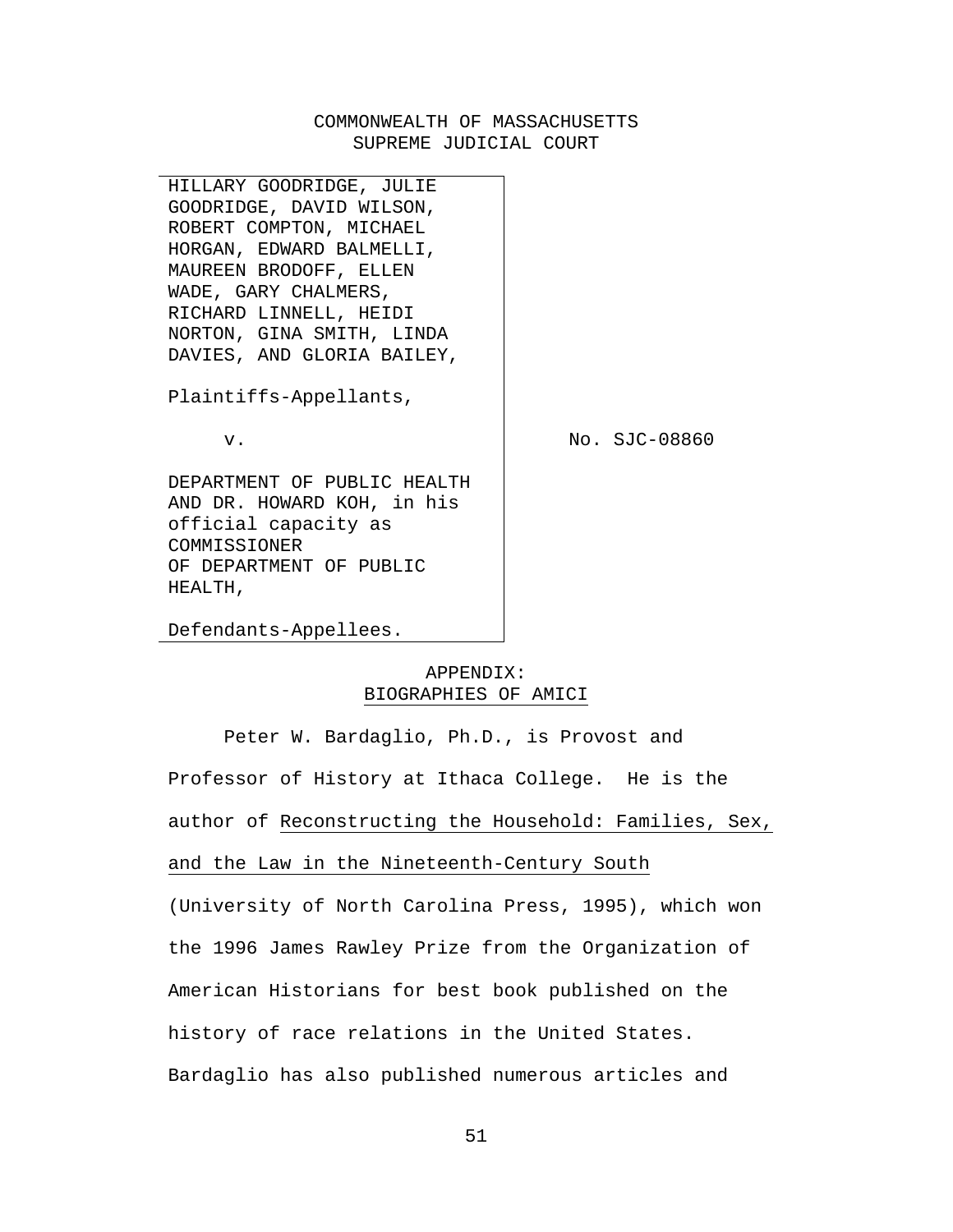COMMONWEALTH OF MASSACHUSETTS
SUPREME JUDICIAL COURT

| | |
|---|---|
| HILLARY GOODRIDGE, JULIE GOODRIDGE, DAVID WILSON, ROBERT COMPTON, MICHAEL HORGAN, EDWARD BALMELLI, MAUREEN BRODOFF, ELLEN WADE, GARY CHALMERS, RICHARD LINNELL, HEIDI NORTON, GINA SMITH, LINDA DAVIES, AND GLORIA BAILEY,<br><br>Plaintiffs-Appellants,<br><br>v.<br><br>DEPARTMENT OF PUBLIC HEALTH AND DR. HOWARD KOH, in his official capacity as COMMISSIONER OF DEPARTMENT OF PUBLIC HEALTH,<br><br>Defendants-Appellees. | No. SJC-08860 |

## APPENDIX: BIOGRAPHIES OF AMICI

Peter W. Bardaglio, Ph.D., is Provost and Professor of History at Ithaca College. He is the author of Reconstructing the Household: Families, Sex, and the Law in the Nineteenth-Century South (University of North Carolina Press, 1995), which won the 1996 James Rawley Prize from the Organization of American Historians for best book published on the history of race relations in the United States. Bardaglio has also published numerous articles and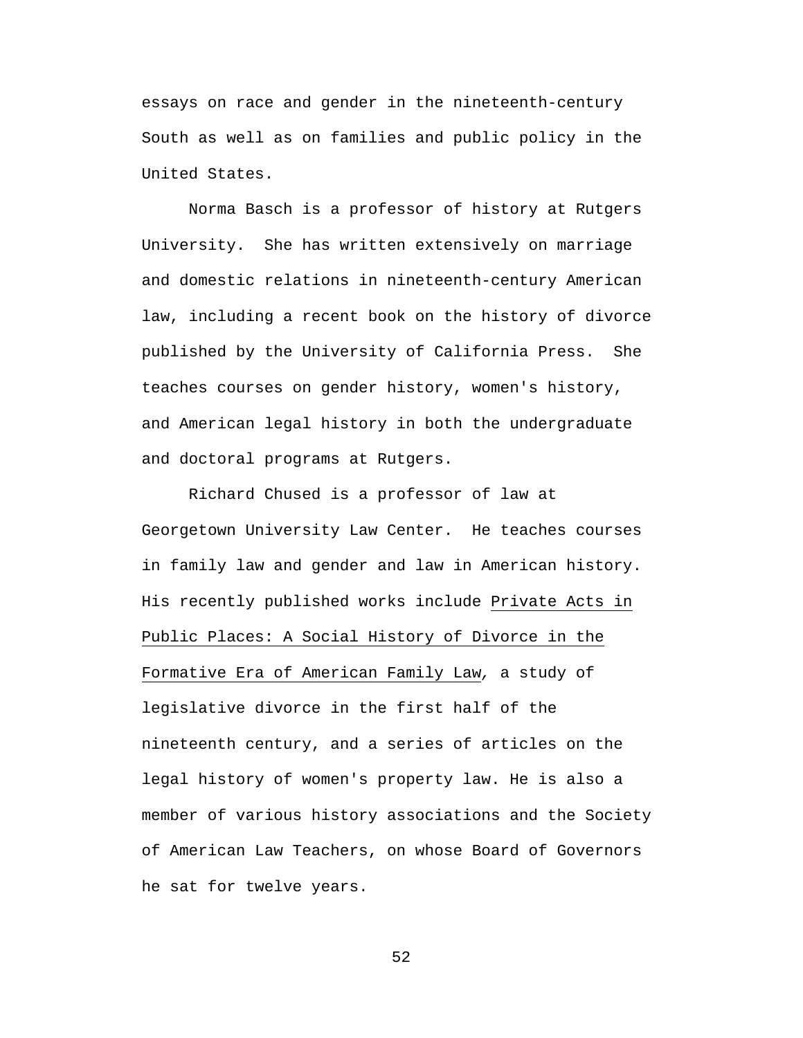essays on race and gender in the nineteenth-century South as well as on families and public policy in the United States.

Norma Basch is a professor of history at Rutgers University. She has written extensively on marriage and domestic relations in nineteenth-century American law, including a recent book on the history of divorce published by the University of California Press. She teaches courses on gender history, women's history, and American legal history in both the undergraduate and doctoral programs at Rutgers.

Richard Chused is a professor of law at Georgetown University Law Center. He teaches courses in family law and gender and law in American history. His recently published works include <u>Private Acts in Public Places: A Social History of Divorce in the Formative Era of American Family Law</u>, a study of legislative divorce in the first half of the nineteenth century, and a series of articles on the legal history of women's property law. He is also a member of various history associations and the Society of American Law Teachers, on whose Board of Governors he sat for twelve years.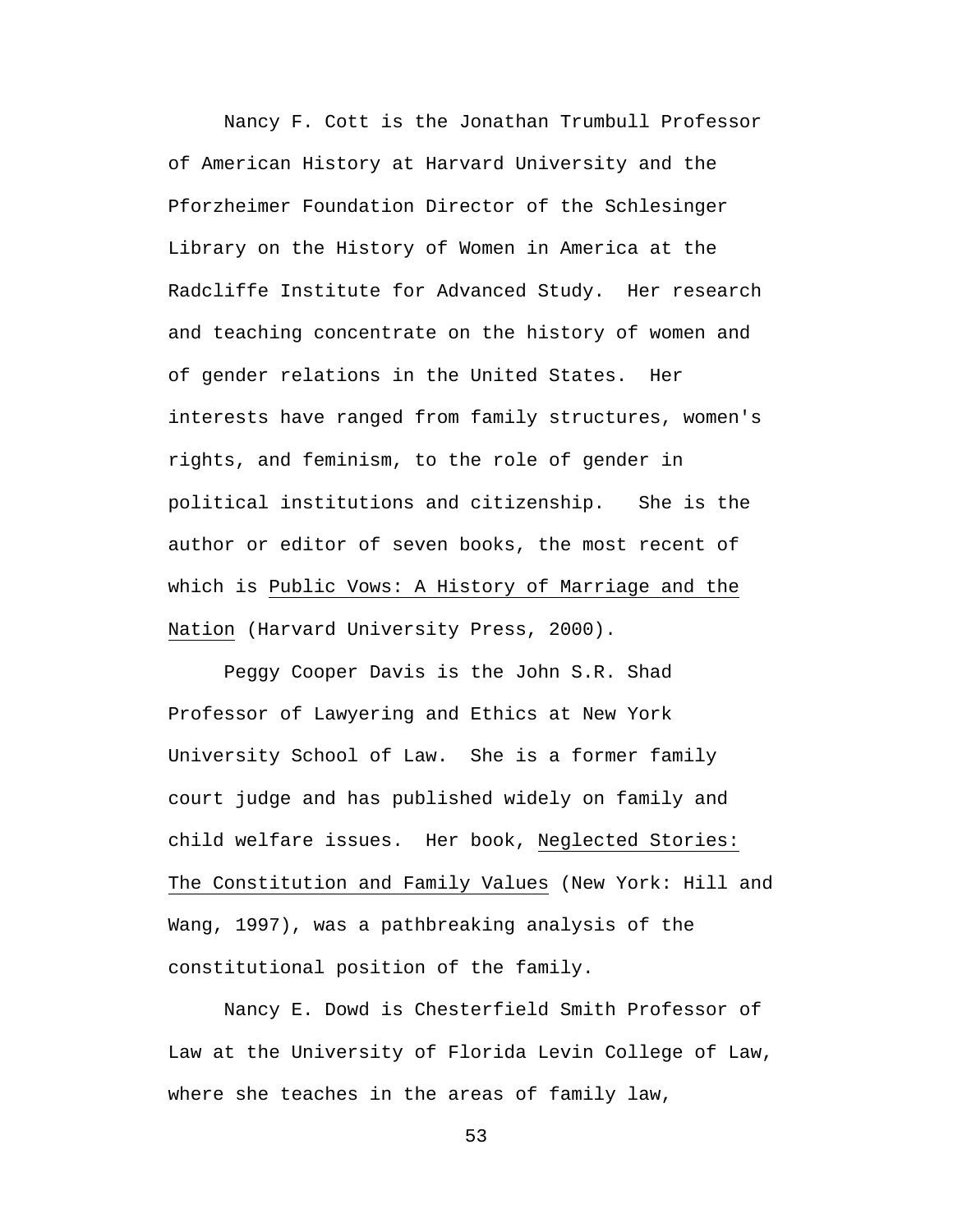Nancy F. Cott is the Jonathan Trumbull Professor of American History at Harvard University and the Pforzheimer Foundation Director of the Schlesinger Library on the History of Women in America at the Radcliffe Institute for Advanced Study.  Her research and teaching concentrate on the history of women and of gender relations in the United States.  Her interests have ranged from family structures, women's rights, and feminism, to the role of gender in political institutions and citizenship.   She is the author or editor of seven books, the most recent of which is <u>Public Vows: A History of Marriage and the Nation</u> (Harvard University Press, 2000).

Peggy Cooper Davis is the John S.R. Shad Professor of Lawyering and Ethics at New York University School of Law.  She is a former family court judge and has published widely on family and child welfare issues.  Her book, <u>Neglected Stories: The Constitution and Family Values</u> (New York: Hill and Wang, 1997), was a pathbreaking analysis of the constitutional position of the family.

Nancy E. Dowd is Chesterfield Smith Professor of Law at the University of Florida Levin College of Law, where she teaches in the areas of family law,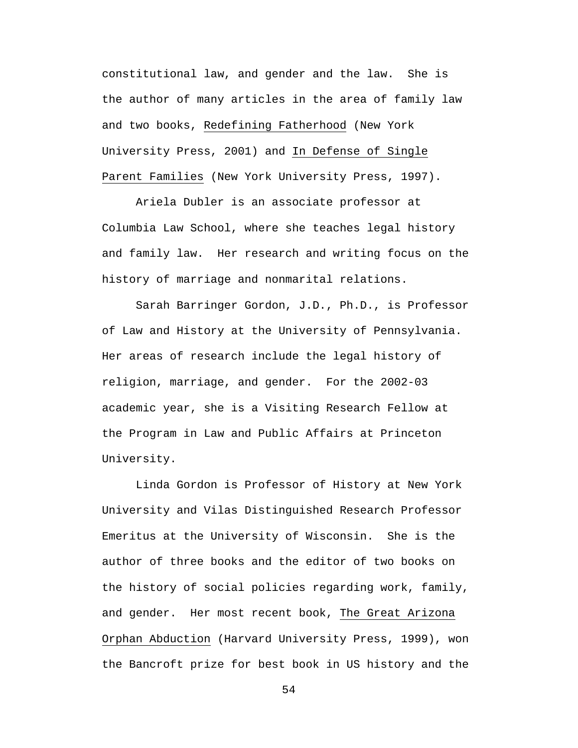constitutional law, and gender and the law. She is the author of many articles in the area of family law and two books, Redefining Fatherhood (New York University Press, 2001) and In Defense of Single Parent Families (New York University Press, 1997).

Ariela Dubler is an associate professor at Columbia Law School, where she teaches legal history and family law. Her research and writing focus on the history of marriage and nonmarital relations.

Sarah Barringer Gordon, J.D., Ph.D., is Professor of Law and History at the University of Pennsylvania. Her areas of research include the legal history of religion, marriage, and gender. For the 2002-03 academic year, she is a Visiting Research Fellow at the Program in Law and Public Affairs at Princeton University.

Linda Gordon is Professor of History at New York University and Vilas Distinguished Research Professor Emeritus at the University of Wisconsin. She is the author of three books and the editor of two books on the history of social policies regarding work, family, and gender. Her most recent book, The Great Arizona Orphan Abduction (Harvard University Press, 1999), won the Bancroft prize for best book in US history and the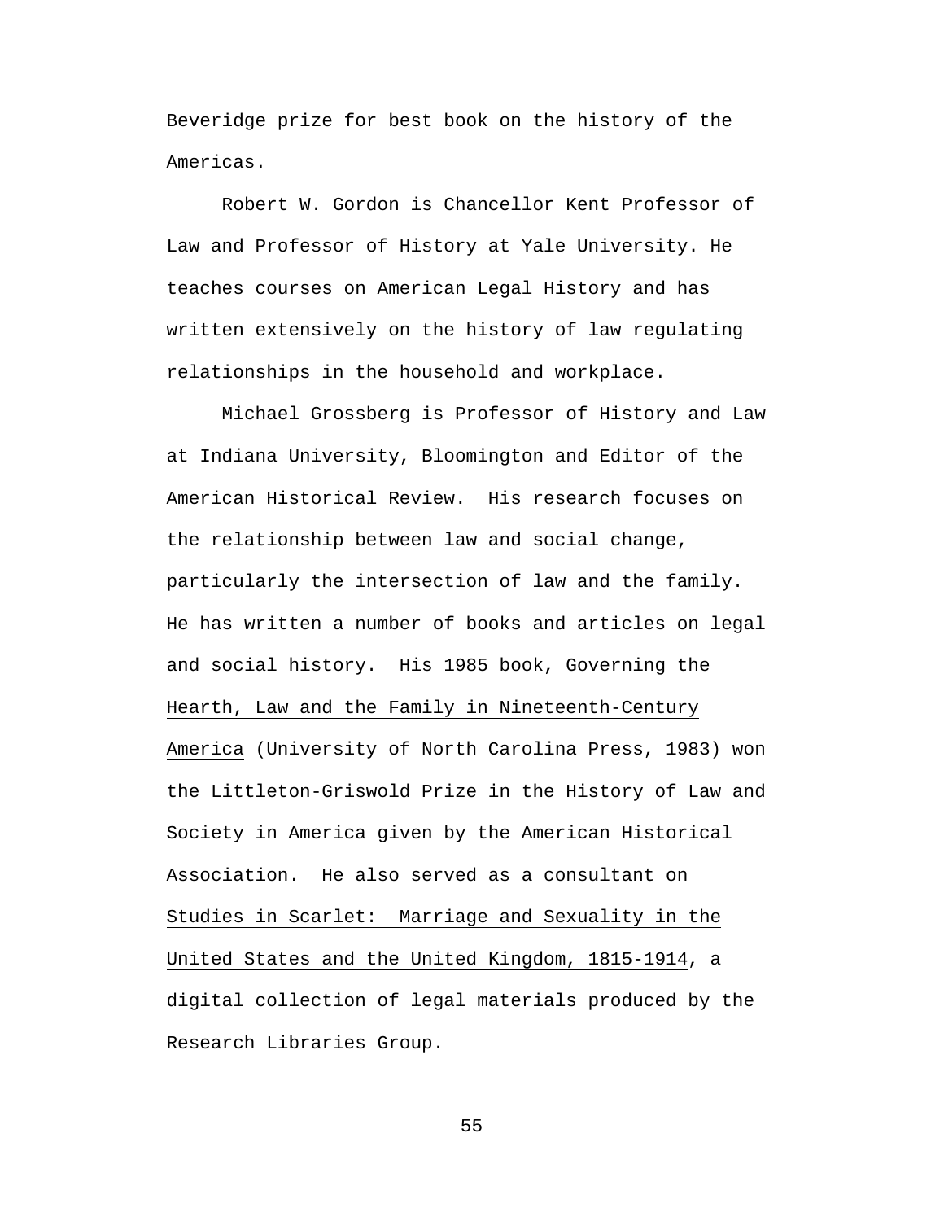Beveridge prize for best book on the history of the Americas.

Robert W. Gordon is Chancellor Kent Professor of Law and Professor of History at Yale University. He teaches courses on American Legal History and has written extensively on the history of law regulating relationships in the household and workplace.

Michael Grossberg is Professor of History and Law at Indiana University, Bloomington and Editor of the American Historical Review. His research focuses on the relationship between law and social change, particularly the intersection of law and the family. He has written a number of books and articles on legal and social history. His 1985 book, <u>Governing the Hearth, Law and the Family in Nineteenth-Century America</u> (University of North Carolina Press, 1983) won the Littleton-Griswold Prize in the History of Law and Society in America given by the American Historical Association. He also served as a consultant on <u>Studies in Scarlet: Marriage and Sexuality in the United States and the United Kingdom, 1815-1914</u>, a digital collection of legal materials produced by the Research Libraries Group.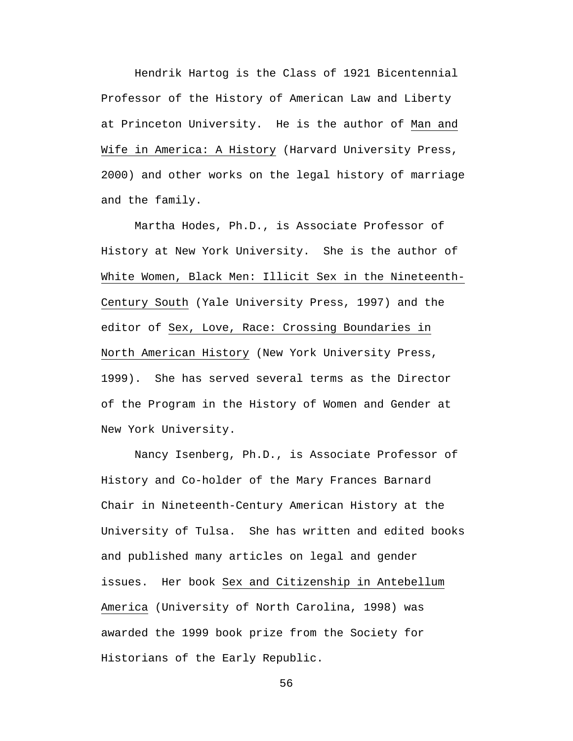Hendrik Hartog is the Class of 1921 Bicentennial Professor of the History of American Law and Liberty at Princeton University. He is the author of <u>Man and Wife in America: A History</u> (Harvard University Press, 2000) and other works on the legal history of marriage and the family.

Martha Hodes, Ph.D., is Associate Professor of History at New York University. She is the author of <u>White Women, Black Men: Illicit Sex in the Nineteenth-Century South</u> (Yale University Press, 1997) and the editor of <u>Sex, Love, Race: Crossing Boundaries in North American History</u> (New York University Press, 1999). She has served several terms as the Director of the Program in the History of Women and Gender at New York University.

Nancy Isenberg, Ph.D., is Associate Professor of History and Co-holder of the Mary Frances Barnard Chair in Nineteenth-Century American History at the University of Tulsa. She has written and edited books and published many articles on legal and gender issues. Her book <u>Sex and Citizenship in Antebellum America</u> (University of North Carolina, 1998) was awarded the 1999 book prize from the Society for Historians of the Early Republic.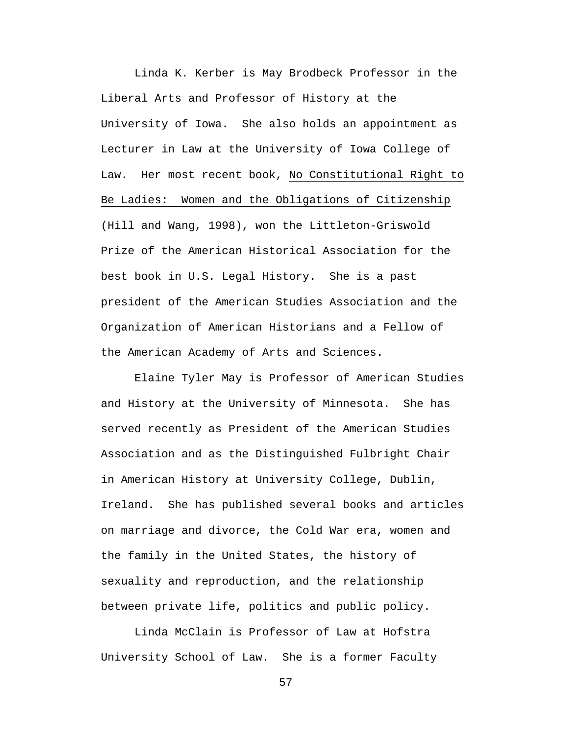Linda K. Kerber is May Brodbeck Professor in the Liberal Arts and Professor of History at the University of Iowa. She also holds an appointment as Lecturer in Law at the University of Iowa College of Law. Her most recent book, <u>No Constitutional Right to Be Ladies: Women and the Obligations of Citizenship</u> (Hill and Wang, 1998), won the Littleton-Griswold Prize of the American Historical Association for the best book in U.S. Legal History. She is a past president of the American Studies Association and the Organization of American Historians and a Fellow of the American Academy of Arts and Sciences.

Elaine Tyler May is Professor of American Studies and History at the University of Minnesota. She has served recently as President of the American Studies Association and as the Distinguished Fulbright Chair in American History at University College, Dublin, Ireland. She has published several books and articles on marriage and divorce, the Cold War era, women and the family in the United States, the history of sexuality and reproduction, and the relationship between private life, politics and public policy.

Linda McClain is Professor of Law at Hofstra University School of Law. She is a former Faculty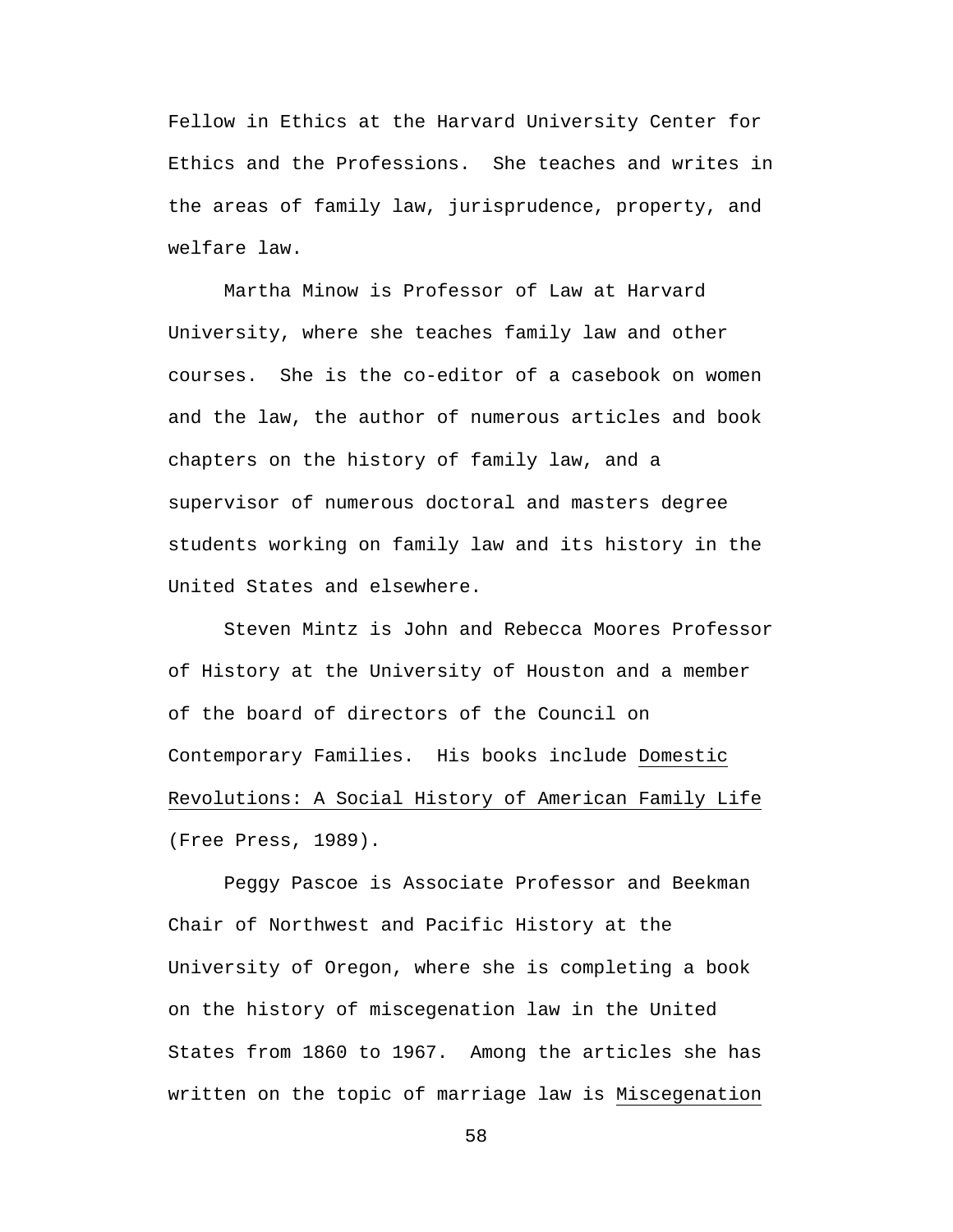Fellow in Ethics at the Harvard University Center for Ethics and the Professions. She teaches and writes in the areas of family law, jurisprudence, property, and welfare law.

Martha Minow is Professor of Law at Harvard University, where she teaches family law and other courses. She is the co-editor of a casebook on women and the law, the author of numerous articles and book chapters on the history of family law, and a supervisor of numerous doctoral and masters degree students working on family law and its history in the United States and elsewhere.

Steven Mintz is John and Rebecca Moores Professor of History at the University of Houston and a member of the board of directors of the Council on Contemporary Families. His books include <u>Domestic Revolutions: A Social History of American Family Life</u> (Free Press, 1989).

Peggy Pascoe is Associate Professor and Beekman Chair of Northwest and Pacific History at the University of Oregon, where she is completing a book on the history of miscegenation law in the United States from 1860 to 1967. Among the articles she has written on the topic of marriage law is <u>Miscegenation</u>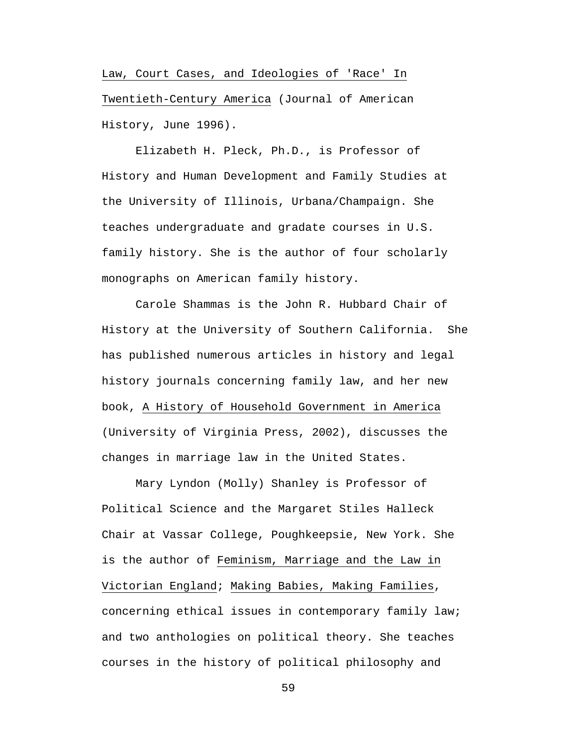Law, Court Cases, and Ideologies of 'Race' In Twentieth-Century America (Journal of American History, June 1996).

Elizabeth H. Pleck, Ph.D., is Professor of History and Human Development and Family Studies at the University of Illinois, Urbana/Champaign. She teaches undergraduate and gradate courses in U.S. family history. She is the author of four scholarly monographs on American family history.

Carole Shammas is the John R. Hubbard Chair of History at the University of Southern California. She has published numerous articles in history and legal history journals concerning family law, and her new book, A History of Household Government in America (University of Virginia Press, 2002), discusses the changes in marriage law in the United States.

Mary Lyndon (Molly) Shanley is Professor of Political Science and the Margaret Stiles Halleck Chair at Vassar College, Poughkeepsie, New York. She is the author of Feminism, Marriage and the Law in Victorian England; Making Babies, Making Families, concerning ethical issues in contemporary family law; and two anthologies on political theory. She teaches courses in the history of political philosophy and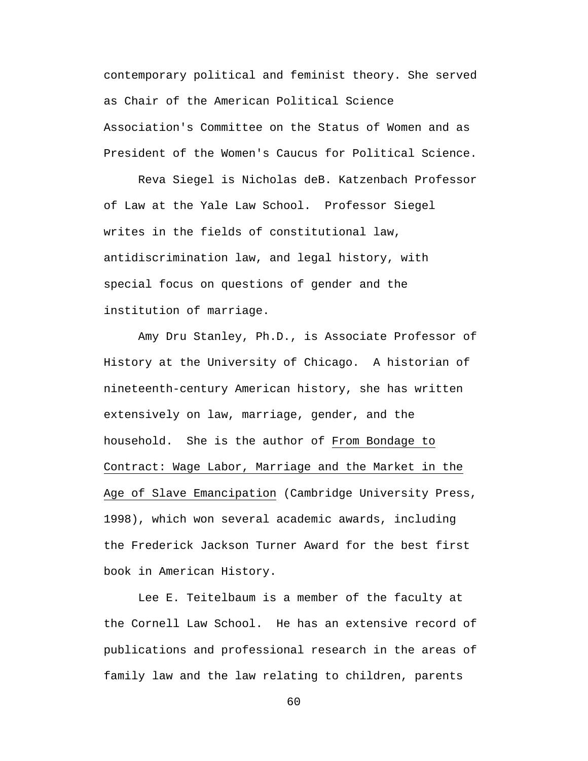contemporary political and feminist theory. She served as Chair of the American Political Science Association's Committee on the Status of Women and as President of the Women's Caucus for Political Science.

Reva Siegel is Nicholas deB. Katzenbach Professor of Law at the Yale Law School. Professor Siegel writes in the fields of constitutional law, antidiscrimination law, and legal history, with special focus on questions of gender and the institution of marriage.

Amy Dru Stanley, Ph.D., is Associate Professor of History at the University of Chicago. A historian of nineteenth-century American history, she has written extensively on law, marriage, gender, and the household. She is the author of From Bondage to Contract: Wage Labor, Marriage and the Market in the Age of Slave Emancipation (Cambridge University Press, 1998), which won several academic awards, including the Frederick Jackson Turner Award for the best first book in American History.

Lee E. Teitelbaum is a member of the faculty at the Cornell Law School. He has an extensive record of publications and professional research in the areas of family law and the law relating to children, parents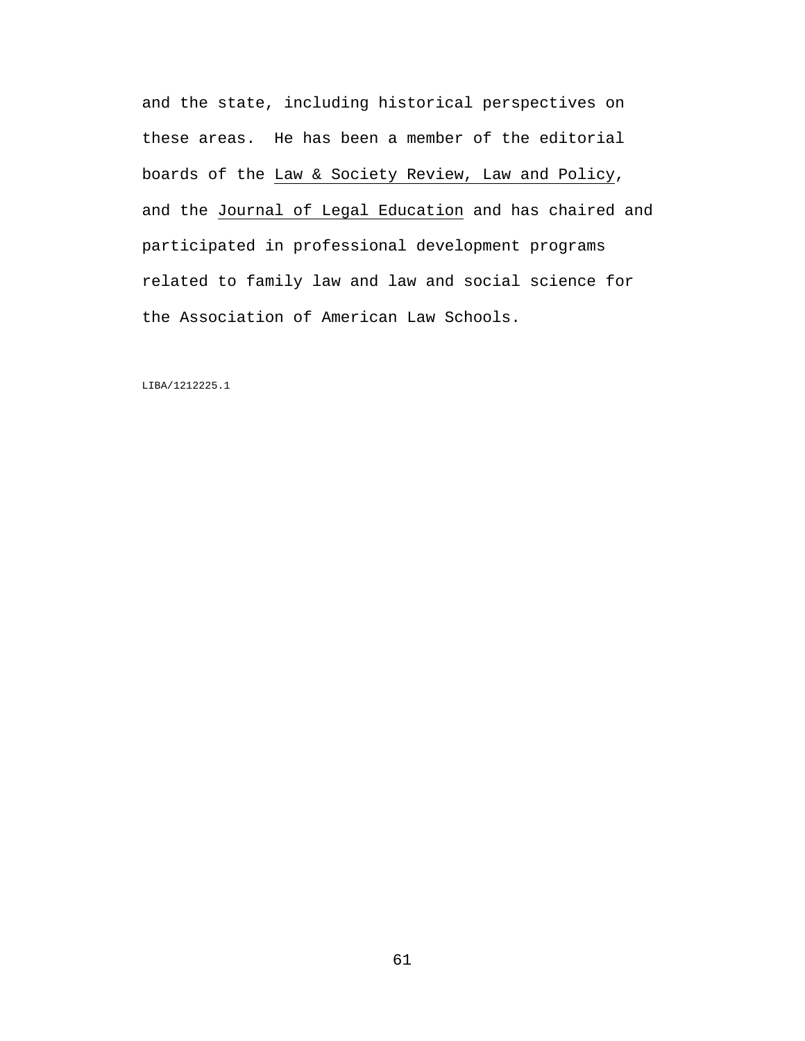and the state, including historical perspectives on these areas. He has been a member of the editorial boards of the Law & Society Review, Law and Policy, and the Journal of Legal Education and has chaired and participated in professional development programs related to family law and law and social science for the Association of American Law Schools.

LIBA/1212225.1